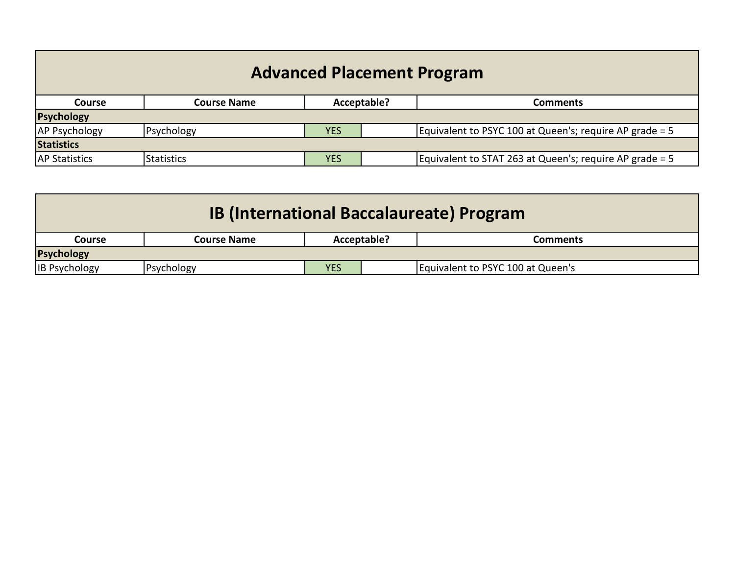## Advanced Placement Program

| Course | Course Name | Acceptable? | | Comments |
|---|---|---|---|---|
| **Psychology** | | | | |
| AP Psychology | Psychology | YES | | Equivalent to PSYC 100 at Queen's; require AP grade = 5 |
| **Statistics** | | | | |
| AP Statistics | Statistics | YES | | Equivalent to STAT 263 at Queen's; require AP grade = 5 |

## IB (International Baccalaureate) Program

| Course | Course Name | Acceptable? | | Comments |
|---|---|---|---|---|
| **Psychology** | | | | |
| IB Psychology | Psychology | YES | | Equivalent to PSYC 100 at Queen's |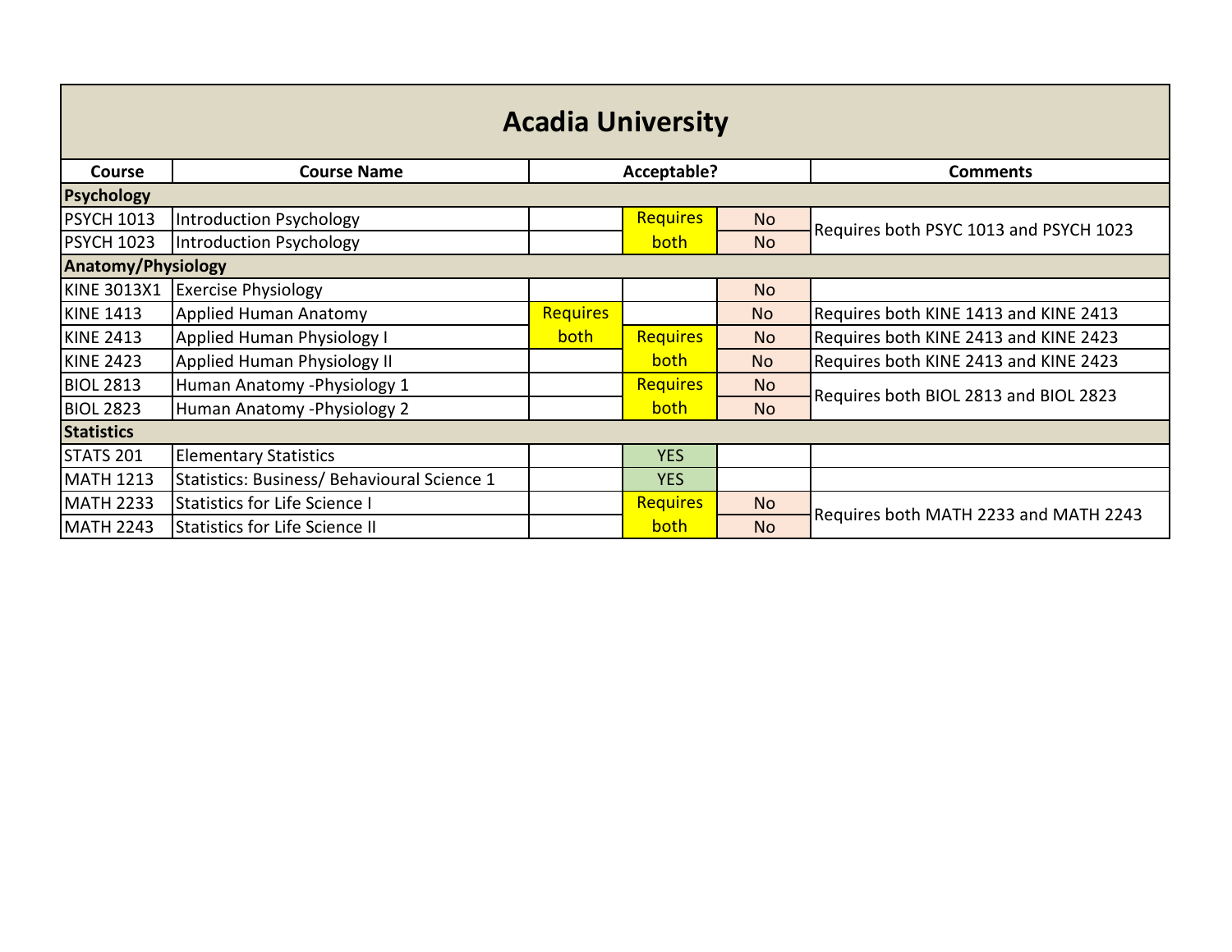# Acadia University

| Course | Course Name | Acceptable? | | | Comments |
|---|---|---|---|---|---|
| **Psychology** | | | | | |
| PSYCH 1013 | Introduction Psychology | | Requires both | No | Requires both PSYC 1013 and PSYCH 1023 |
| PSYCH 1023 | Introduction Psychology | | | No | |
| **Anatomy/Physiology** | | | | | |
| KINE 3013X1 | Exercise Physiology | | | No | |
| KINE 1413 | Applied Human Anatomy | Requires both | | No | Requires both KINE 1413 and KINE 2413 |
| KINE 2413 | Applied Human Physiology I | | Requires both | No | Requires both KINE 2413 and KINE 2423 |
| KINE 2423 | Applied Human Physiology II | | | No | Requires both KINE 2413 and KINE 2423 |
| BIOL 2813 | Human Anatomy -Physiology 1 | | Requires both | No | Requires both BIOL 2813 and BIOL 2823 |
| BIOL 2823 | Human Anatomy -Physiology 2 | | | No | |
| **Statistics** | | | | | |
| STATS 201 | Elementary Statistics | | YES | | |
| MATH 1213 | Statistics: Business/ Behavioural Science 1 | | YES | | |
| MATH 2233 | Statistics for Life Science I | | Requires both | No | Requires both MATH 2233 and MATH 2243 |
| MATH 2243 | Statistics for Life Science II | | | No | |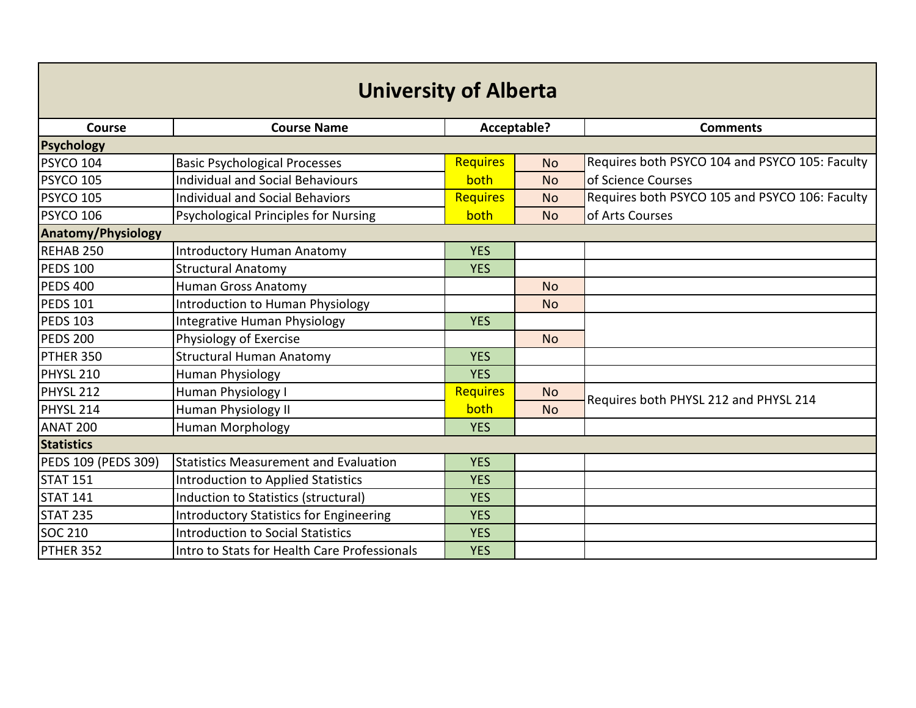# University of Alberta

| Course | Course Name | Acceptable? | | Comments |
|---|---|---|---|---|
| **Psychology** | | | | |
| PSYCO 104 | Basic Psychological Processes | Requires both | No | Requires both PSYCO 104 and PSYCO 105: Faculty of Science Courses |
| PSYCO 105 | Individual and Social Behaviours | | No | |
| PSYCO 105 | Individual and Social Behaviors | Requires both | No | Requires both PSYCO 105 and PSYCO 106: Faculty of Arts Courses |
| PSYCO 106 | Psychological Principles for Nursing | | No | |
| **Anatomy/Physiology** | | | | |
| REHAB 250 | Introductory Human Anatomy | YES | | |
| PEDS 100 | Structural Anatomy | YES | | |
| PEDS 400 | Human Gross Anatomy | | No | |
| PEDS 101 | Introduction to Human Physiology | | No | |
| PEDS 103 | Integrative Human Physiology | YES | | |
| PEDS 200 | Physiology of Exercise | | No | |
| PTHER 350 | Structural Human Anatomy | YES | | |
| PHYSL 210 | Human Physiology | YES | | |
| PHYSL 212 | Human Physiology I | Requires both | No | Requires both PHYSL 212 and PHYSL 214 |
| PHYSL 214 | Human Physiology II | | No | |
| ANAT 200 | Human Morphology | YES | | |
| **Statistics** | | | | |
| PEDS 109 (PEDS 309) | Statistics Measurement and Evaluation | YES | | |
| STAT 151 | Introduction to Applied Statistics | YES | | |
| STAT 141 | Induction to Statistics (structural) | YES | | |
| STAT 235 | Introductory Statistics for Engineering | YES | | |
| SOC 210 | Introduction to Social Statistics | YES | | |
| PTHER 352 | Intro to Stats for Health Care Professionals | YES | | |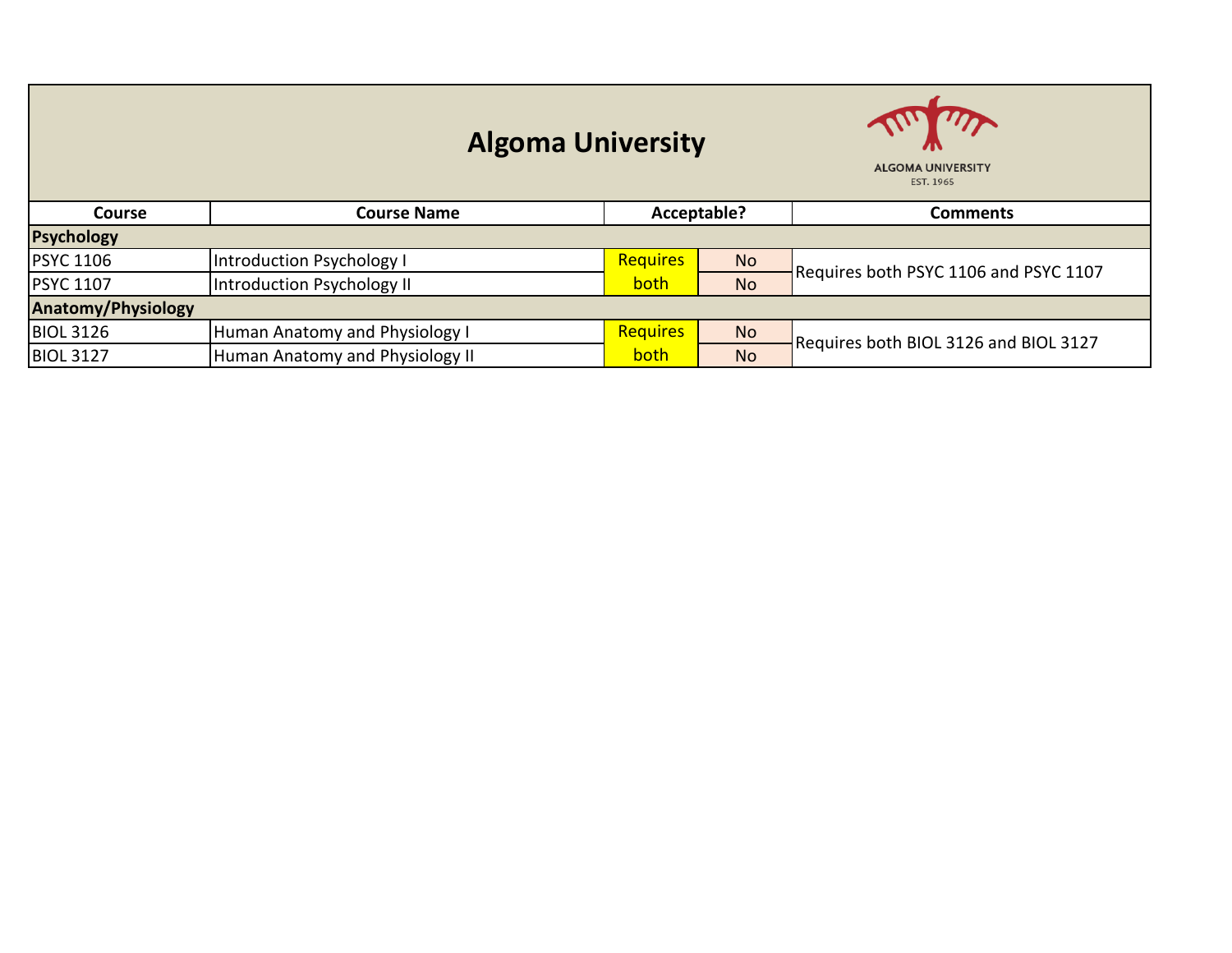# Algoma University

| Course | Course Name | Acceptable? | | Comments |
|---|---|---|---|---|
| **Psychology** | | | | |
| PSYC 1106 | Introduction Psychology I | Requires both | No | Requires both PSYC 1106 and PSYC 1107 |
| PSYC 1107 | Introduction Psychology II | | No | |
| **Anatomy/Physiology** | | | | |
| BIOL 3126 | Human Anatomy and Physiology I | Requires both | No | Requires both BIOL 3126 and BIOL 3127 |
| BIOL 3127 | Human Anatomy and Physiology II | | No | |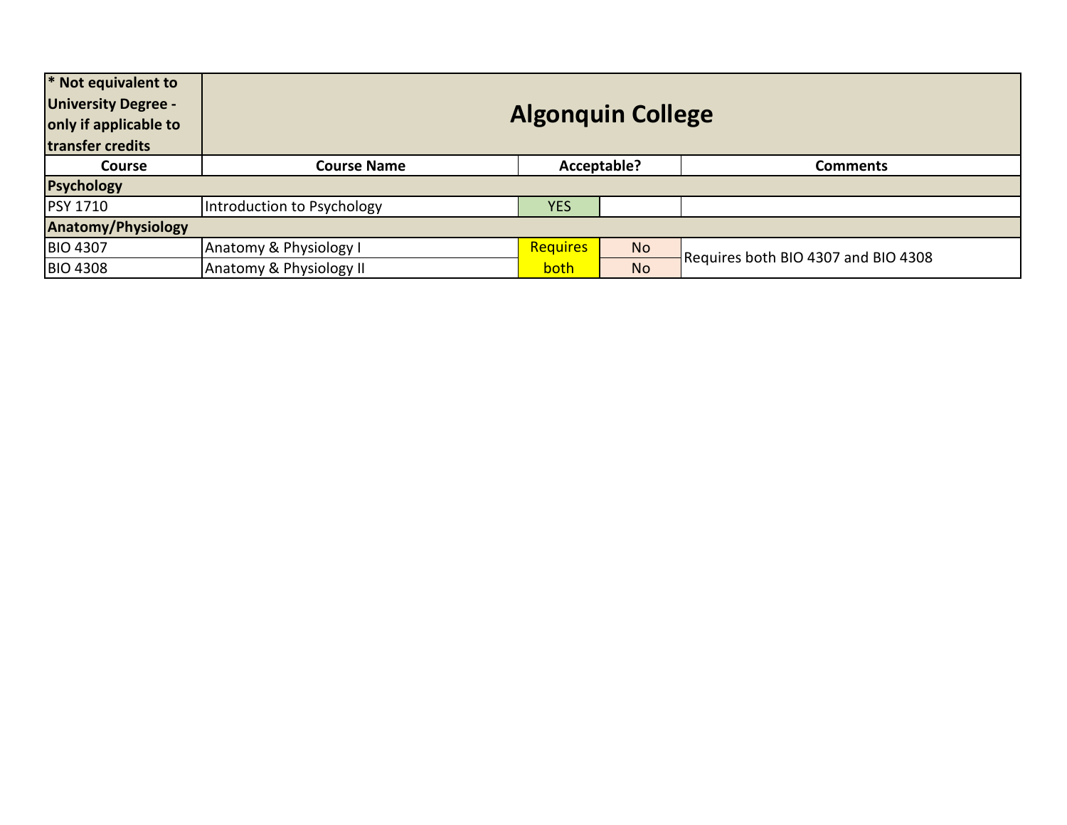| * Not equivalent to University Degree - only if applicable to transfer credits | Algonquin College | | | |
|---|---|---|---|---|
| **Course** | **Course Name** | **Acceptable?** | | **Comments** |
| **Psychology** | | | | |
| PSY 1710 | Introduction to Psychology | YES | | |
| **Anatomy/Physiology** | | | | |
| BIO 4307 | Anatomy & Physiology I | Requires both | No | Requires both BIO 4307 and BIO 4308 |
| BIO 4308 | Anatomy & Physiology II | | No | |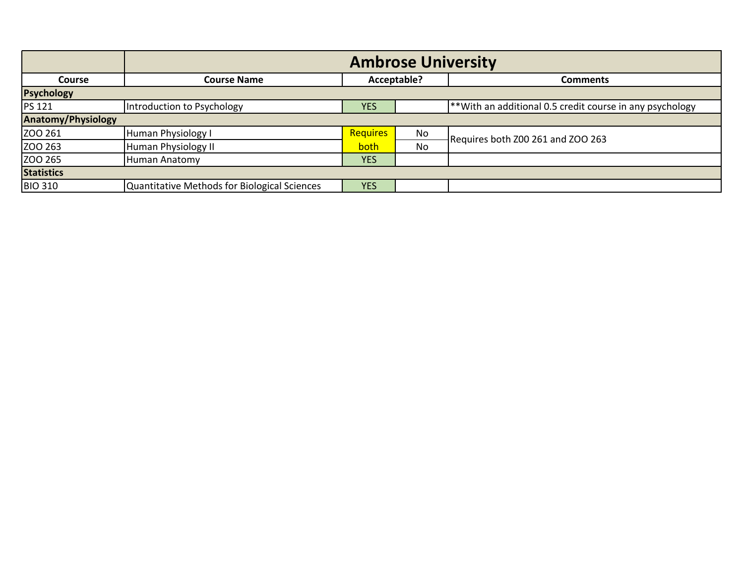| | Ambrose University | | | |
|---|---|---|---|---|
| **Course** | **Course Name** | **Acceptable?** | | **Comments** |
| **Psychology** | | | | |
| PS 121 | Introduction to Psychology | YES | | **With an additional 0.5 credit course in any psychology |
| **Anatomy/Physiology** | | | | |
| ZOO 261 | Human Physiology I | Requires both | No | Requires both Z00 261 and ZOO 263 |
| ZOO 263 | Human Physiology II | | No | |
| ZOO 265 | Human Anatomy | YES | | |
| **Statistics** | | | | |
| BIO 310 | Quantitative Methods for Biological Sciences | YES | | |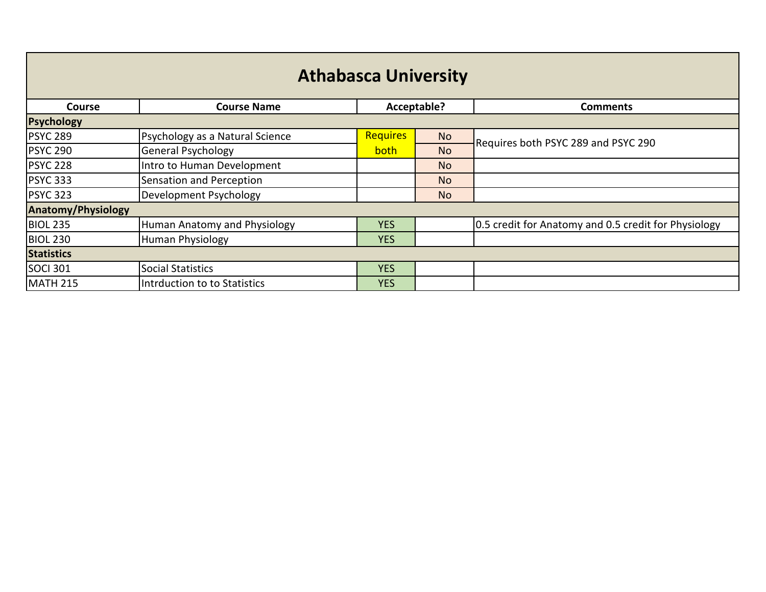# Athabasca University

| Course | Course Name | Acceptable? | | Comments |
|---|---|---|---|---|
| **Psychology** | | | | |
| PSYC 289 | Psychology as a Natural Science | Requires both | No | Requires both PSYC 289 and PSYC 290 |
| PSYC 290 | General Psychology | | No | |
| PSYC 228 | Intro to Human Development | | No | |
| PSYC 333 | Sensation and Perception | | No | |
| PSYC 323 | Development Psychology | | No | |
| **Anatomy/Physiology** | | | | |
| BIOL 235 | Human Anatomy and Physiology | YES | | 0.5 credit for Anatomy and 0.5 credit for Physiology |
| BIOL 230 | Human Physiology | YES | | |
| **Statistics** | | | | |
| SOCI 301 | Social Statistics | YES | | |
| MATH 215 | Intrduction to to Statistics | YES | | |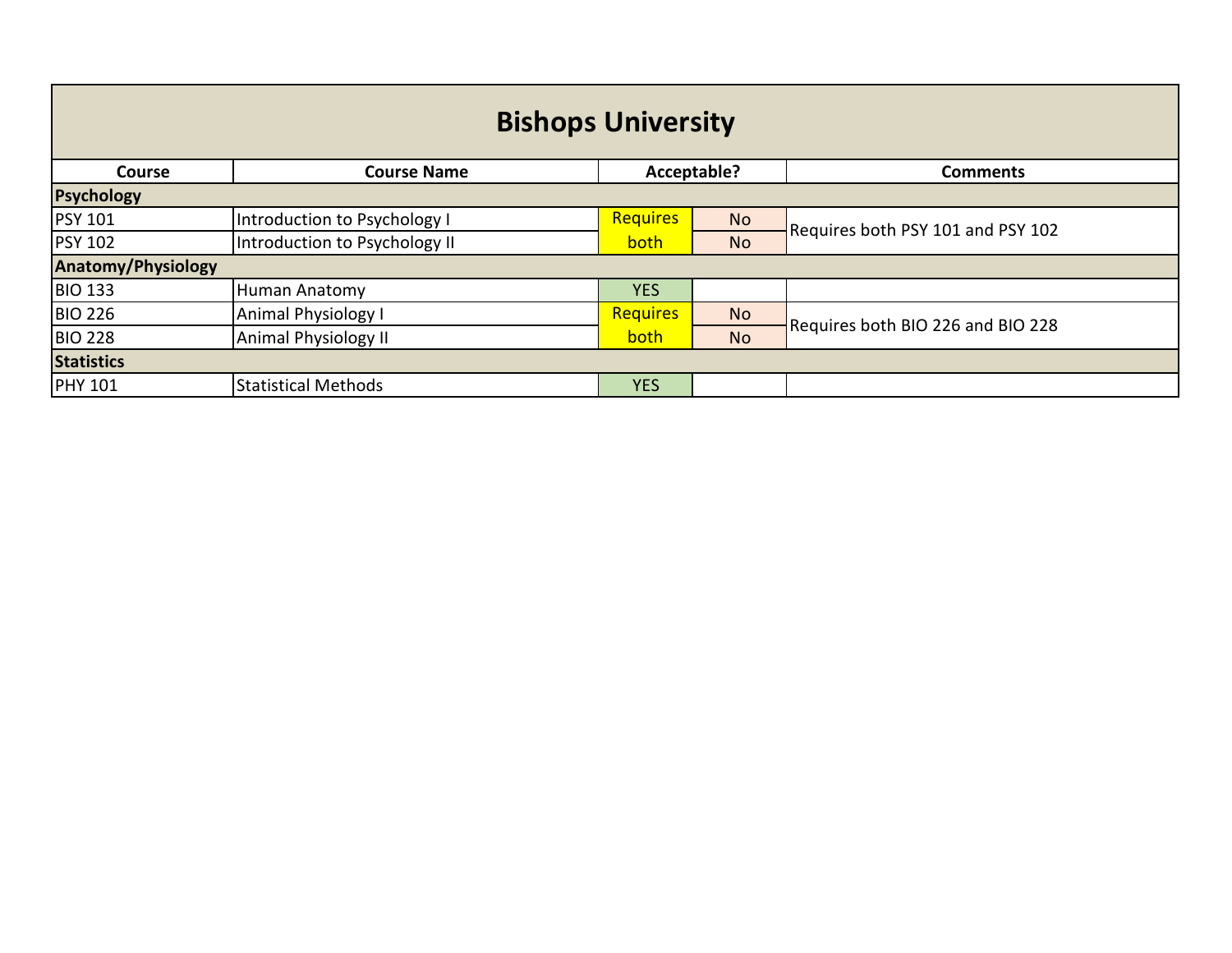# Bishops University

| Course | Course Name | Acceptable? | | Comments |
|---|---|---|---|---|
| **Psychology** | | | | |
| PSY 101 | Introduction to Psychology I | Requires both | No | Requires both PSY 101 and PSY 102 |
| PSY 102 | Introduction to Psychology II | | No | |
| **Anatomy/Physiology** | | | | |
| BIO 133 | Human Anatomy | YES | | |
| BIO 226 | Animal Physiology I | Requires both | No | Requires both BIO 226 and BIO 228 |
| BIO 228 | Animal Physiology II | | No | |
| **Statistics** | | | | |
| PHY 101 | Statistical Methods | YES | | |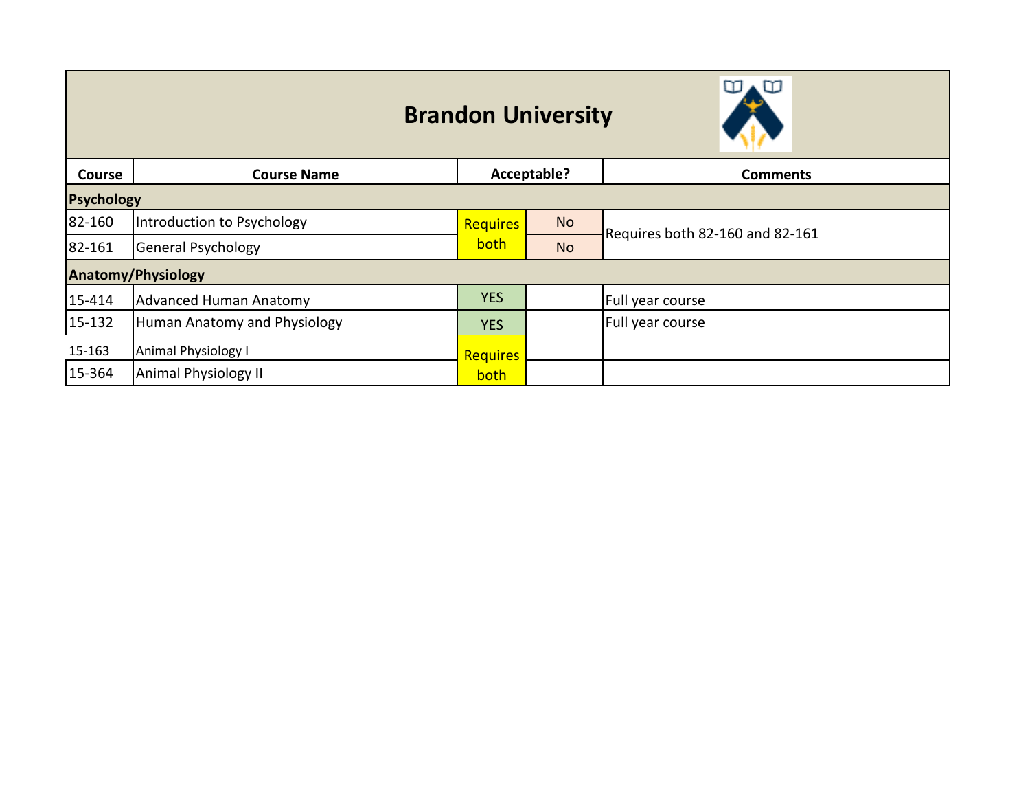# Brandon University

| Course | Course Name | Acceptable? | | Comments |
|---|---|---|---|---|
| **Psychology** | | | | |
| 82-160 | Introduction to Psychology | Requires both | No | Requires both 82-160 and 82-161 |
| 82-161 | General Psychology | | No | |
| **Anatomy/Physiology** | | | | |
| 15-414 | Advanced Human Anatomy | YES | | Full year course |
| 15-132 | Human Anatomy and Physiology | YES | | Full year course |
| 15-163 | Animal Physiology I | Requires both | | |
| 15-364 | Animal Physiology II | | | |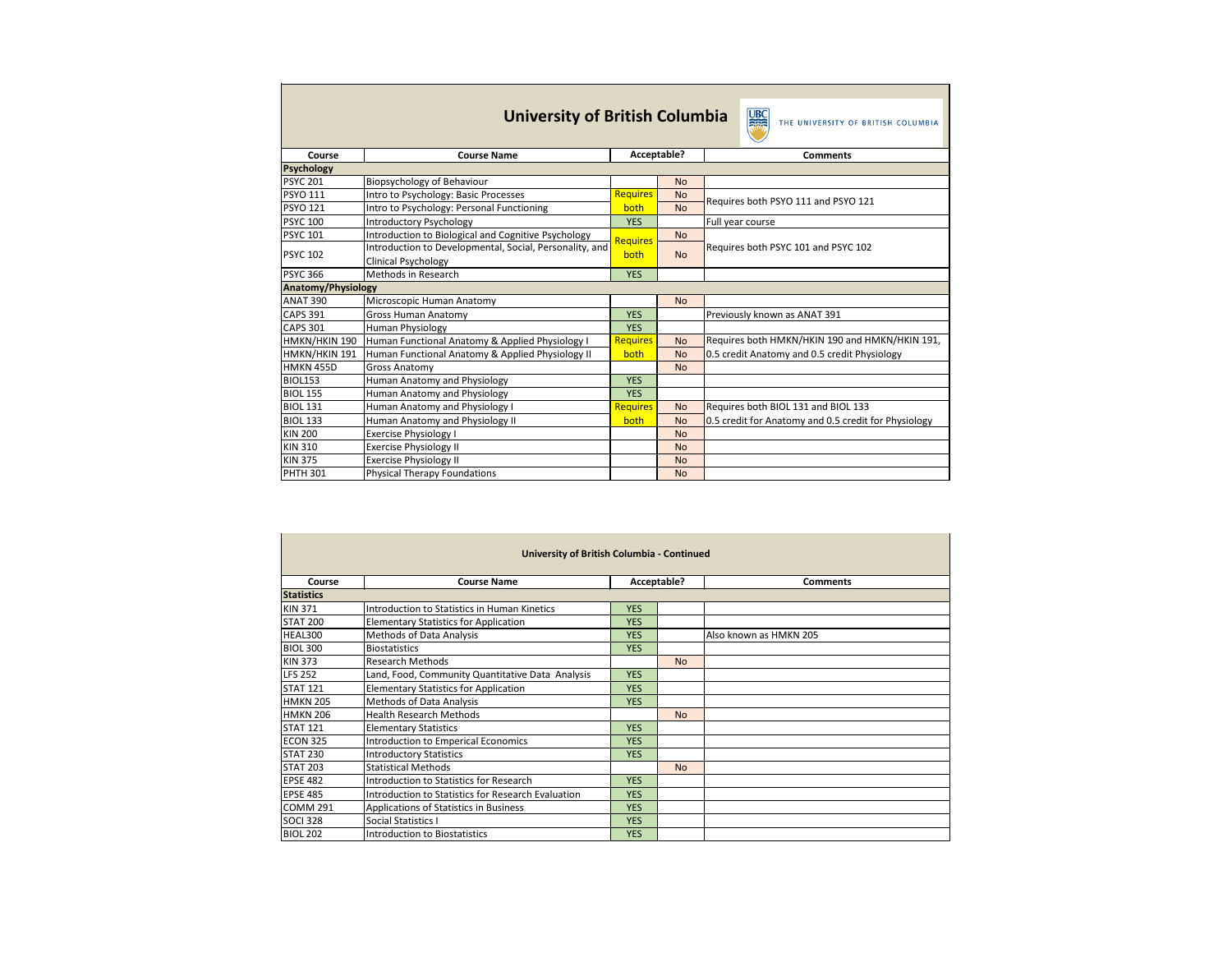# University of British Columbia

| Course | Course Name | Acceptable? | | Comments |
|---|---|---|---|---|
| **Psychology** | | | | |
| PSYC 201 | Biopsychology of Behaviour | | No | |
| PSYO 111 | Intro to Psychology: Basic Processes | Requires both | No | Requires both PSYO 111 and PSYO 121 |
| PSYO 121 | Intro to Psychology: Personal Functioning | | No | |
| PSYC 100 | Introductory Psychology | YES | | Full year course |
| PSYC 101 | Introduction to Biological and Cognitive Psychology | Requires both | No | Requires both PSYC 101 and PSYC 102 |
| PSYC 102 | Introduction to Developmental, Social, Personality, and Clinical Psychology | | No | |
| PSYC 366 | Methods in Research | YES | | |
| **Anatomy/Physiology** | | | | |
| ANAT 390 | Microscopic Human Anatomy | | No | |
| CAPS 391 | Gross Human Anatomy | YES | | Previously known as ANAT 391 |
| CAPS 301 | Human Physiology | YES | | |
| HMKN/HKIN 190 | Human Functional Anatomy & Applied Physiology I | Requires both | No | Requires both HMKN/HKIN 190 and HMKN/HKIN 191, 0.5 credit Anatomy and 0.5 credit Physiology |
| HMKN/HKIN 191 | Human Functional Anatomy & Applied Physiology II | | No | |
| HMKN 455D | Gross Anatomy | | No | |
| BIOL153 | Human Anatomy and Physiology | YES | | |
| BIOL 155 | Human Anatomy and Physiology | YES | | |
| BIOL 131 | Human Anatomy and Physiology I | Requires both | No | Requires both BIOL 131 and BIOL 133 0.5 credit for Anatomy and 0.5 credit for Physiology |
| BIOL 133 | Human Anatomy and Physiology II | | No | |
| KIN 200 | Exercise Physiology I | | No | |
| KIN 310 | Exercise Physiology II | | No | |
| KIN 375 | Exercise Physiology II | | No | |
| PHTH 301 | Physical Therapy Foundations | | No | |

## University of British Columbia - Continued

| Course | Course Name | Acceptable? | | Comments |
|---|---|---|---|---|
| **Statistics** | | | | |
| KIN 371 | Introduction to Statistics in Human Kinetics | YES | | |
| STAT 200 | Elementary Statistics for Application | YES | | |
| HEAL300 | Methods of Data Analysis | YES | | Also known as HMKN 205 |
| BIOL 300 | Biostatistics | YES | | |
| KIN 373 | Research Methods | | No | |
| LFS 252 | Land, Food, Community Quantitative Data Analysis | YES | | |
| STAT 121 | Elementary Statistics for Application | YES | | |
| HMKN 205 | Methods of Data Analysis | YES | | |
| HMKN 206 | Health Research Methods | | No | |
| STAT 121 | Elementary Statistics | YES | | |
| ECON 325 | Introduction to Emperical Economics | YES | | |
| STAT 230 | Introductory Statistics | YES | | |
| STAT 203 | Statistical Methods | | No | |
| EPSE 482 | Introduction to Statistics for Research | YES | | |
| EPSE 485 | Introduction to Statistics for Research Evaluation | YES | | |
| COMM 291 | Applications of Statistics in Business | YES | | |
| SOCI 328 | Social Statistics I | YES | | |
| BIOL 202 | Introduction to Biostatistics | YES | | |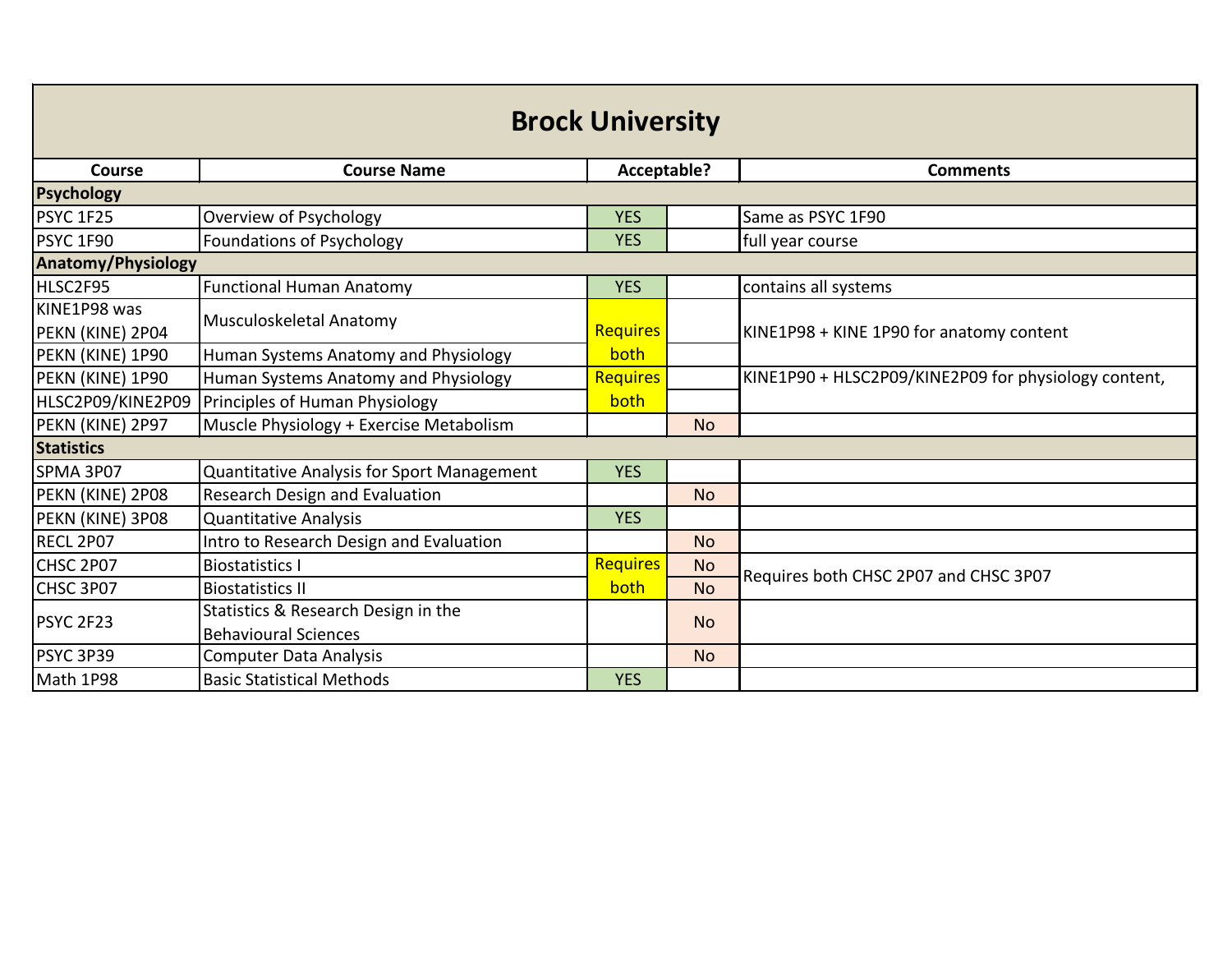# Brock University

| Course | Course Name | Acceptable? | | Comments |
|---|---|---|---|---|
| **Psychology** | | | | |
| PSYC 1F25 | Overview of Psychology | YES | | Same as PSYC 1F90 |
| PSYC 1F90 | Foundations of Psychology | YES | | full year course |
| **Anatomy/Physiology** | | | | |
| HLSC2F95 | Functional Human Anatomy | YES | | contains all systems |
| KINE1P98 was PEKN (KINE) 2P04 | Musculoskeletal Anatomy | Requires both | | KINE1P98 + KINE 1P90 for anatomy content |
| PEKN (KINE) 1P90 | Human Systems Anatomy and Physiology | | | |
| PEKN (KINE) 1P90 | Human Systems Anatomy and Physiology | Requires both | | KINE1P90 + HLSC2P09/KINE2P09 for physiology content, |
| HLSC2P09/KINE2P09 | Principles of Human Physiology | | | |
| PEKN (KINE) 2P97 | Muscle Physiology + Exercise Metabolism | | No | |
| **Statistics** | | | | |
| SPMA 3P07 | Quantitative Analysis for Sport Management | YES | | |
| PEKN (KINE) 2P08 | Research Design and Evaluation | | No | |
| PEKN (KINE) 3P08 | Quantitative Analysis | YES | | |
| RECL 2P07 | Intro to Research Design and Evaluation | | No | |
| CHSC 2P07 | Biostatistics I | Requires both | No | Requires both CHSC 2P07 and CHSC 3P07 |
| CHSC 3P07 | Biostatistics II | | No | |
| PSYC 2F23 | Statistics & Research Design in the Behavioural Sciences | | No | |
| PSYC 3P39 | Computer Data Analysis | | No | |
| Math 1P98 | Basic Statistical Methods | YES | | |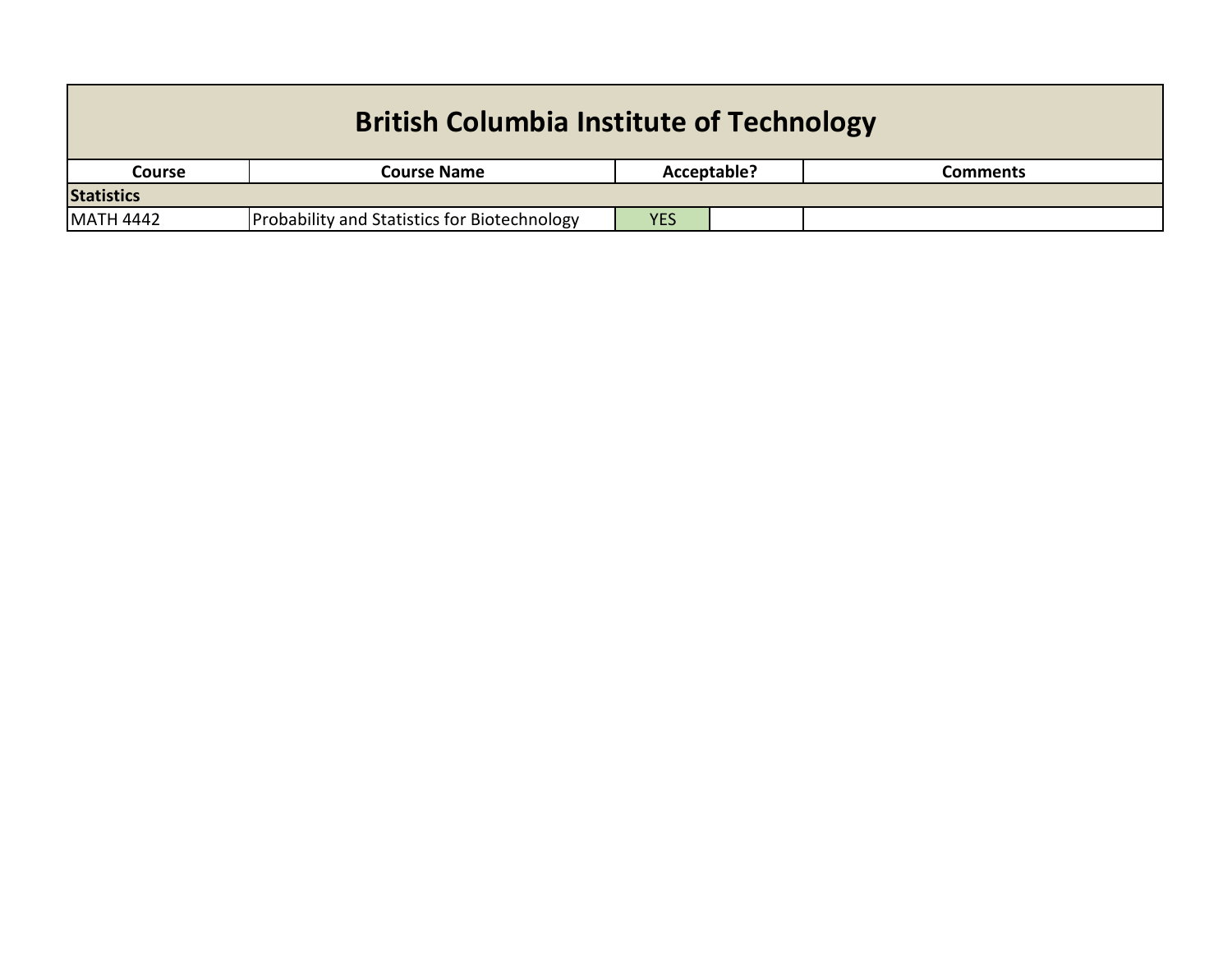# British Columbia Institute of Technology

| Course | Course Name | Acceptable? | | Comments |
|---|---|---|---|---|
| **Statistics** | | | | |
| MATH 4442 | Probability and Statistics for Biotechnology | YES | | |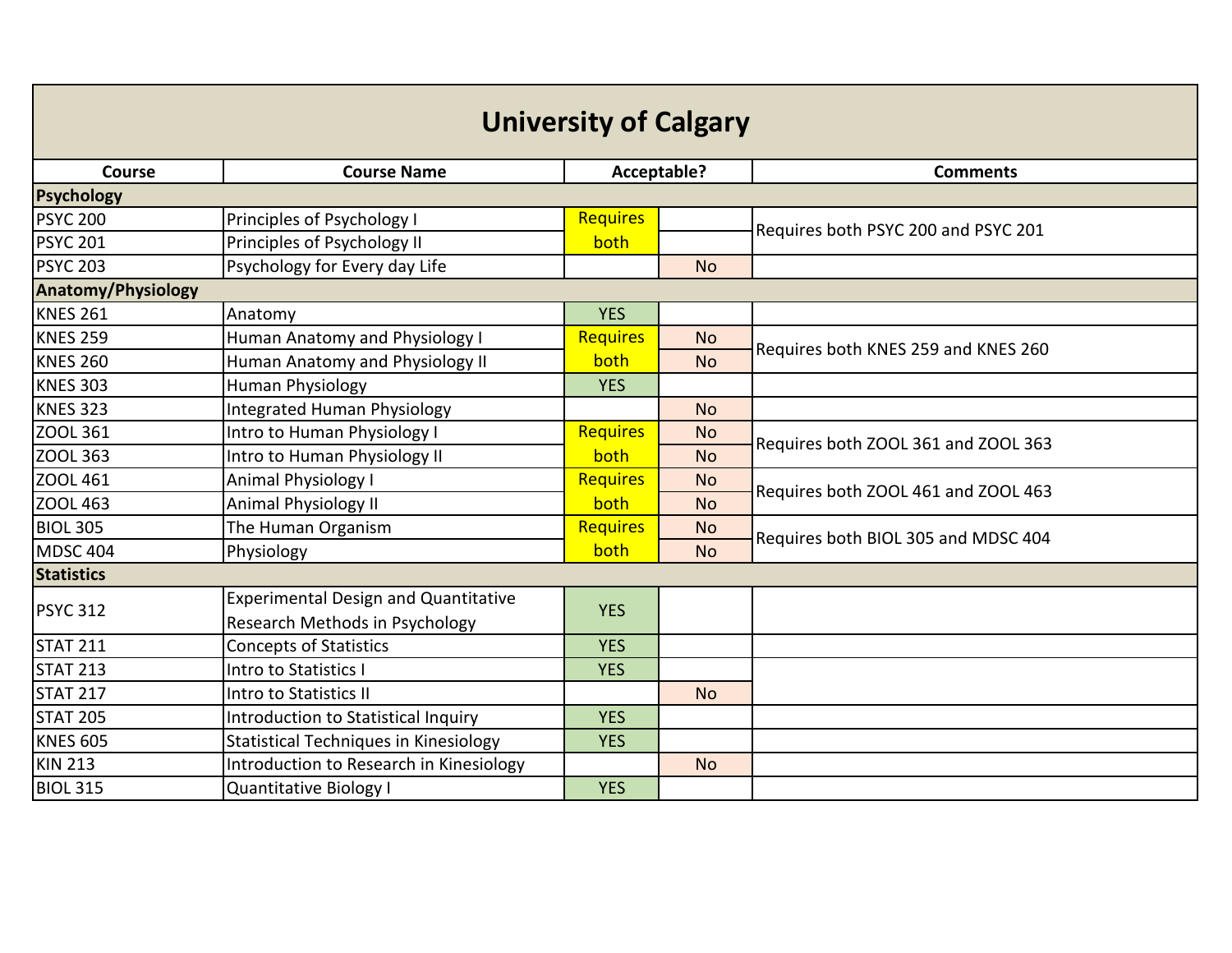# University of Calgary

| Course | Course Name | Acceptable? | | Comments |
|---|---|---|---|---|
| **Psychology** | | | | |
| PSYC 200 | Principles of Psychology I | Requires both | | Requires both PSYC 200 and PSYC 201 |
| PSYC 201 | Principles of Psychology II | | | |
| PSYC 203 | Psychology for Every day Life | | No | |
| **Anatomy/Physiology** | | | | |
| KNES 261 | Anatomy | YES | | |
| KNES 259 | Human Anatomy and Physiology I | Requires both | No | Requires both KNES 259 and KNES 260 |
| KNES 260 | Human Anatomy and Physiology II | | No | |
| KNES 303 | Human Physiology | YES | | |
| KNES 323 | Integrated Human Physiology | | No | |
| ZOOL 361 | Intro to Human Physiology I | Requires both | No | Requires both ZOOL 361 and ZOOL 363 |
| ZOOL 363 | Intro to Human Physiology II | | No | |
| ZOOL 461 | Animal Physiology I | Requires both | No | Requires both ZOOL 461 and ZOOL 463 |
| ZOOL 463 | Animal Physiology II | | No | |
| BIOL 305 | The Human Organism | Requires both | No | Requires both BIOL 305 and MDSC 404 |
| MDSC 404 | Physiology | | No | |
| **Statistics** | | | | |
| PSYC 312 | Experimental Design and Quantitative Research Methods in Psychology | YES | | |
| STAT 211 | Concepts of Statistics | YES | | |
| STAT 213 | Intro to Statistics I | YES | | |
| STAT 217 | Intro to Statistics II | | No | |
| STAT 205 | Introduction to Statistical Inquiry | YES | | |
| KNES 605 | Statistical Techniques in Kinesiology | YES | | |
| KIN 213 | Introduction to Research in Kinesiology | | No | |
| BIOL 315 | Quantitative Biology I | YES | | |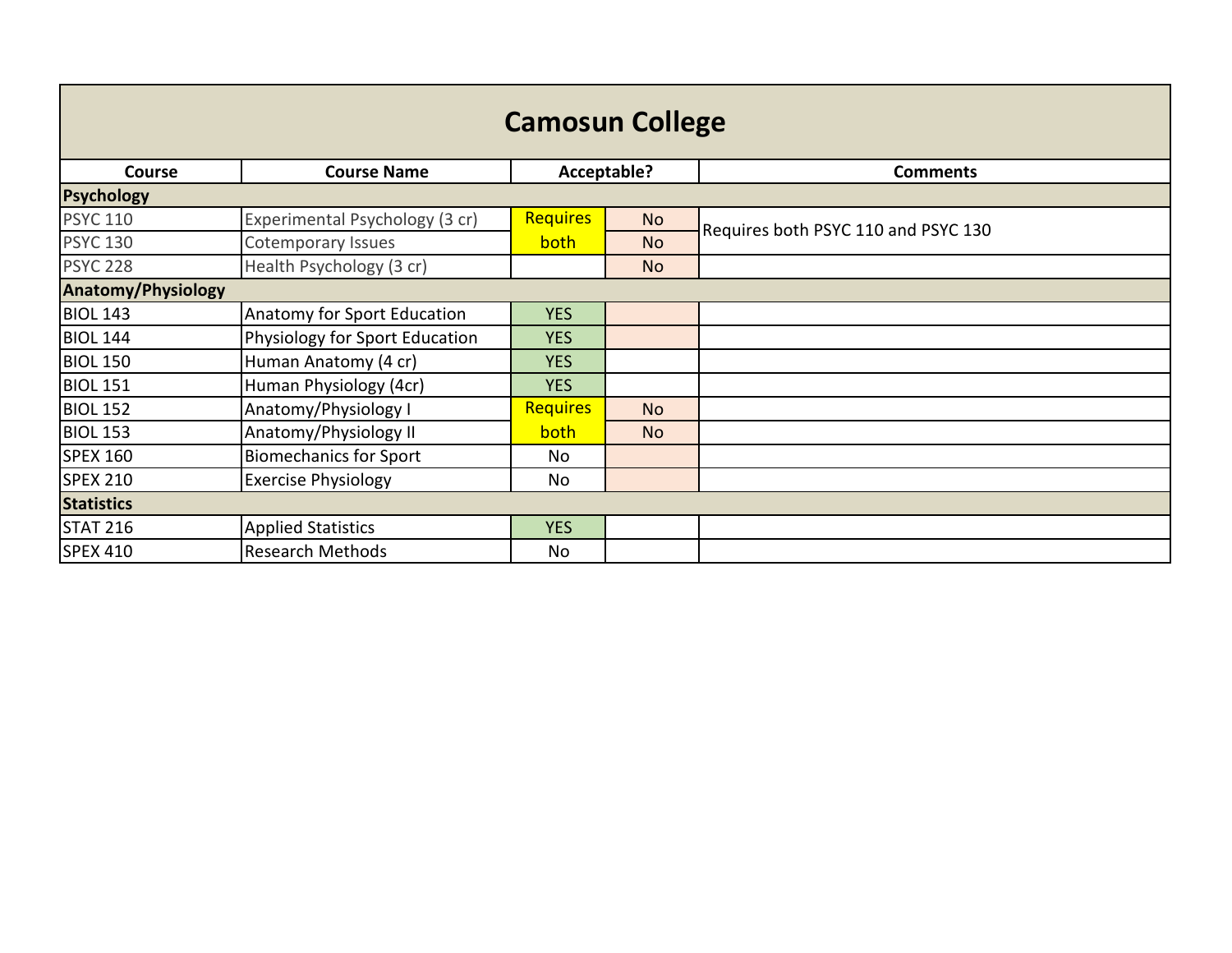# Camosun College

| Course | Course Name | Acceptable? | | Comments |
|---|---|---|---|---|
| **Psychology** | | | | |
| PSYC 110 | Experimental Psychology (3 cr) | Requires both | No | Requires both PSYC 110 and PSYC 130 |
| PSYC 130 | Cotemporary Issues | | No | |
| PSYC 228 | Health Psychology (3 cr) | | No | |
| **Anatomy/Physiology** | | | | |
| BIOL 143 | Anatomy for Sport Education | YES | | |
| BIOL 144 | Physiology for Sport Education | YES | | |
| BIOL 150 | Human Anatomy (4 cr) | YES | | |
| BIOL 151 | Human Physiology (4cr) | YES | | |
| BIOL 152 | Anatomy/Physiology I | Requires both | No | |
| BIOL 153 | Anatomy/Physiology II | | No | |
| SPEX 160 | Biomechanics for Sport | No | | |
| SPEX 210 | Exercise Physiology | No | | |
| **Statistics** | | | | |
| STAT 216 | Applied Statistics | YES | | |
| SPEX 410 | Research Methods | No | | |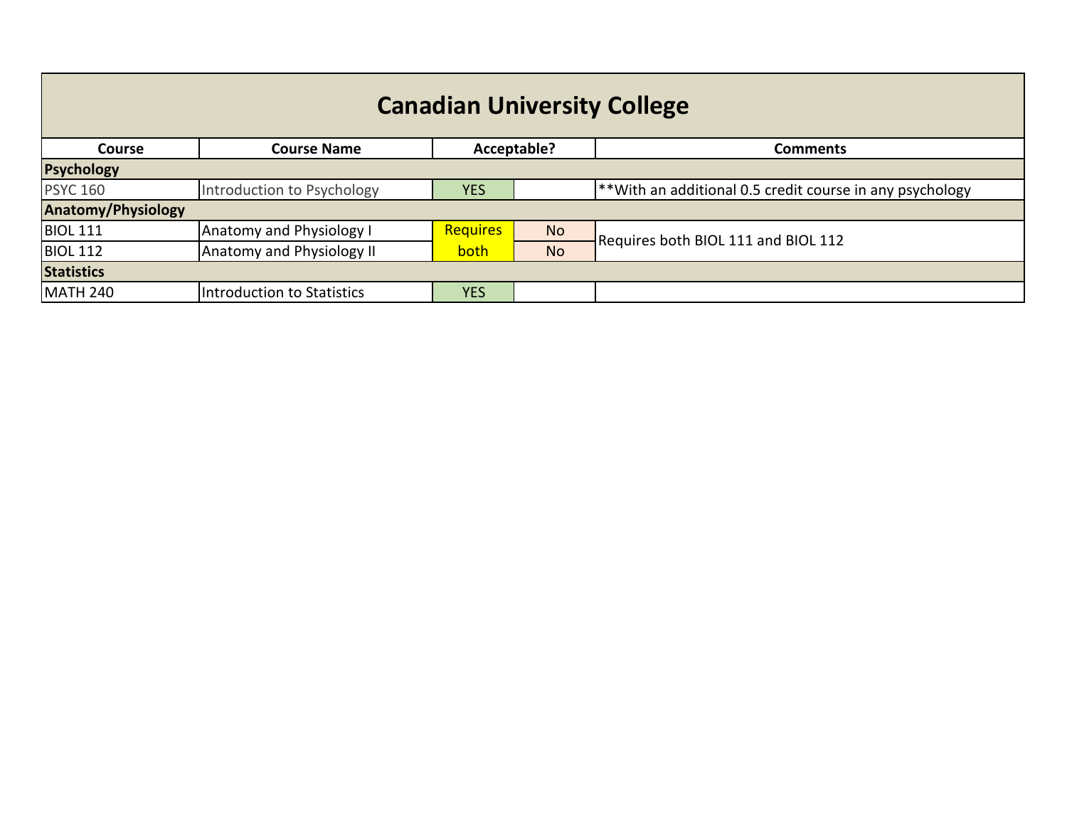# Canadian University College

| Course | Course Name | Acceptable? | | Comments |
|---|---|---|---|---|
| **Psychology** | | | | |
| PSYC 160 | Introduction to Psychology | YES | | **With an additional 0.5 credit course in any psychology |
| **Anatomy/Physiology** | | | | |
| BIOL 111 | Anatomy and Physiology I | Requires both | No | Requires both BIOL 111 and BIOL 112 |
| BIOL 112 | Anatomy and Physiology II | | No | |
| **Statistics** | | | | |
| MATH 240 | Introduction to Statistics | YES | | |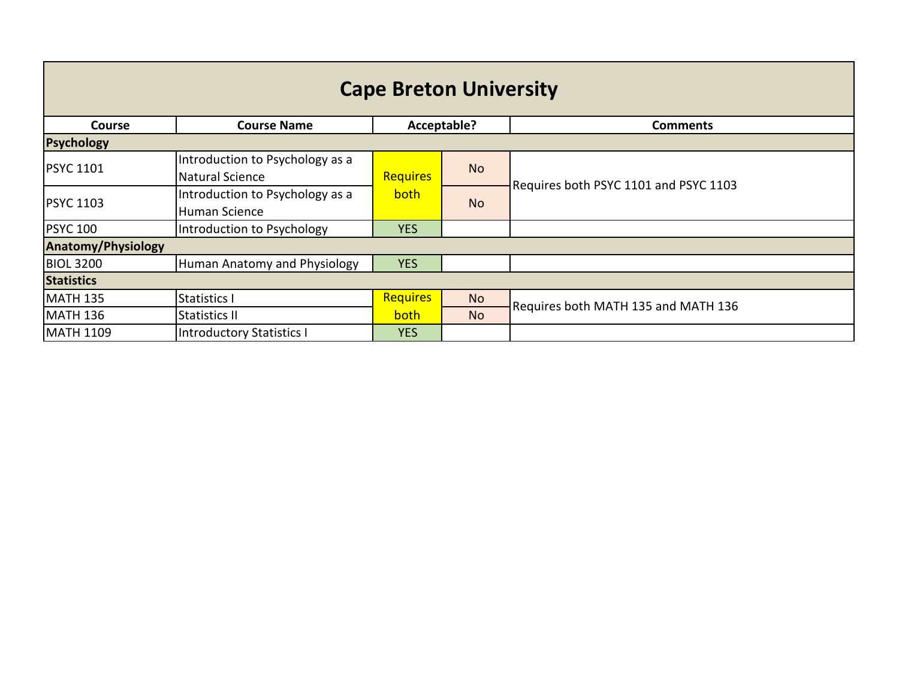# Cape Breton University

| Course | Course Name | Acceptable? | | Comments |
|---|---|---|---|---|
| **Psychology** | | | | |
| PSYC 1101 | Introduction to Psychology as a Natural Science | Requires both | No | Requires both PSYC 1101 and PSYC 1103 |
| PSYC 1103 | Introduction to Psychology as a Human Science | | No | |
| PSYC 100 | Introduction to Psychology | YES | | |
| **Anatomy/Physiology** | | | | |
| BIOL 3200 | Human Anatomy and Physiology | YES | | |
| **Statistics** | | | | |
| MATH 135 | Statistics I | Requires both | No | Requires both MATH 135 and MATH 136 |
| MATH 136 | Statistics II | | No | |
| MATH 1109 | Introductory Statistics I | YES | | |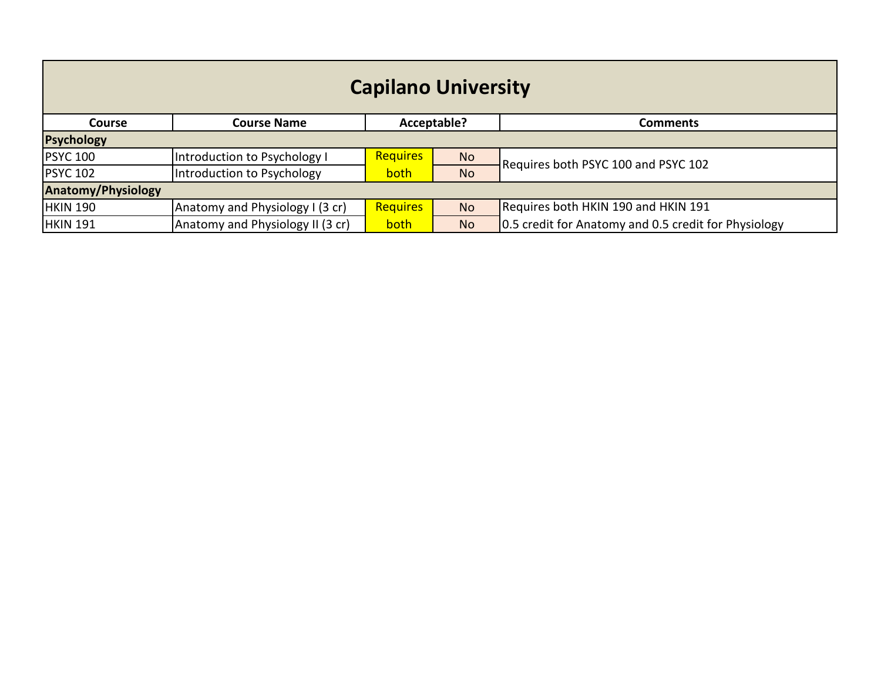| Capilano University | | | | |
|---|---|---|---|---|
| **Course** | **Course Name** | **Acceptable?** | | **Comments** |
| **Psychology** | | | | |
| PSYC 100 | Introduction to Psychology I | Requires both | No | Requires both PSYC 100 and PSYC 102 |
| PSYC 102 | Introduction to Psychology | | No | |
| **Anatomy/Physiology** | | | | |
| HKIN 190 | Anatomy and Physiology I (3 cr) | Requires both | No | Requires both HKIN 190 and HKIN 191 |
| HKIN 191 | Anatomy and Physiology II (3 cr) | | No | 0.5 credit for Anatomy and 0.5 credit for Physiology |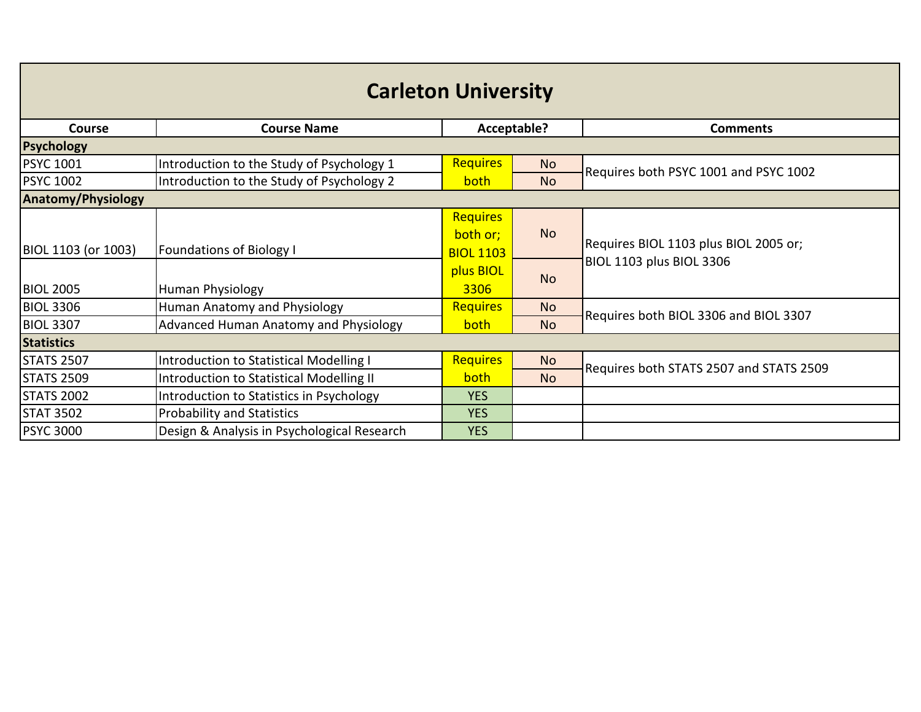# Carleton University

| Course | Course Name | Acceptable? | | Comments |
|---|---|---|---|---|
| **Psychology** | | | | |
| PSYC 1001 | Introduction to the Study of Psychology 1 | Requires both | No | Requires both PSYC 1001 and PSYC 1002 |
| PSYC 1002 | Introduction to the Study of Psychology 2 | | No | |
| **Anatomy/Physiology** | | | | |
| BIOL 1103 (or 1003) | Foundations of Biology I | Requires both or; BIOL 1103 plus BIOL 3306 | No | Requires BIOL 1103 plus BIOL 2005 or; BIOL 1103 plus BIOL 3306 |
| BIOL 2005 | Human Physiology | | No | |
| BIOL 3306 | Human Anatomy and Physiology | Requires both | No | Requires both BIOL 3306 and BIOL 3307 |
| BIOL 3307 | Advanced Human Anatomy and Physiology | | No | |
| **Statistics** | | | | |
| STATS 2507 | Introduction to Statistical Modelling I | Requires both | No | Requires both STATS 2507 and STATS 2509 |
| STATS 2509 | Introduction to Statistical Modelling II | | No | |
| STATS 2002 | Introduction to Statistics in Psychology | YES | | |
| STAT 3502 | Probability and Statistics | YES | | |
| PSYC 3000 | Design & Analysis in Psychological Research | YES | | |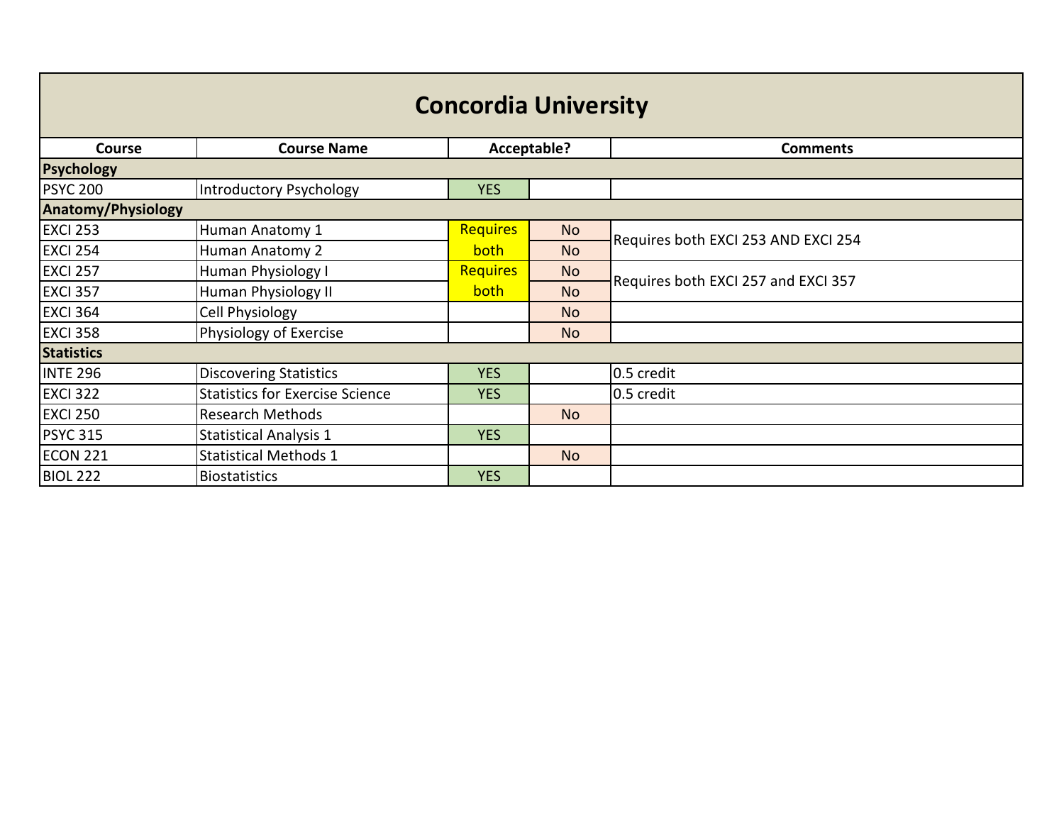## Concordia University

| Course | Course Name | Acceptable? | | Comments |
|---|---|---|---|---|
| **Psychology** | | | | |
| PSYC 200 | Introductory Psychology | YES | | |
| **Anatomy/Physiology** | | | | |
| EXCI 253 | Human Anatomy 1 | Requires both | No | Requires both EXCI 253 AND EXCI 254 |
| EXCI 254 | Human Anatomy 2 | | No | |
| EXCI 257 | Human Physiology I | Requires both | No | Requires both EXCI 257 and EXCI 357 |
| EXCI 357 | Human Physiology II | | No | |
| EXCI 364 | Cell Physiology | | No | |
| EXCI 358 | Physiology of Exercise | | No | |
| **Statistics** | | | | |
| INTE 296 | Discovering Statistics | YES | | 0.5 credit |
| EXCI 322 | Statistics for Exercise Science | YES | | 0.5 credit |
| EXCI 250 | Research Methods | | No | |
| PSYC 315 | Statistical Analysis 1 | YES | | |
| ECON 221 | Statistical Methods 1 | | No | |
| BIOL 222 | Biostatistics | YES | | |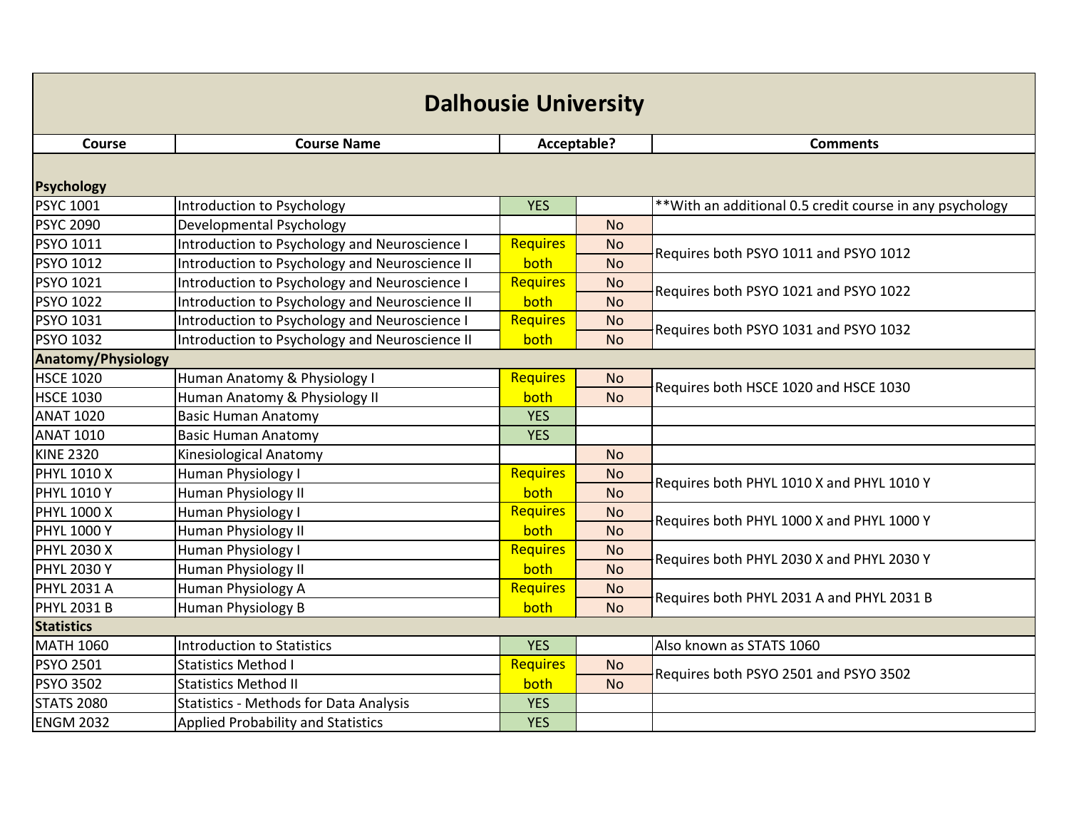# Dalhousie University

| Course | Course Name | Acceptable? | | Comments |
|---|---|---|---|---|
| **Psychology** | | | | |
| PSYC 1001 | Introduction to Psychology | YES | | **With an additional 0.5 credit course in any psychology |
| PSYC 2090 | Developmental Psychology | | No | |
| PSYO 1011 | Introduction to Psychology and Neuroscience I | Requires both | No | Requires both PSYO 1011 and PSYO 1012 |
| PSYO 1012 | Introduction to Psychology and Neuroscience II | | No | |
| PSYO 1021 | Introduction to Psychology and Neuroscience I | Requires both | No | Requires both PSYO 1021 and PSYO 1022 |
| PSYO 1022 | Introduction to Psychology and Neuroscience II | | No | |
| PSYO 1031 | Introduction to Psychology and Neuroscience I | Requires both | No | Requires both PSYO 1031 and PSYO 1032 |
| PSYO 1032 | Introduction to Psychology and Neuroscience II | | No | |
| **Anatomy/Physiology** | | | | |
| HSCE 1020 | Human Anatomy & Physiology I | Requires both | No | Requires both HSCE 1020 and HSCE 1030 |
| HSCE 1030 | Human Anatomy & Physiology II | | No | |
| ANAT 1020 | Basic Human Anatomy | YES | | |
| ANAT 1010 | Basic Human Anatomy | YES | | |
| KINE 2320 | Kinesiological Anatomy | | No | |
| PHYL 1010 X | Human Physiology I | Requires both | No | Requires both PHYL 1010 X and PHYL 1010 Y |
| PHYL 1010 Y | Human Physiology II | | No | |
| PHYL 1000 X | Human Physiology I | Requires both | No | Requires both PHYL 1000 X and PHYL 1000 Y |
| PHYL 1000 Y | Human Physiology II | | No | |
| PHYL 2030 X | Human Physiology I | Requires both | No | Requires both PHYL 2030 X and PHYL 2030 Y |
| PHYL 2030 Y | Human Physiology II | | No | |
| PHYL 2031 A | Human Physiology A | Requires both | No | Requires both PHYL 2031 A and PHYL 2031 B |
| PHYL 2031 B | Human Physiology B | | No | |
| **Statistics** | | | | |
| MATH 1060 | Introduction to Statistics | YES | | Also known as STATS 1060 |
| PSYO 2501 | Statistics Method I | Requires both | No | Requires both PSYO 2501 and PSYO 3502 |
| PSYO 3502 | Statistics Method II | | No | |
| STATS 2080 | Statistics - Methods for Data Analysis | YES | | |
| ENGM 2032 | Applied Probability and Statistics | YES | | |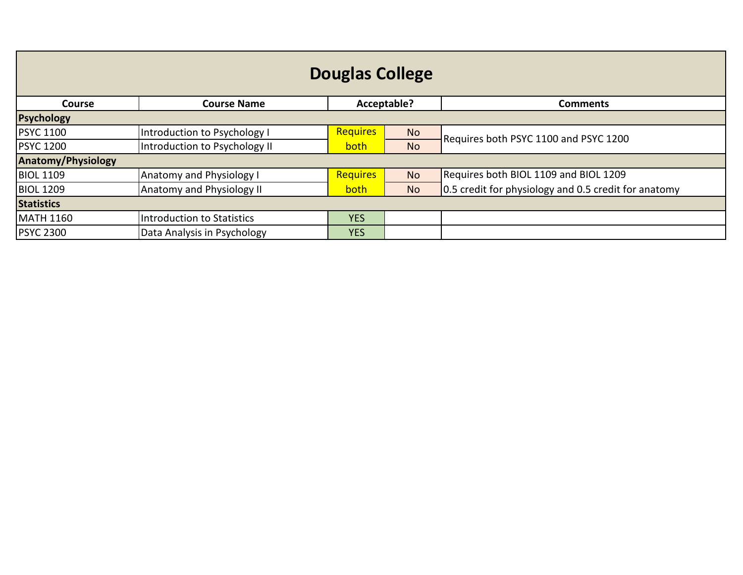# Douglas College

| Course | Course Name | Acceptable? | | Comments |
|---|---|---|---|---|
| **Psychology** | | | | |
| PSYC 1100 | Introduction to Psychology I | Requires both | No | Requires both PSYC 1100 and PSYC 1200 |
| PSYC 1200 | Introduction to Psychology II | | No | |
| **Anatomy/Physiology** | | | | |
| BIOL 1109 | Anatomy and Physiology I | Requires both | No | Requires both BIOL 1109 and BIOL 1209 |
| BIOL 1209 | Anatomy and Physiology II | | No | 0.5 credit for physiology and 0.5 credit for anatomy |
| **Statistics** | | | | |
| MATH 1160 | Introduction to Statistics | YES | | |
| PSYC 2300 | Data Analysis in Psychology | YES | | |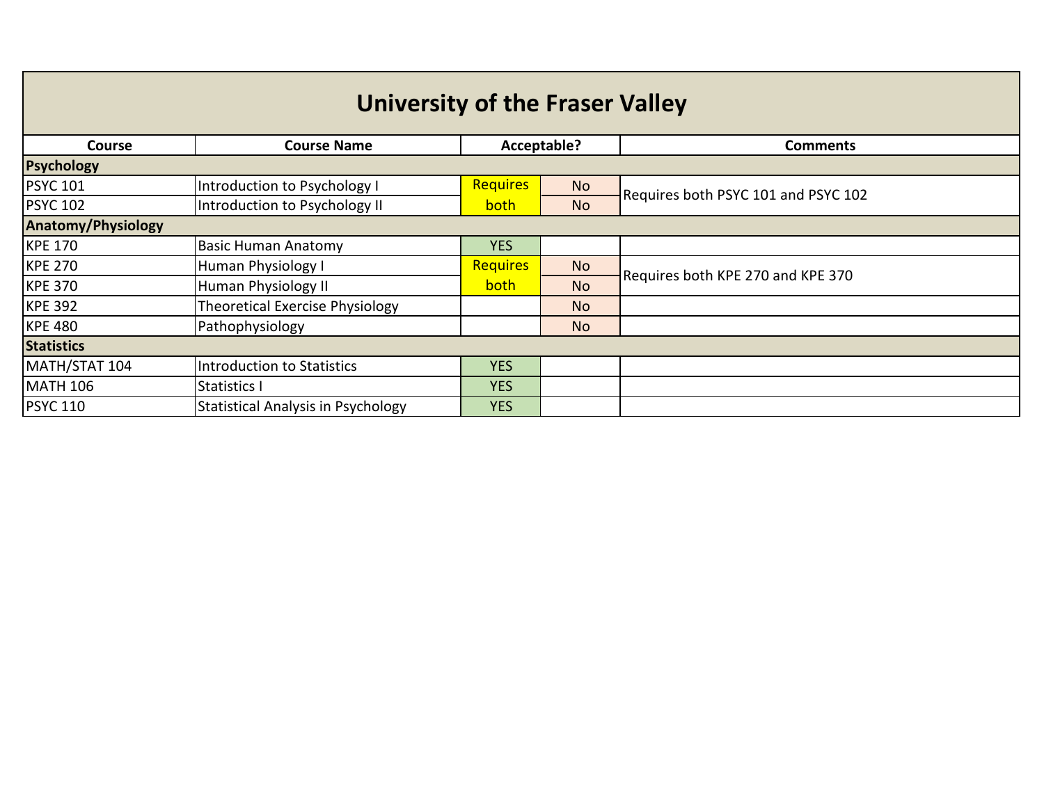# University of the Fraser Valley

| Course | Course Name | Acceptable? | | Comments |
|---|---|---|---|---|
| **Psychology** | | | | |
| PSYC 101 | Introduction to Psychology I | Requires both | No | Requires both PSYC 101 and PSYC 102 |
| PSYC 102 | Introduction to Psychology II | | No | |
| **Anatomy/Physiology** | | | | |
| KPE 170 | Basic Human Anatomy | YES | | |
| KPE 270 | Human Physiology I | Requires both | No | Requires both KPE 270 and KPE 370 |
| KPE 370 | Human Physiology II | | No | |
| KPE 392 | Theoretical Exercise Physiology | | No | |
| KPE 480 | Pathophysiology | | No | |
| **Statistics** | | | | |
| MATH/STAT 104 | Introduction to Statistics | YES | | |
| MATH 106 | Statistics I | YES | | |
| PSYC 110 | Statistical Analysis in Psychology | YES | | |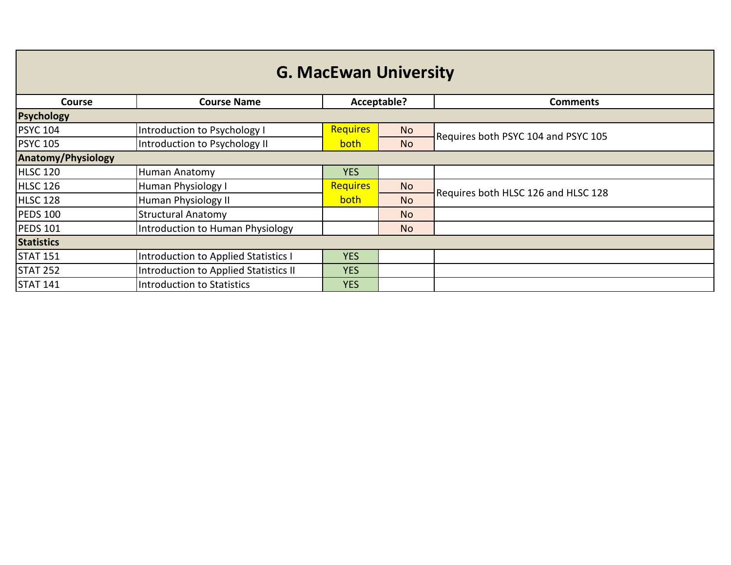# G. MacEwan University

| Course | Course Name | Acceptable? | | Comments |
|---|---|---|---|---|
| **Psychology** | | | | |
| PSYC 104 | Introduction to Psychology I | Requires both | No | Requires both PSYC 104 and PSYC 105 |
| PSYC 105 | Introduction to Psychology II | | No | |
| **Anatomy/Physiology** | | | | |
| HLSC 120 | Human Anatomy | YES | | |
| HLSC 126 | Human Physiology I | Requires both | No | Requires both HLSC 126 and HLSC 128 |
| HLSC 128 | Human Physiology II | | No | |
| PEDS 100 | Structural Anatomy | | No | |
| PEDS 101 | Introduction to Human Physiology | | No | |
| **Statistics** | | | | |
| STAT 151 | Introduction to Applied Statistics I | YES | | |
| STAT 252 | Introduction to Applied Statistics II | YES | | |
| STAT 141 | Introduction to Statistics | YES | | |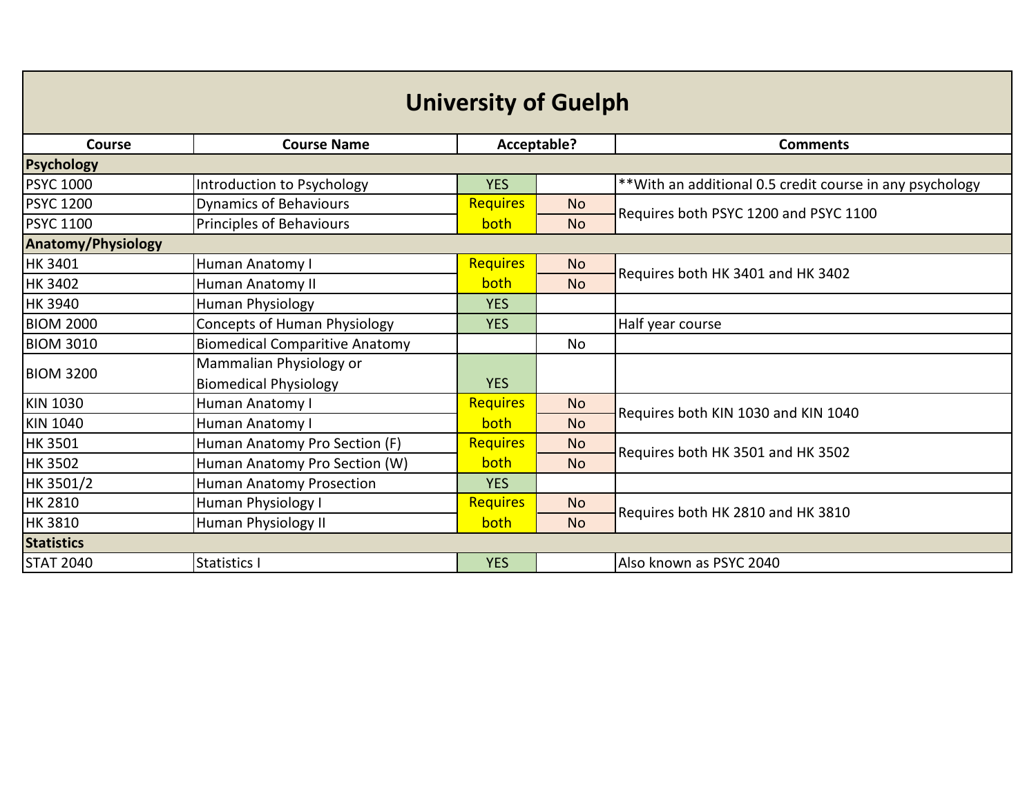# University of Guelph

| Course | Course Name | Acceptable? | | Comments |
|---|---|---|---|---|
| **Psychology** | | | | |
| PSYC 1000 | Introduction to Psychology | YES | | **With an additional 0.5 credit course in any psychology |
| PSYC 1200 | Dynamics of Behaviours | Requires both | No | Requires both PSYC 1200 and PSYC 1100 |
| PSYC 1100 | Principles of Behaviours | | No | |
| **Anatomy/Physiology** | | | | |
| HK 3401 | Human Anatomy I | Requires both | No | Requires both HK 3401 and HK 3402 |
| HK 3402 | Human Anatomy II | | No | |
| HK 3940 | Human Physiology | YES | | |
| BIOM 2000 | Concepts of Human Physiology | YES | | Half year course |
| BIOM 3010 | Biomedical Comparitive Anatomy | | No | |
| BIOM 3200 | Mammalian Physiology or Biomedical Physiology | YES | | |
| KIN 1030 | Human Anatomy I | Requires both | No | Requires both KIN 1030 and KIN 1040 |
| KIN 1040 | Human Anatomy I | | No | |
| HK 3501 | Human Anatomy Pro Section (F) | Requires both | No | Requires both HK 3501 and HK 3502 |
| HK 3502 | Human Anatomy Pro Section (W) | | No | |
| HK 3501/2 | Human Anatomy Prosection | YES | | |
| HK 2810 | Human Physiology I | Requires both | No | Requires both HK 2810 and HK 3810 |
| HK 3810 | Human Physiology II | | No | |
| **Statistics** | | | | |
| STAT 2040 | Statistics I | YES | | Also known as PSYC 2040 |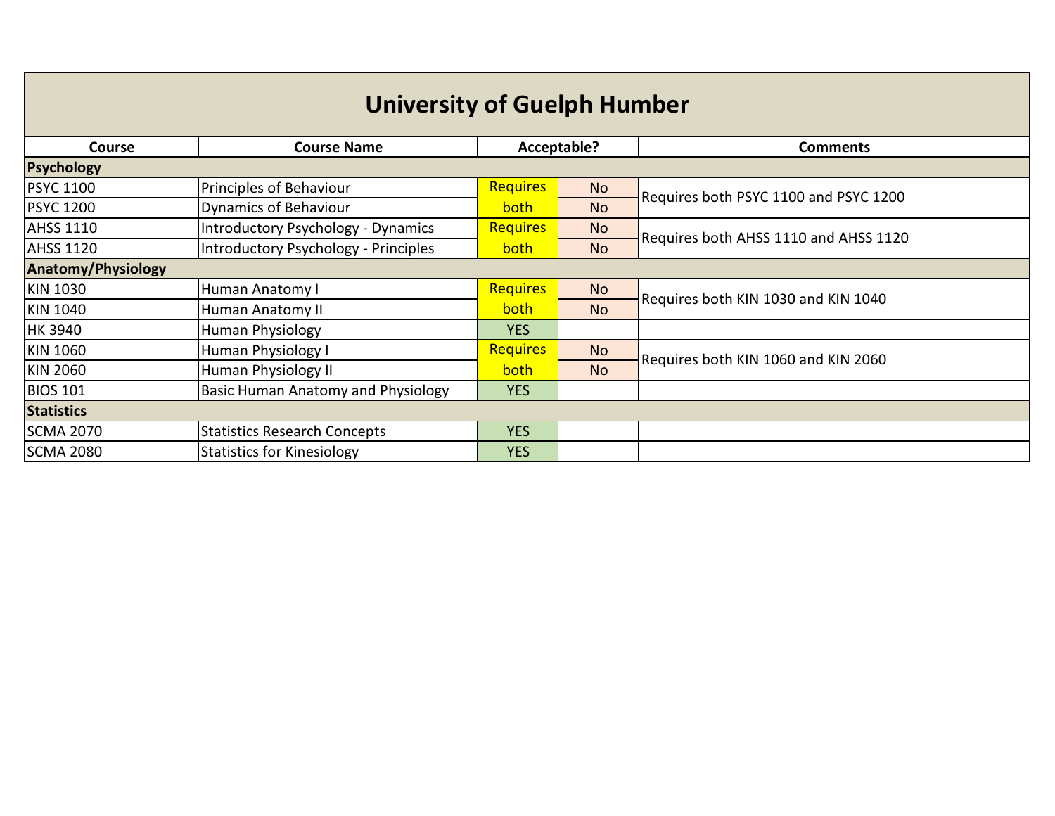# University of Guelph Humber

| Course | Course Name | Acceptable? | | Comments |
|---|---|---|---|---|
| **Psychology** | | | | |
| PSYC 1100 | Principles of Behaviour | Requires both | No | Requires both PSYC 1100 and PSYC 1200 |
| PSYC 1200 | Dynamics of Behaviour | | No | |
| AHSS 1110 | Introductory Psychology - Dynamics | Requires both | No | Requires both AHSS 1110 and AHSS 1120 |
| AHSS 1120 | Introductory Psychology - Principles | | No | |
| **Anatomy/Physiology** | | | | |
| KIN 1030 | Human Anatomy I | Requires both | No | Requires both KIN 1030 and KIN 1040 |
| KIN 1040 | Human Anatomy II | | No | |
| HK 3940 | Human Physiology | YES | | |
| KIN 1060 | Human Physiology I | Requires both | No | Requires both KIN 1060 and KIN 2060 |
| KIN 2060 | Human Physiology II | | No | |
| BIOS 101 | Basic Human Anatomy and Physiology | YES | | |
| **Statistics** | | | | |
| SCMA 2070 | Statistics Research Concepts | YES | | |
| SCMA 2080 | Statistics for Kinesiology | YES | | |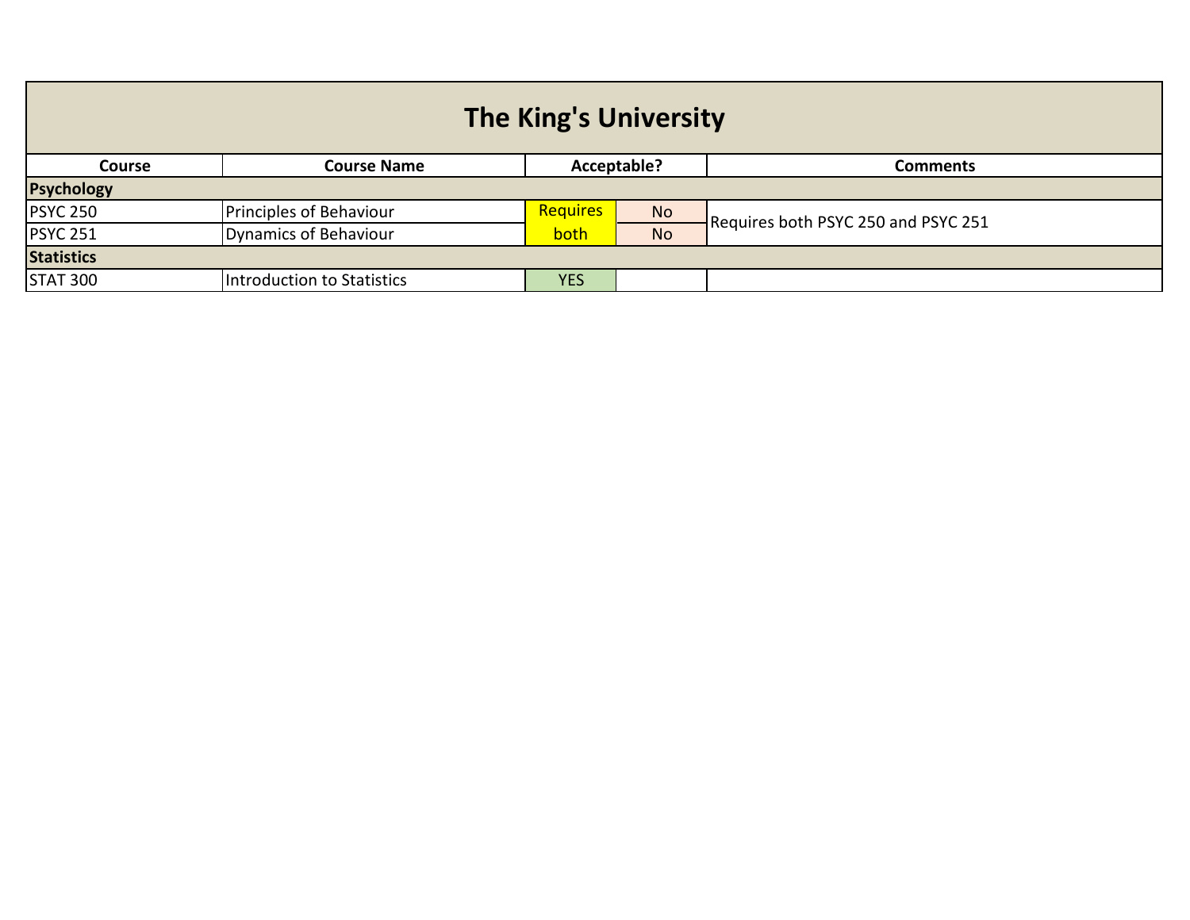# The King's University

| Course | Course Name | Acceptable? | | Comments |
|---|---|---|---|---|
| **Psychology** | | | | |
| PSYC 250 | Principles of Behaviour | Requires both | No | Requires both PSYC 250 and PSYC 251 |
| PSYC 251 | Dynamics of Behaviour | | No | |
| **Statistics** | | | | |
| STAT 300 | Introduction to Statistics | YES | | |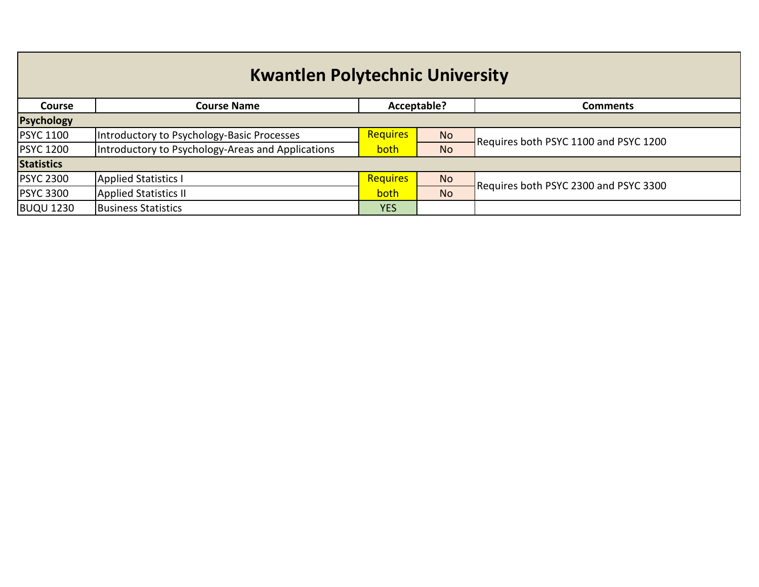# Kwantlen Polytechnic University

| Course | Course Name | Acceptable? | | Comments |
|---|---|---|---|---|
| **Psychology** | | | | |
| PSYC 1100 | Introductory to Psychology-Basic Processes | Requires both | No | Requires both PSYC 1100 and PSYC 1200 |
| PSYC 1200 | Introductory to Psychology-Areas and Applications | | No | |
| **Statistics** | | | | |
| PSYC 2300 | Applied Statistics I | Requires both | No | Requires both PSYC 2300 and PSYC 3300 |
| PSYC 3300 | Applied Statistics II | | No | |
| BUQU 1230 | Business Statistics | YES | | |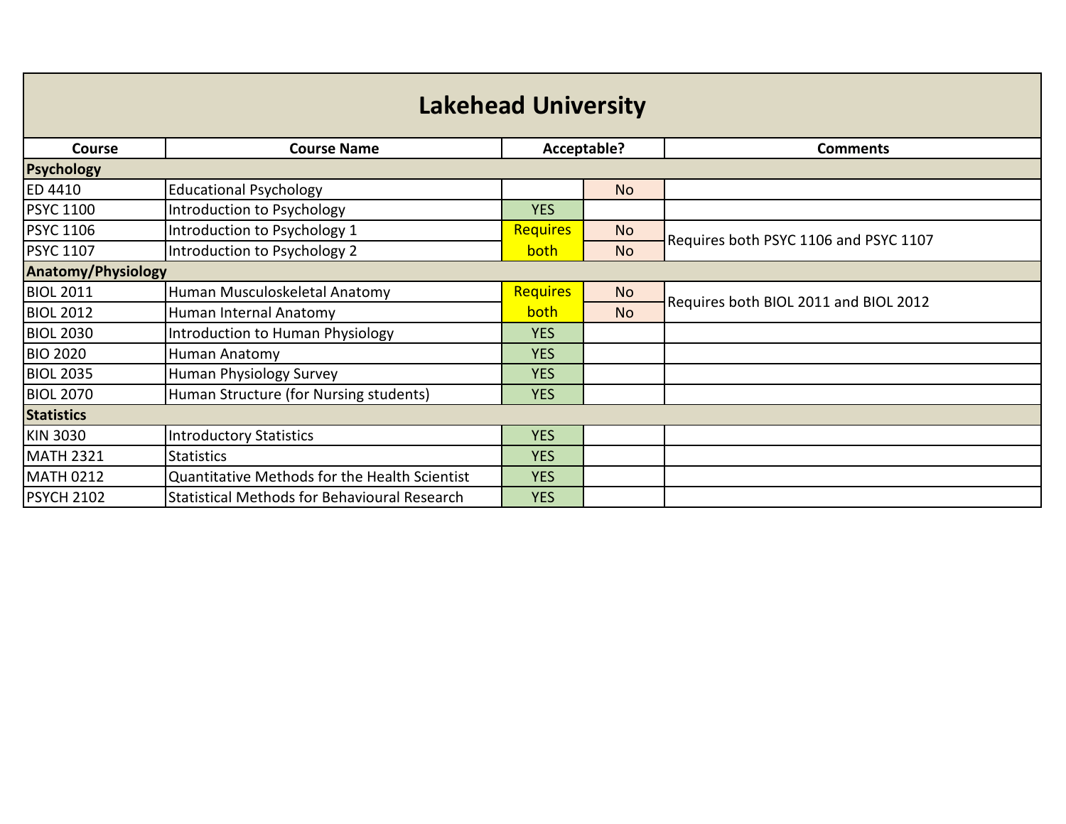## Lakehead University

| Course | Course Name | Acceptable? | | Comments |
|---|---|---|---|---|
| **Psychology** | | | | |
| ED 4410 | Educational Psychology | | No | |
| PSYC 1100 | Introduction to Psychology | YES | | |
| PSYC 1106 | Introduction to Psychology 1 | Requires both | No | Requires both PSYC 1106 and PSYC 1107 |
| PSYC 1107 | Introduction to Psychology 2 | | No | |
| **Anatomy/Physiology** | | | | |
| BIOL 2011 | Human Musculoskeletal Anatomy | Requires both | No | Requires both BIOL 2011 and BIOL 2012 |
| BIOL 2012 | Human Internal Anatomy | | No | |
| BIOL 2030 | Introduction to Human Physiology | YES | | |
| BIO 2020 | Human Anatomy | YES | | |
| BIOL 2035 | Human Physiology Survey | YES | | |
| BIOL 2070 | Human Structure (for Nursing students) | YES | | |
| **Statistics** | | | | |
| KIN 3030 | Introductory Statistics | YES | | |
| MATH 2321 | Statistics | YES | | |
| MATH 0212 | Quantitative Methods for the Health Scientist | YES | | |
| PSYCH 2102 | Statistical Methods for Behavioural Research | YES | | |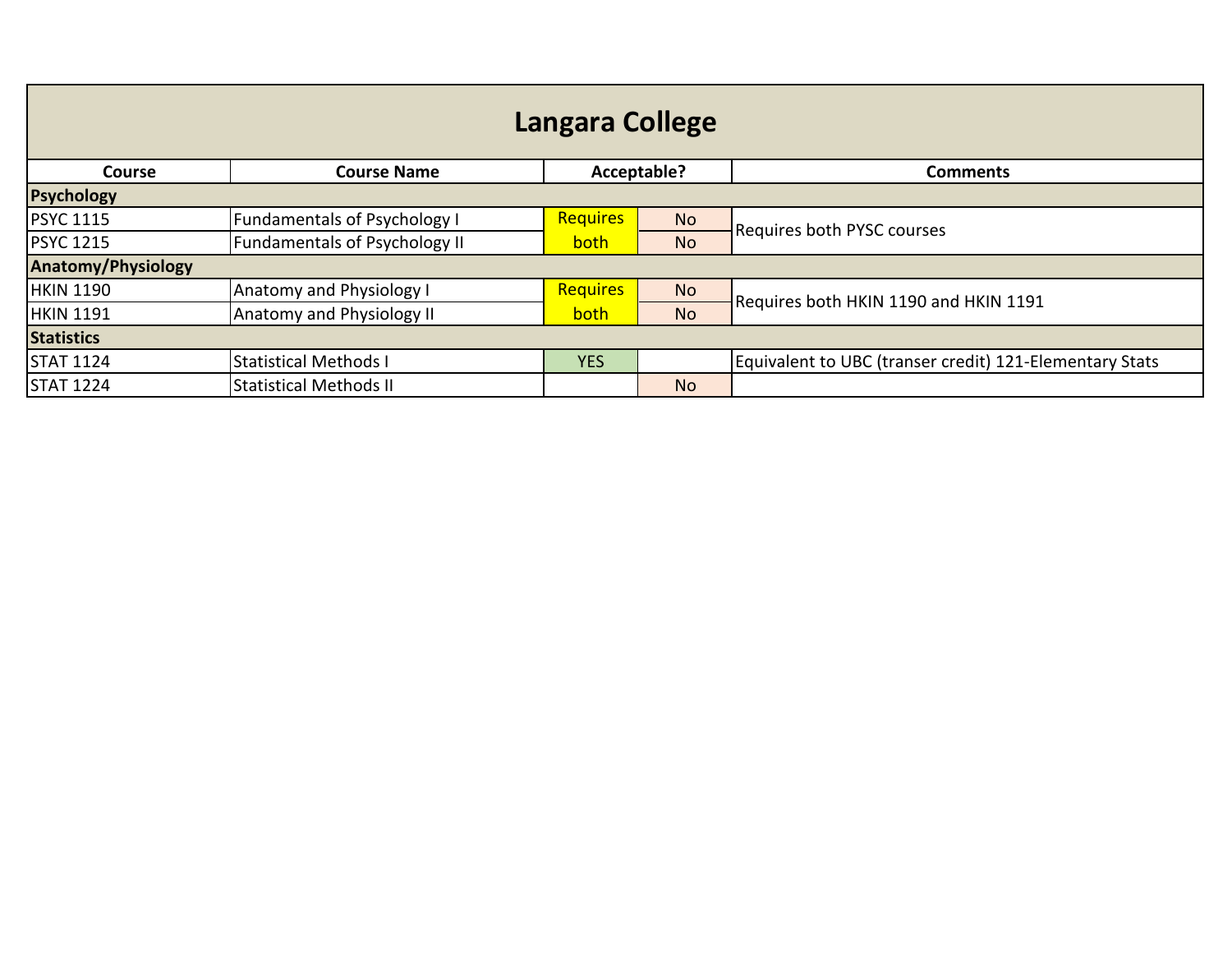# Langara College

| Course | Course Name | Acceptable? | | Comments |
|---|---|---|---|---|
| **Psychology** | | | | |
| PSYC 1115 | Fundamentals of Psychology I | Requires both | No | Requires both PYSC courses |
| PSYC 1215 | Fundamentals of Psychology II | | No | |
| **Anatomy/Physiology** | | | | |
| HKIN 1190 | Anatomy and Physiology I | Requires both | No | Requires both HKIN 1190 and HKIN 1191 |
| HKIN 1191 | Anatomy and Physiology II | | No | |
| **Statistics** | | | | |
| STAT 1124 | Statistical Methods I | YES | | Equivalent to UBC (transer credit) 121-Elementary Stats |
| STAT 1224 | Statistical Methods II | | No | |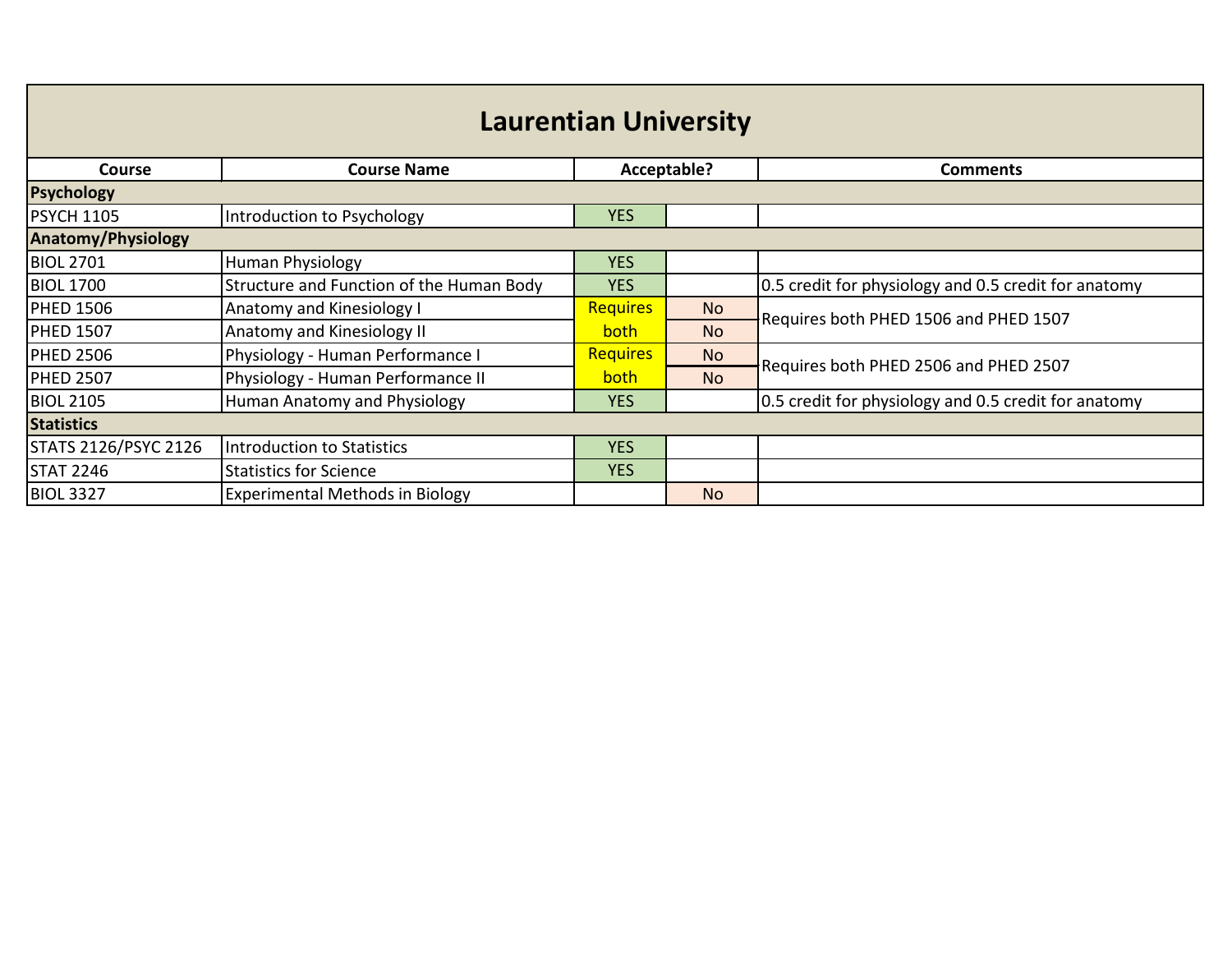# Laurentian University

| Course | Course Name | Acceptable? | | Comments |
|---|---|---|---|---|
| **Psychology** | | | | |
| PSYCH 1105 | Introduction to Psychology | YES | | |
| **Anatomy/Physiology** | | | | |
| BIOL 2701 | Human Physiology | YES | | |
| BIOL 1700 | Structure and Function of the Human Body | YES | | 0.5 credit for physiology and 0.5 credit for anatomy |
| PHED 1506 | Anatomy and Kinesiology I | Requires both | No | Requires both PHED 1506 and PHED 1507 |
| PHED 1507 | Anatomy and Kinesiology II | | No | |
| PHED 2506 | Physiology - Human Performance I | Requires both | No | Requires both PHED 2506 and PHED 2507 |
| PHED 2507 | Physiology - Human Performance II | | No | |
| BIOL 2105 | Human Anatomy and Physiology | YES | | 0.5 credit for physiology and 0.5 credit for anatomy |
| **Statistics** | | | | |
| STATS 2126/PSYC 2126 | Introduction to Statistics | YES | | |
| STAT 2246 | Statistics for Science | YES | | |
| BIOL 3327 | Experimental Methods in Biology | | No | |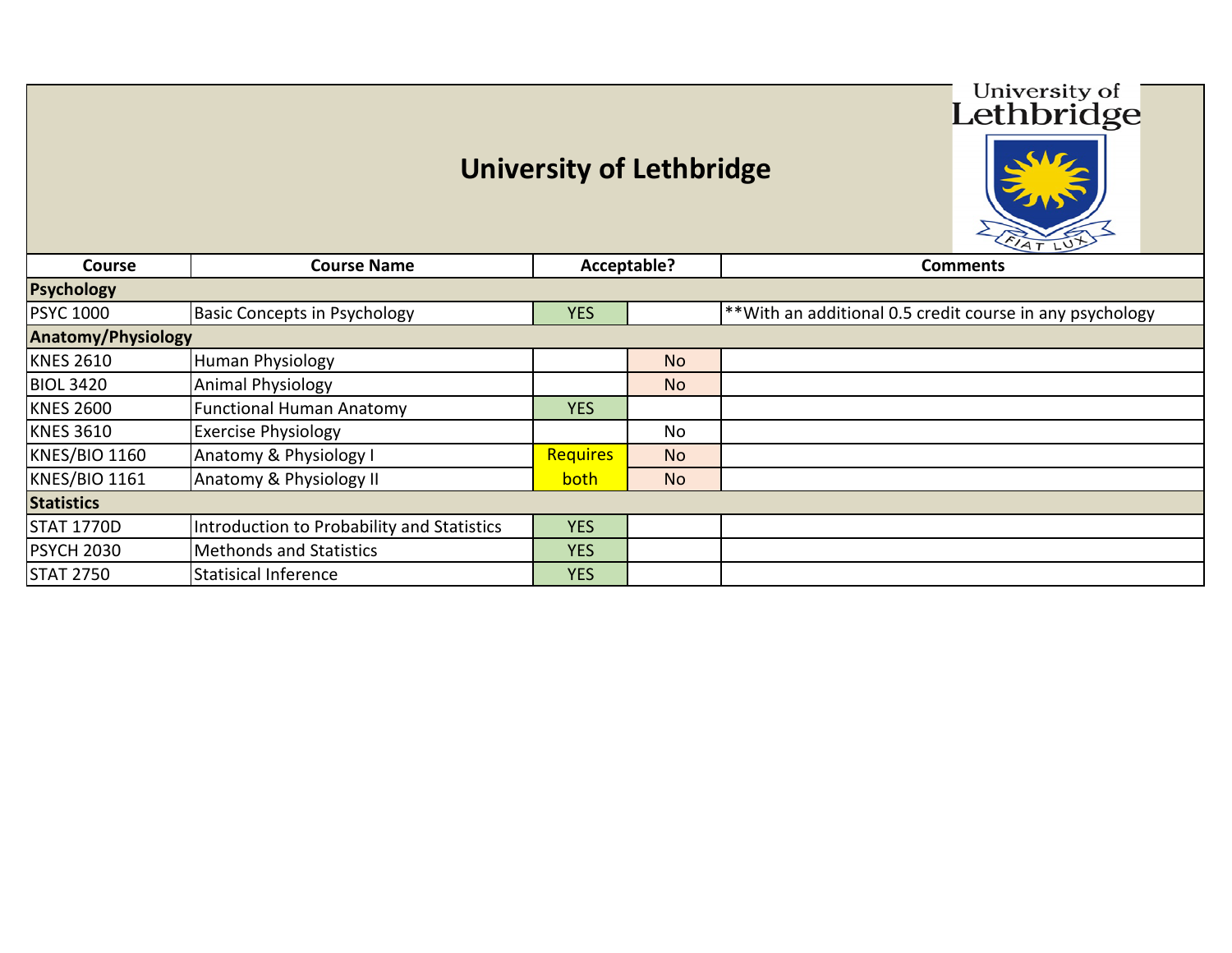# University of Lethbridge

| Course | Course Name | Acceptable? | | Comments |
|---|---|---|---|---|
| **Psychology** | | | | |
| PSYC 1000 | Basic Concepts in Psychology | YES | | **With an additional 0.5 credit course in any psychology |
| **Anatomy/Physiology** | | | | |
| KNES 2610 | Human Physiology | | No | |
| BIOL 3420 | Animal Physiology | | No | |
| KNES 2600 | Functional Human Anatomy | YES | | |
| KNES 3610 | Exercise Physiology | | No | |
| KNES/BIO 1160 | Anatomy & Physiology I | Requires both | No | |
| KNES/BIO 1161 | Anatomy & Physiology II | | No | |
| **Statistics** | | | | |
| STAT 1770D | Introduction to Probability and Statistics | YES | | |
| PSYCH 2030 | Methonds and Statistics | YES | | |
| STAT 2750 | Statisical Inference | YES | | |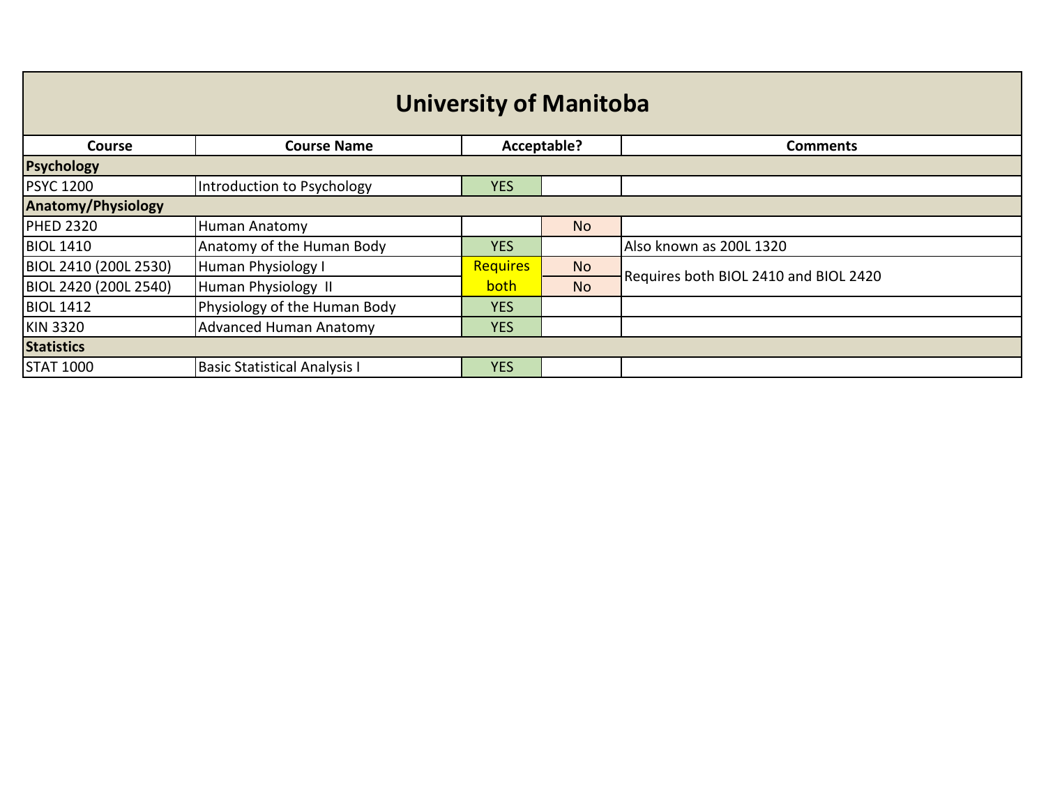# University of Manitoba

| Course | Course Name | Acceptable? | | Comments |
|---|---|---|---|---|
| **Psychology** | | | | |
| PSYC 1200 | Introduction to Psychology | YES | | |
| **Anatomy/Physiology** | | | | |
| PHED 2320 | Human Anatomy | | No | |
| BIOL 1410 | Anatomy of the Human Body | YES | | Also known as 200L 1320 |
| BIOL 2410 (200L 2530) | Human Physiology I | Requires both | No | Requires both BIOL 2410 and BIOL 2420 |
| BIOL 2420 (200L 2540) | Human Physiology II | | No | |
| BIOL 1412 | Physiology of the Human Body | YES | | |
| KIN 3320 | Advanced Human Anatomy | YES | | |
| **Statistics** | | | | |
| STAT 1000 | Basic Statistical Analysis I | YES | | |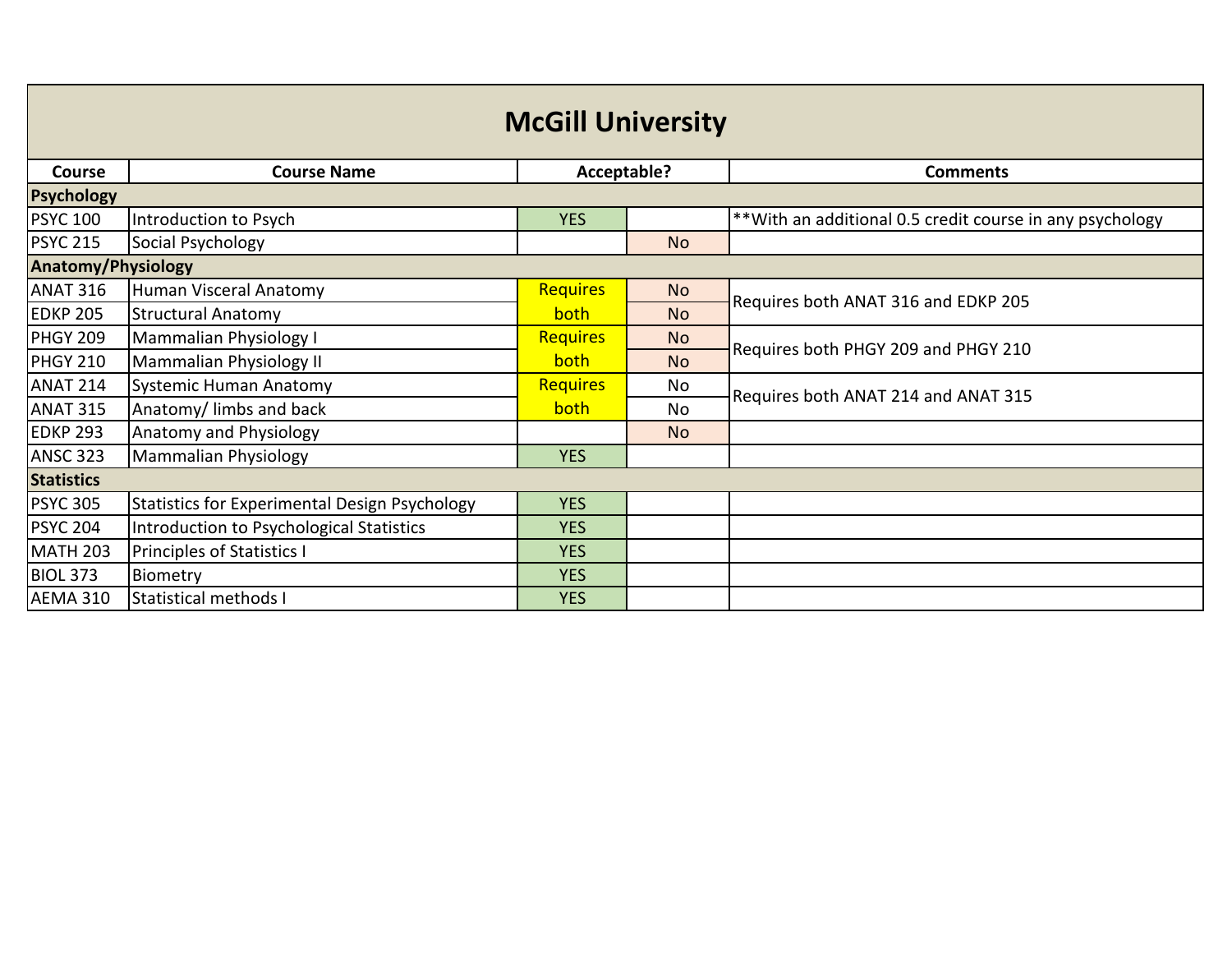# McGill University

| Course | Course Name | Acceptable? | | Comments |
|---|---|---|---|---|
| **Psychology** | | | | |
| PSYC 100 | Introduction to Psych | YES | | **With an additional 0.5 credit course in any psychology |
| PSYC 215 | Social Psychology | | No | |
| **Anatomy/Physiology** | | | | |
| ANAT 316 | Human Visceral Anatomy | Requires both | No | Requires both ANAT 316 and EDKP 205 |
| EDKP 205 | Structural Anatomy | | No | |
| PHGY 209 | Mammalian Physiology I | Requires both | No | Requires both PHGY 209 and PHGY 210 |
| PHGY 210 | Mammalian Physiology II | | No | |
| ANAT 214 | Systemic Human Anatomy | Requires both | No | Requires both ANAT 214 and ANAT 315 |
| ANAT 315 | Anatomy/ limbs and back | | No | |
| EDKP 293 | Anatomy and Physiology | | No | |
| ANSC 323 | Mammalian Physiology | YES | | |
| **Statistics** | | | | |
| PSYC 305 | Statistics for Experimental Design Psychology | YES | | |
| PSYC 204 | Introduction to Psychological Statistics | YES | | |
| MATH 203 | Principles of Statistics I | YES | | |
| BIOL 373 | Biometry | YES | | |
| AEMA 310 | Statistical methods I | YES | | |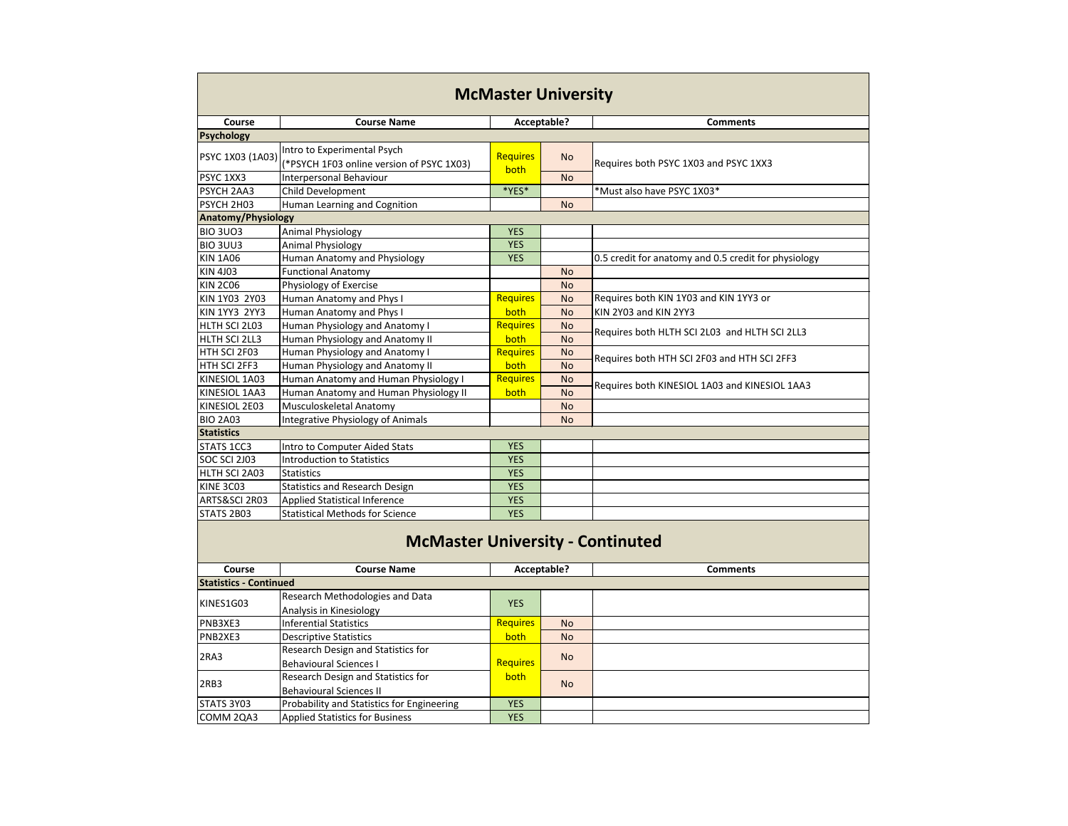# McMaster University

| Course | Course Name | Acceptable? | | Comments |
|---|---|---|---|---|
| **Psychology** | | | | |
| PSYC 1X03 (1A03) | Intro to Experimental Psych (*PSYCH 1F03 online version of PSYC 1X03) | Requires both | No | Requires both PSYC 1X03 and PSYC 1XX3 |
| PSYC 1XX3 | Interpersonal Behaviour | | No | |
| PSYCH 2AA3 | Child Development | *YES* | | *Must also have PSYC 1X03* |
| PSYCH 2H03 | Human Learning and Cognition | | No | |
| **Anatomy/Physiology** | | | | |
| BIO 3UO3 | Animal Physiology | YES | | |
| BIO 3UU3 | Animal Physiology | YES | | |
| KIN 1A06 | Human Anatomy and Physiology | YES | | 0.5 credit for anatomy and 0.5 credit for physiology |
| KIN 4J03 | Functional Anatomy | | No | |
| KIN 2C06 | Physiology of Exercise | | No | |
| KIN 1Y03 2Y03 | Human Anatomy and Phys I | Requires | No | Requires both KIN 1Y03 and KIN 1YY3 or |
| KIN 1YY3 2YY3 | Human Anatomy and Phys I | both | No | KIN 2Y03 and KIN 2YY3 |
| HLTH SCI 2L03 | Human Physiology and Anatomy I | Requires | No | Requires both HLTH SCI 2L03 and HLTH SCI 2LL3 |
| HLTH SCI 2LL3 | Human Physiology and Anatomy II | both | No | |
| HTH SCI 2F03 | Human Physiology and Anatomy I | Requires | No | Requires both HTH SCI 2F03 and HTH SCI 2FF3 |
| HTH SCI 2FF3 | Human Physiology and Anatomy II | both | No | |
| KINESIOL 1A03 | Human Anatomy and Human Physiology I | Requires | No | Requires both KINESIOL 1A03 and KINESIOL 1AA3 |
| KINESIOL 1AA3 | Human Anatomy and Human Physiology II | both | No | |
| KINESIOL 2E03 | Musculoskeletal Anatomy | | No | |
| BIO 2A03 | Integrative Physiology of Animals | | No | |
| **Statistics** | | | | |
| STATS 1CC3 | Intro to Computer Aided Stats | YES | | |
| SOC SCI 2J03 | Introduction to Statistics | YES | | |
| HLTH SCI 2A03 | Statistics | YES | | |
| KINE 3C03 | Statistics and Research Design | YES | | |
| ARTS&SCI 2R03 | Applied Statistical Inference | YES | | |
| STATS 2B03 | Statistical Methods for Science | YES | | |

# McMaster University - Continuted

| Course | Course Name | Acceptable? | | Comments |
|---|---|---|---|---|
| **Statistics - Continued** | | | | |
| KINES1G03 | Research Methodologies and Data Analysis in Kinesiology | YES | | |
| PNB3XE3 | Inferential Statistics | Requires | No | |
| PNB2XE3 | Descriptive Statistics | both | No | |
| 2RA3 | Research Design and Statistics for Behavioural Sciences I | Requires | No | |
| 2RB3 | Research Design and Statistics for Behavioural Sciences II | both | No | |
| STATS 3Y03 | Probability and Statistics for Engineering | YES | | |
| COMM 2QA3 | Applied Statistics for Business | YES | | |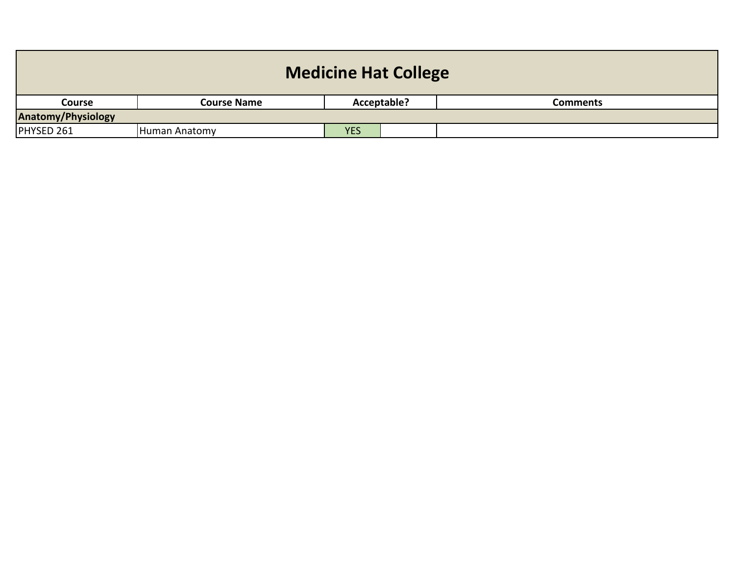# Medicine Hat College

| Course | Course Name | Acceptable? | | Comments |
|---|---|---|---|---|
| **Anatomy/Physiology** | | | | |
| PHYSED 261 | Human Anatomy | YES | | |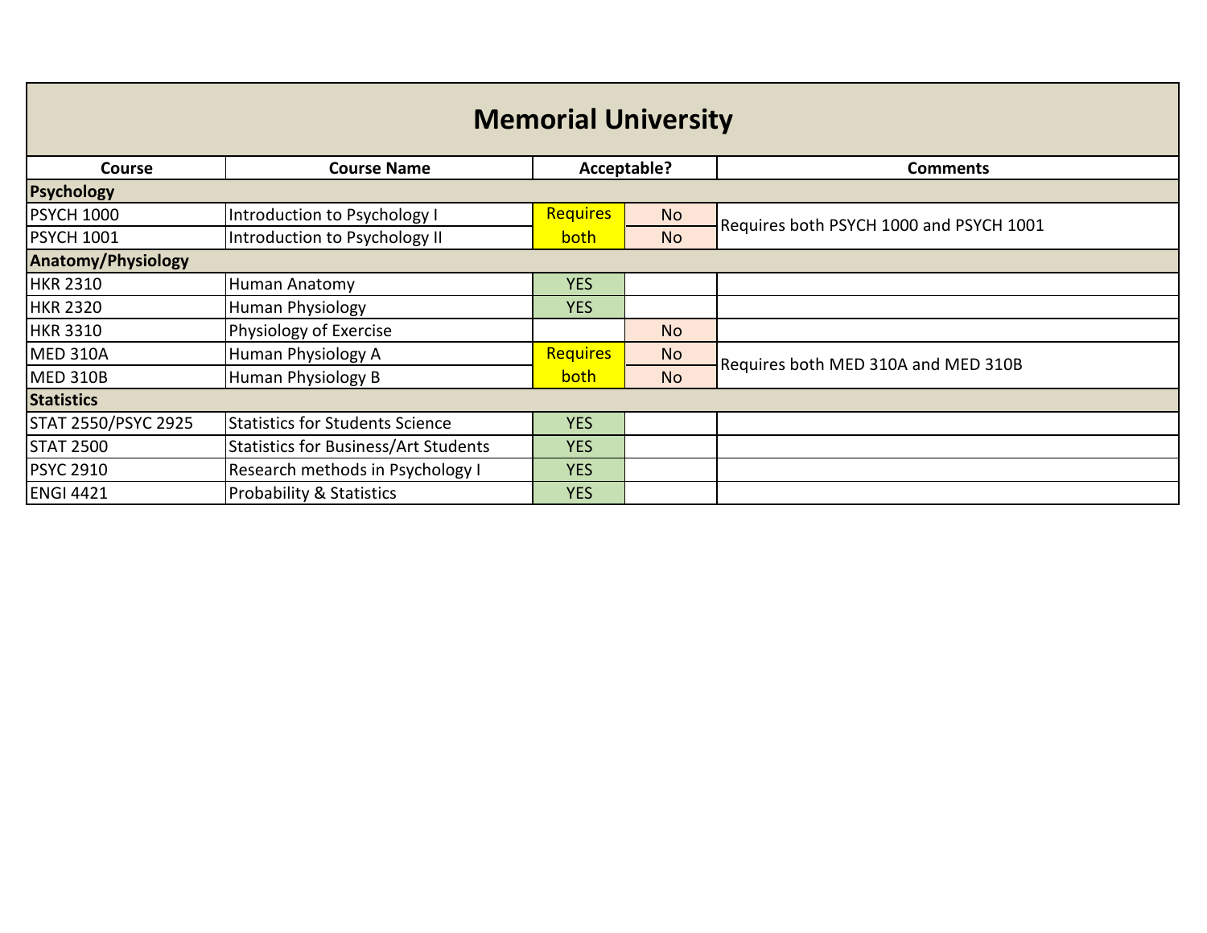# Memorial University

| Course | Course Name | Acceptable? | | Comments |
|---|---|---|---|---|
| **Psychology** | | | | |
| PSYCH 1000 | Introduction to Psychology I | Requires both | No | Requires both PSYCH 1000 and PSYCH 1001 |
| PSYCH 1001 | Introduction to Psychology II | | No | |
| **Anatomy/Physiology** | | | | |
| HKR 2310 | Human Anatomy | YES | | |
| HKR 2320 | Human Physiology | YES | | |
| HKR 3310 | Physiology of Exercise | | No | |
| MED 310A | Human Physiology A | Requires both | No | Requires both MED 310A and MED 310B |
| MED 310B | Human Physiology B | | No | |
| **Statistics** | | | | |
| STAT 2550/PSYC 2925 | Statistics for Students Science | YES | | |
| STAT 2500 | Statistics for Business/Art Students | YES | | |
| PSYC 2910 | Research methods in Psychology I | YES | | |
| ENGI 4421 | Probability & Statistics | YES | | |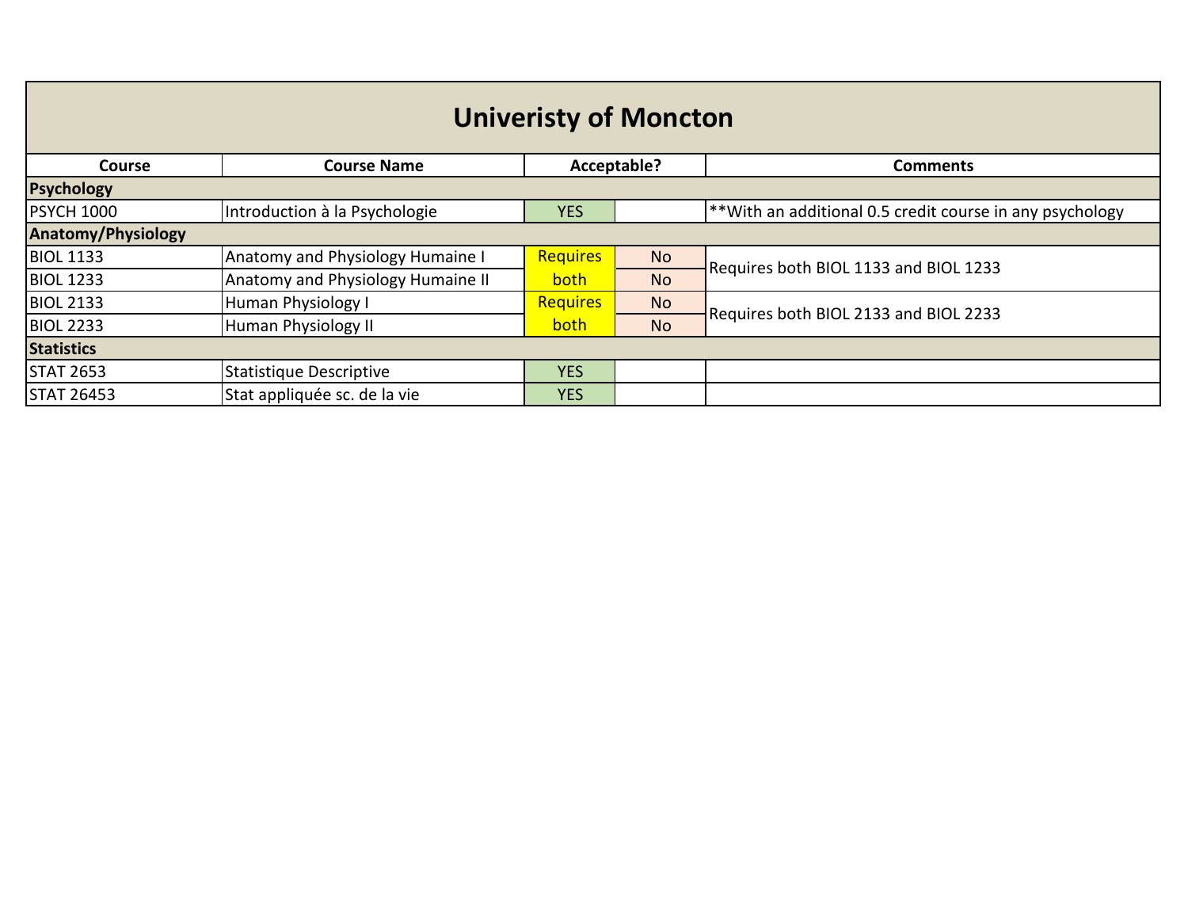# Univeristy of Moncton

| Course | Course Name | Acceptable? | | Comments |
|---|---|---|---|---|
| **Psychology** | | | | |
| PSYCH 1000 | Introduction à la Psychologie | YES | | **With an additional 0.5 credit course in any psychology |
| **Anatomy/Physiology** | | | | |
| BIOL 1133 | Anatomy and Physiology Humaine I | Requires both | No | Requires both BIOL 1133 and BIOL 1233 |
| BIOL 1233 | Anatomy and Physiology Humaine II | | No | |
| BIOL 2133 | Human Physiology I | Requires both | No | Requires both BIOL 2133 and BIOL 2233 |
| BIOL 2233 | Human Physiology II | | No | |
| **Statistics** | | | | |
| STAT 2653 | Statistique Descriptive | YES | | |
| STAT 26453 | Stat appliquée sc. de la vie | YES | | |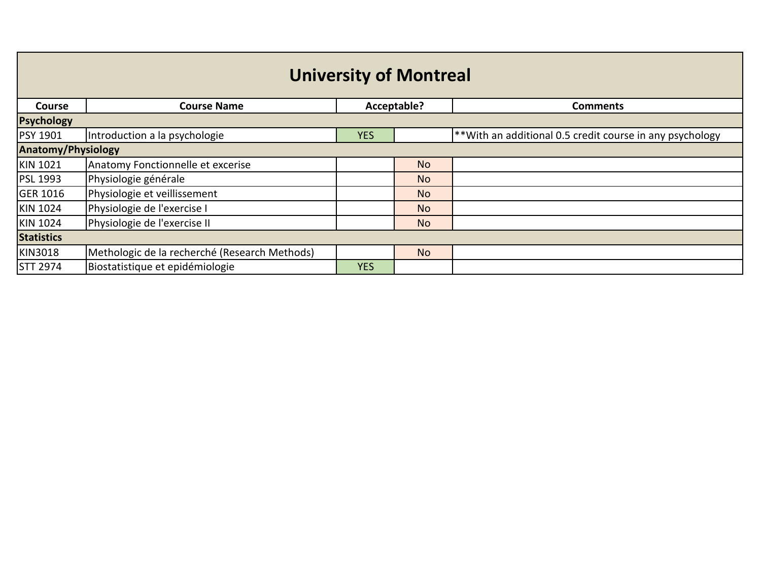# University of Montreal

| Course | Course Name | Acceptable? | | Comments |
|---|---|---|---|---|
| **Psychology** | | | | |
| PSY 1901 | Introduction a la psychologie | YES | | **With an additional 0.5 credit course in any psychology |
| **Anatomy/Physiology** | | | | |
| KIN 1021 | Anatomy Fonctionnelle et excerise | | No | |
| PSL 1993 | Physiologie générale | | No | |
| GER 1016 | Physiologie et veillissement | | No | |
| KIN 1024 | Physiologie de l'exercise I | | No | |
| KIN 1024 | Physiologie de l'exercise II | | No | |
| **Statistics** | | | | |
| KIN3018 | Methologic de la recherché (Research Methods) | | No | |
| STT 2974 | Biostatistique et epidémiologie | YES | | |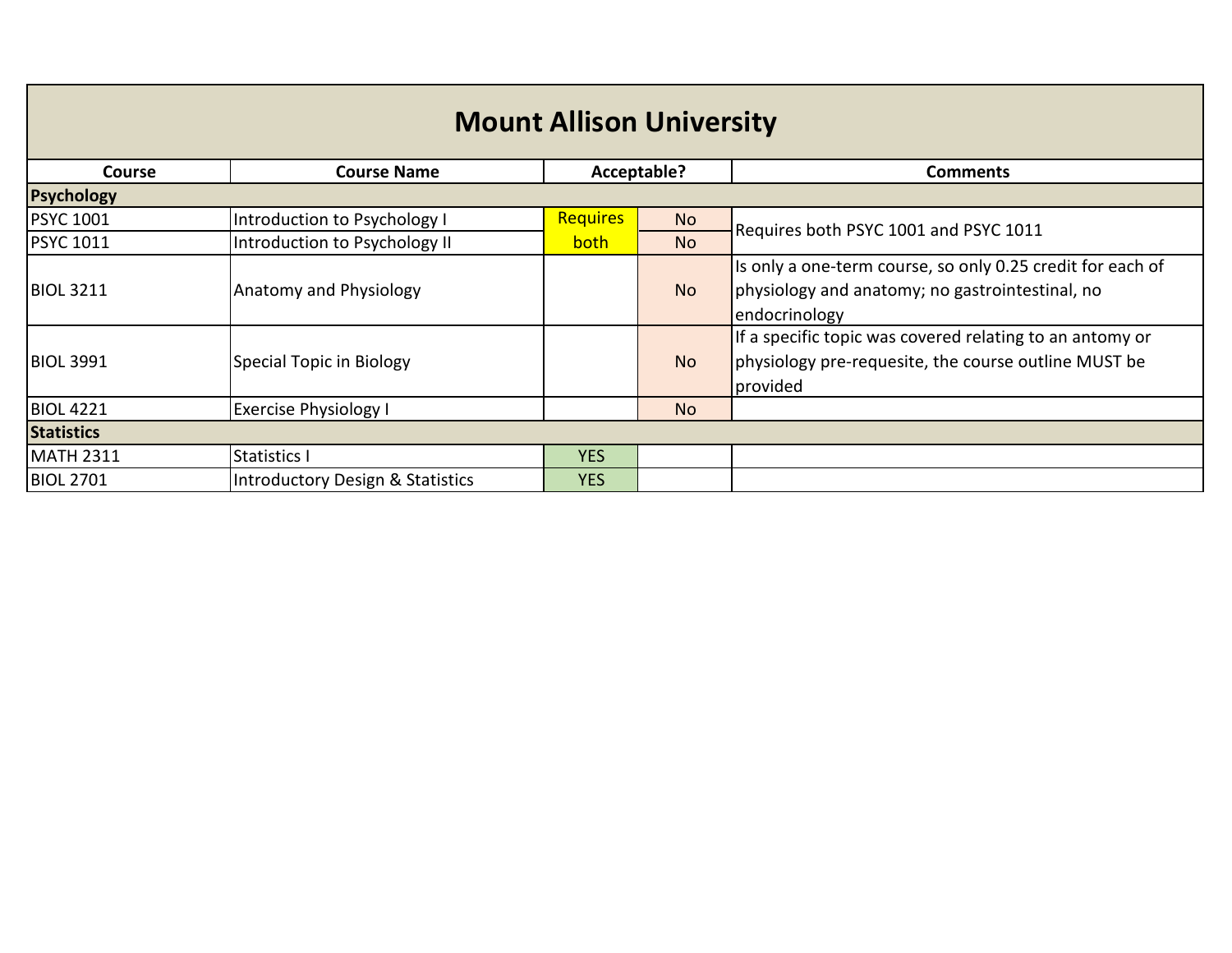| Mount Allison University | | | | |
|---|---|---|---|---|
| **Course** | **Course Name** | **Acceptable?** | | **Comments** |
| **Psychology** | | | | |
| PSYC 1001 | Introduction to Psychology I | Requires both | No | Requires both PSYC 1001 and PSYC 1011 |
| PSYC 1011 | Introduction to Psychology II | | No | |
| BIOL 3211 | Anatomy and Physiology | | No | Is only a one-term course, so only 0.25 credit for each of physiology and anatomy; no gastrointestinal, no endocrinology |
| BIOL 3991 | Special Topic in Biology | | No | If a specific topic was covered relating to an antomy or physiology pre-requesite, the course outline MUST be provided |
| BIOL 4221 | Exercise Physiology I | | No | |
| **Statistics** | | | | |
| MATH 2311 | Statistics I | YES | | |
| BIOL 2701 | Introductory Design & Statistics | YES | | |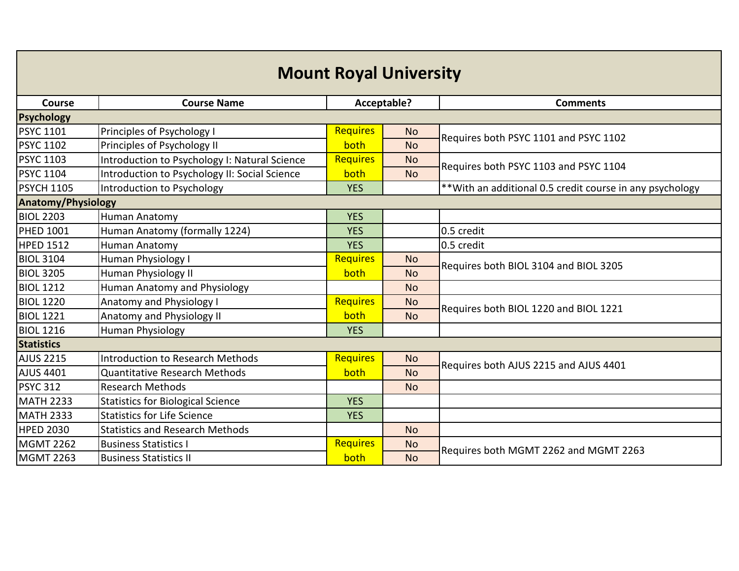| Mount Royal University | | | | |
|---|---|---|---|---|
| **Course** | **Course Name** | **Acceptable?** | | **Comments** |
| **Psychology** | | | | |
| PSYC 1101 | Principles of Psychology I | Requires both | No | Requires both PSYC 1101 and PSYC 1102 |
| PSYC 1102 | Principles of Psychology II | | No | |
| PSYC 1103 | Introduction to Psychology I: Natural Science | Requires both | No | Requires both PSYC 1103 and PSYC 1104 |
| PSYC 1104 | Introduction to Psychology II: Social Science | | No | |
| PSYCH 1105 | Introduction to Psychology | YES | | **With an additional 0.5 credit course in any psychology |
| **Anatomy/Physiology** | | | | |
| BIOL 2203 | Human Anatomy | YES | | |
| PHED 1001 | Human Anatomy (formally 1224) | YES | | 0.5 credit |
| HPED 1512 | Human Anatomy | YES | | 0.5 credit |
| BIOL 3104 | Human Physiology I | Requires both | No | Requires both BIOL 3104 and BIOL 3205 |
| BIOL 3205 | Human Physiology II | | No | |
| BIOL 1212 | Human Anatomy and Physiology | | No | |
| BIOL 1220 | Anatomy and Physiology I | Requires both | No | Requires both BIOL 1220 and BIOL 1221 |
| BIOL 1221 | Anatomy and Physiology II | | No | |
| BIOL 1216 | Human Physiology | YES | | |
| **Statistics** | | | | |
| AJUS 2215 | Introduction to Research Methods | Requires both | No | Requires both AJUS 2215 and AJUS 4401 |
| AJUS 4401 | Quantitative Research Methods | | No | |
| PSYC 312 | Research Methods | | No | |
| MATH 2233 | Statistics for Biological Science | YES | | |
| MATH 2333 | Statistics for Life Science | YES | | |
| HPED 2030 | Statistics and Research Methods | | No | |
| MGMT 2262 | Business Statistics I | Requires both | No | Requires both MGMT 2262 and MGMT 2263 |
| MGMT 2263 | Business Statistics II | | No | |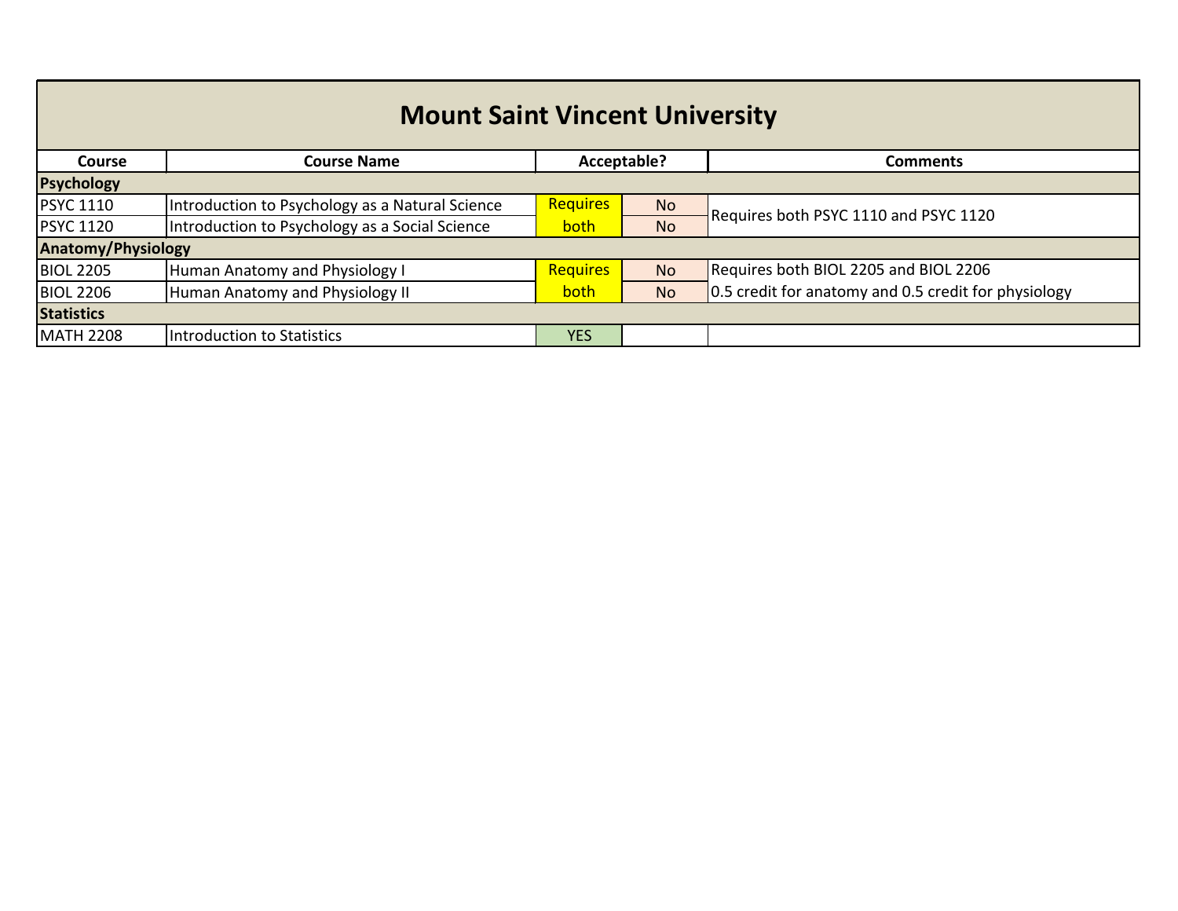| **Mount Saint Vincent University** | | | | |
|---|---|---|---|---|
| **Course** | **Course Name** | **Acceptable?** | | **Comments** |
| **Psychology** | | | | |
| PSYC 1110 | Introduction to Psychology as a Natural Science | Requires both | No | Requires both PSYC 1110 and PSYC 1120 |
| PSYC 1120 | Introduction to Psychology as a Social Science | | No | |
| **Anatomy/Physiology** | | | | |
| BIOL 2205 | Human Anatomy and Physiology I | Requires both | No | Requires both BIOL 2205 and BIOL 2206 |
| BIOL 2206 | Human Anatomy and Physiology II | | No | 0.5 credit for anatomy and 0.5 credit for physiology |
| **Statistics** | | | | |
| MATH 2208 | Introduction to Statistics | YES | | |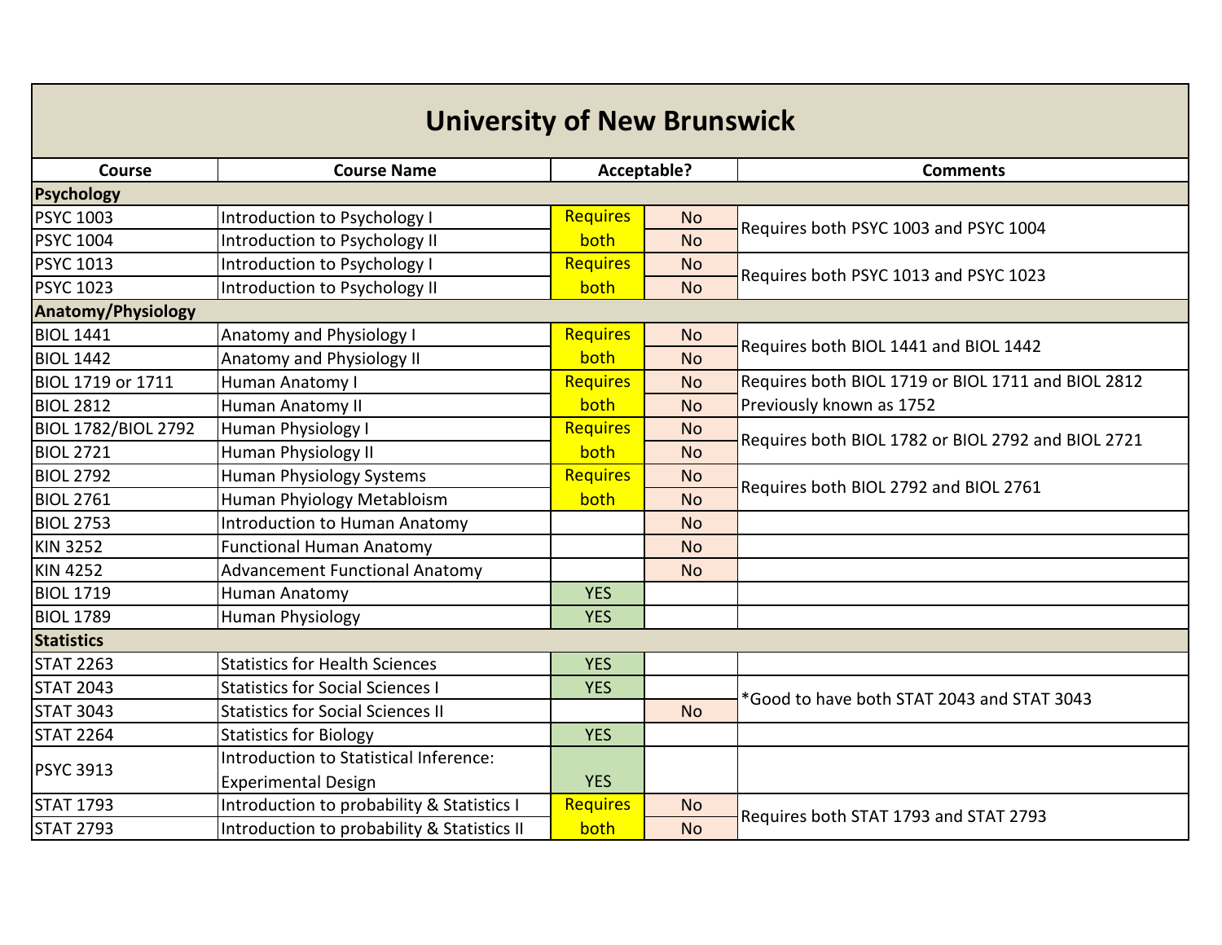# University of New Brunswick

| Course | Course Name | Acceptable? | | Comments |
|---|---|---|---|---|
| **Psychology** | | | | |
| PSYC 1003 | Introduction to Psychology I | Requires both | No | Requires both PSYC 1003 and PSYC 1004 |
| PSYC 1004 | Introduction to Psychology II | | No | |
| PSYC 1013 | Introduction to Psychology I | Requires both | No | Requires both PSYC 1013 and PSYC 1023 |
| PSYC 1023 | Introduction to Psychology II | | No | |
| **Anatomy/Physiology** | | | | |
| BIOL 1441 | Anatomy and Physiology I | Requires both | No | Requires both BIOL 1441 and BIOL 1442 |
| BIOL 1442 | Anatomy and Physiology II | | No | |
| BIOL 1719 or 1711 | Human Anatomy I | Requires both | No | Requires both BIOL 1719 or BIOL 1711 and BIOL 2812 |
| BIOL 2812 | Human Anatomy II | | No | Previously known as 1752 |
| BIOL 1782/BIOL 2792 | Human Physiology I | Requires both | No | Requires both BIOL 1782 or BIOL 2792 and BIOL 2721 |
| BIOL 2721 | Human Physiology II | | No | |
| BIOL 2792 | Human Physiology Systems | Requires both | No | Requires both BIOL 2792 and BIOL 2761 |
| BIOL 2761 | Human Phyiology Metabloism | | No | |
| BIOL 2753 | Introduction to Human Anatomy | | No | |
| KIN 3252 | Functional Human Anatomy | | No | |
| KIN 4252 | Advancement Functional Anatomy | | No | |
| BIOL 1719 | Human Anatomy | YES | | |
| BIOL 1789 | Human Physiology | YES | | |
| **Statistics** | | | | |
| STAT 2263 | Statistics for Health Sciences | YES | | |
| STAT 2043 | Statistics for Social Sciences I | YES | | *Good to have both STAT 2043 and STAT 3043 |
| STAT 3043 | Statistics for Social Sciences II | | No | |
| STAT 2264 | Statistics for Biology | YES | | |
| PSYC 3913 | Introduction to Statistical Inference: Experimental Design | YES | | |
| STAT 1793 | Introduction to probability & Statistics I | Requires both | No | Requires both STAT 1793 and STAT 2793 |
| STAT 2793 | Introduction to probability & Statistics II | | No | |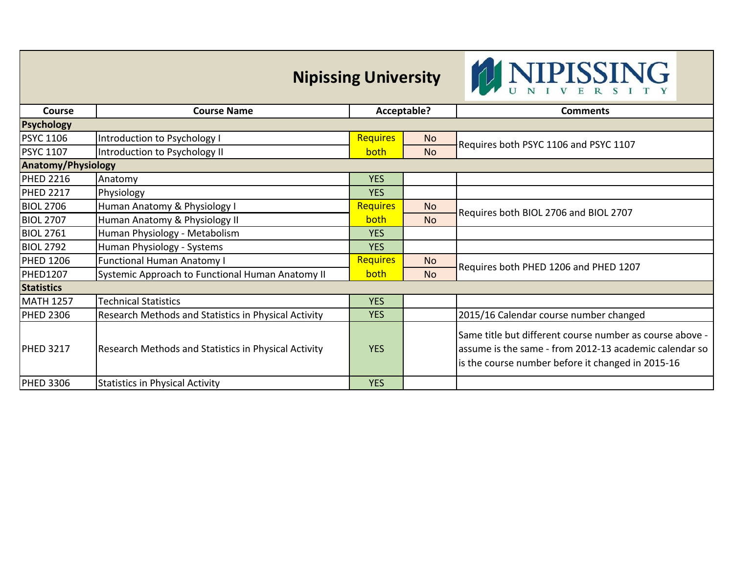# Nipissing University

| Course | Course Name | Acceptable? | | Comments |
|---|---|---|---|---|
| **Psychology** | | | | |
| PSYC 1106 | Introduction to Psychology I | Requires both | No | Requires both PSYC 1106 and PSYC 1107 |
| PSYC 1107 | Introduction to Psychology II | | No | |
| **Anatomy/Physiology** | | | | |
| PHED 2216 | Anatomy | YES | | |
| PHED 2217 | Physiology | YES | | |
| BIOL 2706 | Human Anatomy & Physiology I | Requires both | No | Requires both BIOL 2706 and BIOL 2707 |
| BIOL 2707 | Human Anatomy & Physiology II | | No | |
| BIOL 2761 | Human Physiology - Metabolism | YES | | |
| BIOL 2792 | Human Physiology - Systems | YES | | |
| PHED 1206 | Functional Human Anatomy I | Requires both | No | Requires both PHED 1206 and PHED 1207 |
| PHED1207 | Systemic Approach to Functional Human Anatomy II | | No | |
| **Statistics** | | | | |
| MATH 1257 | Technical Statistics | YES | | |
| PHED 2306 | Research Methods and Statistics in Physical Activity | YES | | 2015/16 Calendar course number changed |
| PHED 3217 | Research Methods and Statistics in Physical Activity | YES | | Same title but different course number as course above - assume is the same - from 2012-13 academic calendar so is the course number before it changed in 2015-16 |
| PHED 3306 | Statistics in Physical Activity | YES | | |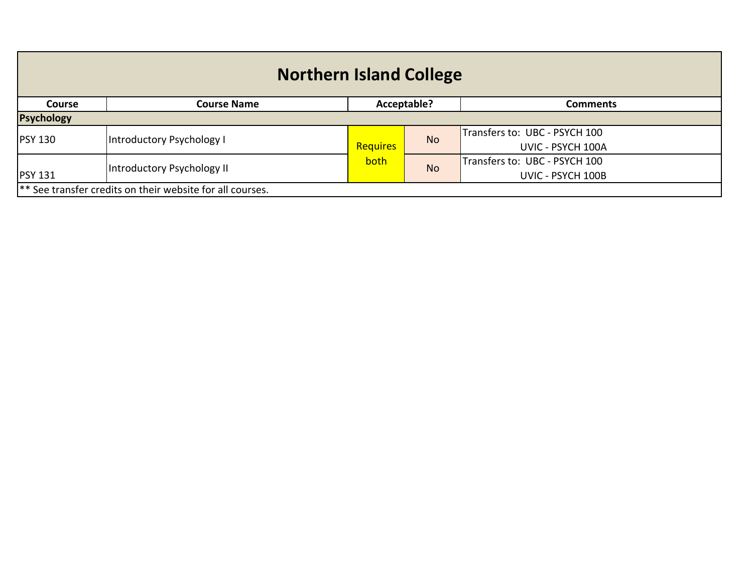# Northern Island College

| Course | Course Name | Acceptable? | | Comments |
|---|---|---|---|---|
| **Psychology** | | | | |
| PSY 130 | Introductory Psychology I | Requires both | No | Transfers to: UBC - PSYCH 100<br>UVIC - PSYCH 100A |
| PSY 131 | Introductory Psychology II | | No | Transfers to: UBC - PSYCH 100<br>UVIC - PSYCH 100B |

** See transfer credits on their website for all courses.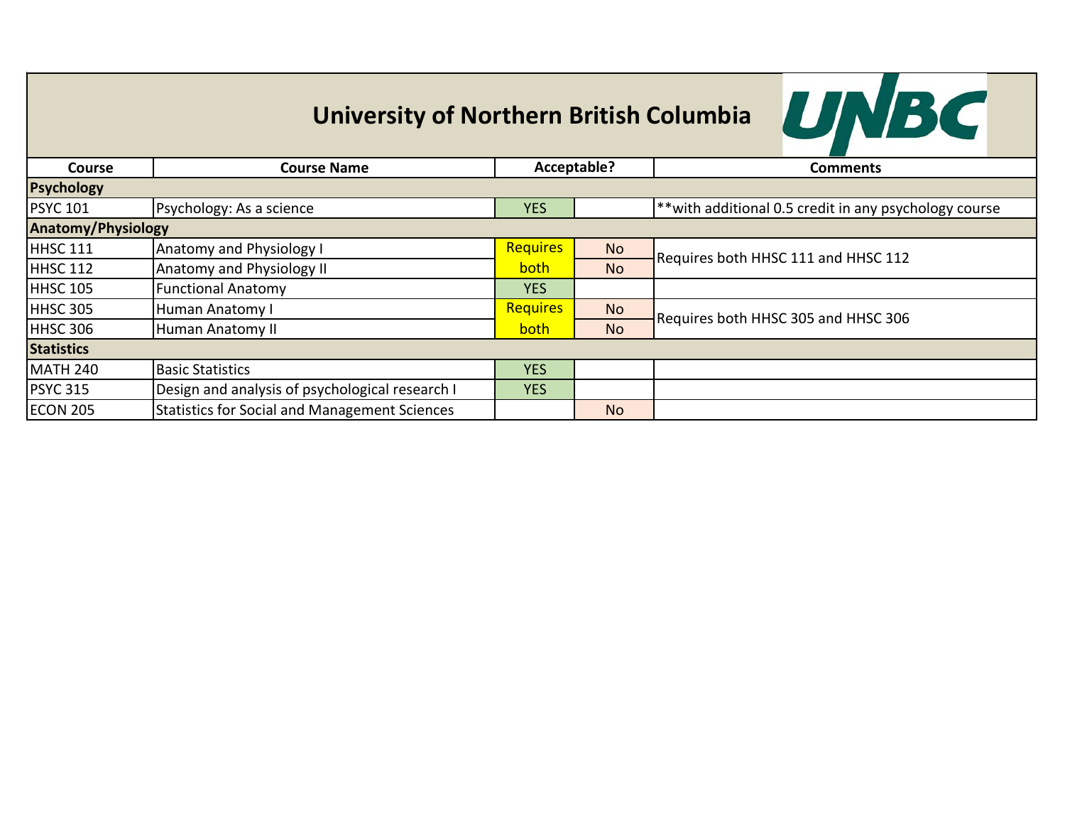# University of Northern British Columbia

| Course | Course Name | Acceptable? | | Comments |
|---|---|---|---|---|
| **Psychology** | | | | |
| PSYC 101 | Psychology: As a science | YES | | **with additional 0.5 credit in any psychology course |
| **Anatomy/Physiology** | | | | |
| HHSC 111 | Anatomy and Physiology I | Requires both | No | Requires both HHSC 111 and HHSC 112 |
| HHSC 112 | Anatomy and Physiology II | | No | |
| HHSC 105 | Functional Anatomy | YES | | |
| HHSC 305 | Human Anatomy I | Requires both | No | Requires both HHSC 305 and HHSC 306 |
| HHSC 306 | Human Anatomy II | | No | |
| **Statistics** | | | | |
| MATH 240 | Basic Statistics | YES | | |
| PSYC 315 | Design and analysis of psychological research I | YES | | |
| ECON 205 | Statistics for Social and Management Sciences | | No | |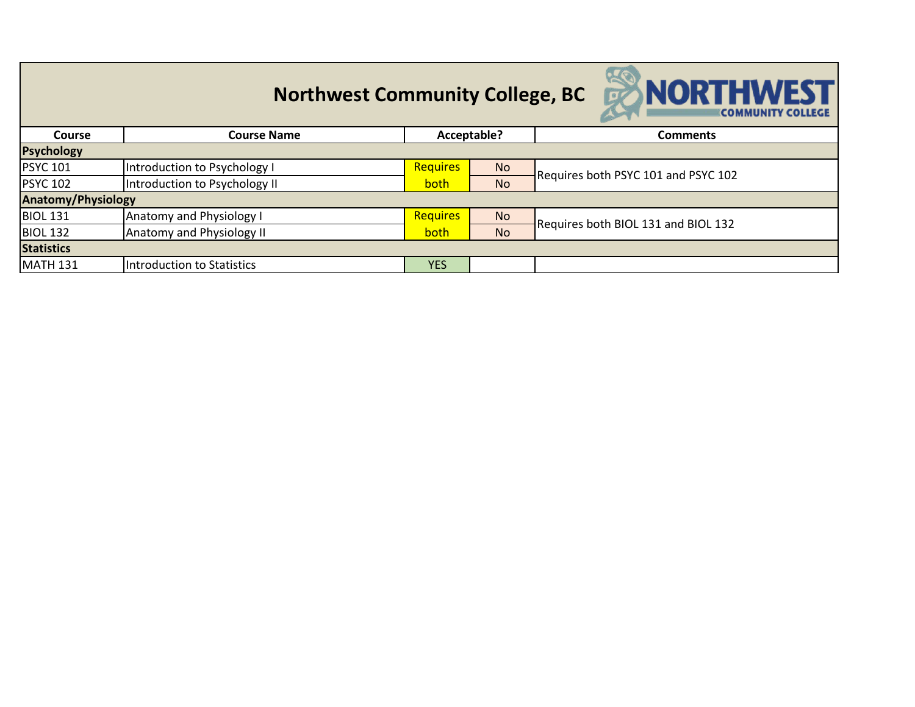# Northwest Community College, BC

| Course | Course Name | Acceptable? | | Comments |
|---|---|---|---|---|
| **Psychology** | | | | |
| PSYC 101 | Introduction to Psychology I | Requires both | No | Requires both PSYC 101 and PSYC 102 |
| PSYC 102 | Introduction to Psychology II | | No | |
| **Anatomy/Physiology** | | | | |
| BIOL 131 | Anatomy and Physiology I | Requires both | No | Requires both BIOL 131 and BIOL 132 |
| BIOL 132 | Anatomy and Physiology II | | No | |
| **Statistics** | | | | |
| MATH 131 | Introduction to Statistics | YES | | |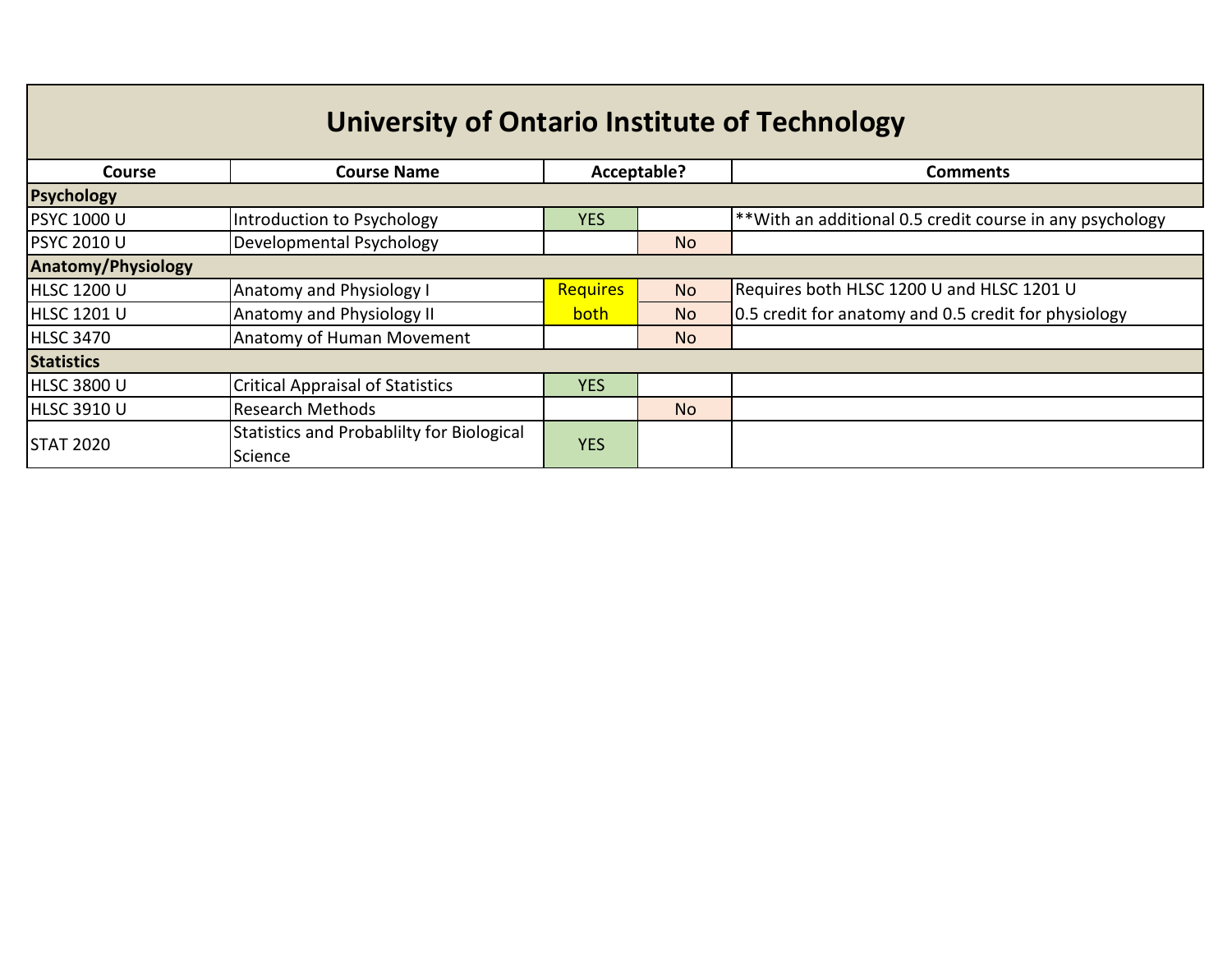# University of Ontario Institute of Technology

| Course | Course Name | Acceptable? | | Comments |
|---|---|---|---|---|
| **Psychology** | | | | |
| PSYC 1000 U | Introduction to Psychology | YES | | **With an additional 0.5 credit course in any psychology |
| PSYC 2010 U | Developmental Psychology | | No | |
| **Anatomy/Physiology** | | | | |
| HLSC 1200 U | Anatomy and Physiology I | Requires both | No | Requires both HLSC 1200 U and HLSC 1201 U 0.5 credit for anatomy and 0.5 credit for physiology |
| HLSC 1201 U | Anatomy and Physiology II | | No | |
| HLSC 3470 | Anatomy of Human Movement | | No | |
| **Statistics** | | | | |
| HLSC 3800 U | Critical Appraisal of Statistics | YES | | |
| HLSC 3910 U | Research Methods | | No | |
| STAT 2020 | Statistics and Probablilty for Biological Science | YES | | |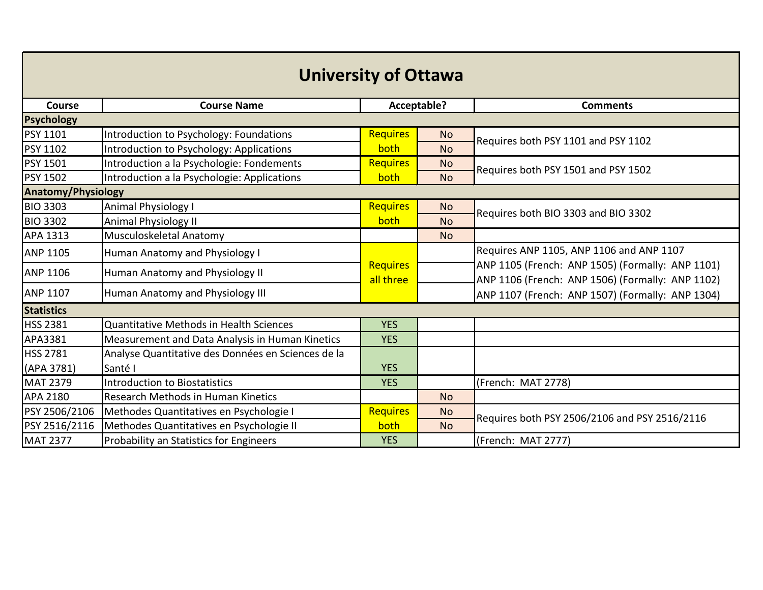# University of Ottawa

| Course | Course Name | Acceptable? | | Comments |
|---|---|---|---|---|
| **Psychology** | | | | |
| PSY 1101 | Introduction to Psychology: Foundations | Requires both | No | Requires both PSY 1101 and PSY 1102 |
| PSY 1102 | Introduction to Psychology: Applications | | No | |
| PSY 1501 | Introduction a la Psychologie: Fondements | Requires both | No | Requires both PSY 1501 and PSY 1502 |
| PSY 1502 | Introduction a la Psychologie: Applications | | No | |
| **Anatomy/Physiology** | | | | |
| BIO 3303 | Animal Physiology I | Requires both | No | Requires both BIO 3303 and BIO 3302 |
| BIO 3302 | Animal Physiology II | | No | |
| APA 1313 | Musculoskeletal Anatomy | | No | |
| ANP 1105 | Human Anatomy and Physiology I | Requires all three | | Requires ANP 1105, ANP 1106 and ANP 1107 |
| ANP 1106 | Human Anatomy and Physiology II | | | ANP 1105 (French: ANP 1505) (Formally: ANP 1101)<br>ANP 1106 (French: ANP 1506) (Formally: ANP 1102) |
| ANP 1107 | Human Anatomy and Physiology III | | | ANP 1107 (French: ANP 1507) (Formally: ANP 1304) |
| **Statistics** | | | | |
| HSS 2381 | Quantitative Methods in Health Sciences | YES | | |
| APA3381 | Measurement and Data Analysis in Human Kinetics | YES | | |
| HSS 2781 (APA 3781) | Analyse Quantitative des Données en Sciences de la Santé I | YES | | |
| MAT 2379 | Introduction to Biostatistics | YES | | (French: MAT 2778) |
| APA 2180 | Research Methods in Human Kinetics | | No | |
| PSY 2506/2106 | Methodes Quantitatives en Psychologie I | Requires both | No | Requires both PSY 2506/2106 and PSY 2516/2116 |
| PSY 2516/2116 | Methodes Quantitatives en Psychologie II | | No | |
| MAT 2377 | Probability an Statistics for Engineers | YES | | (French: MAT 2777) |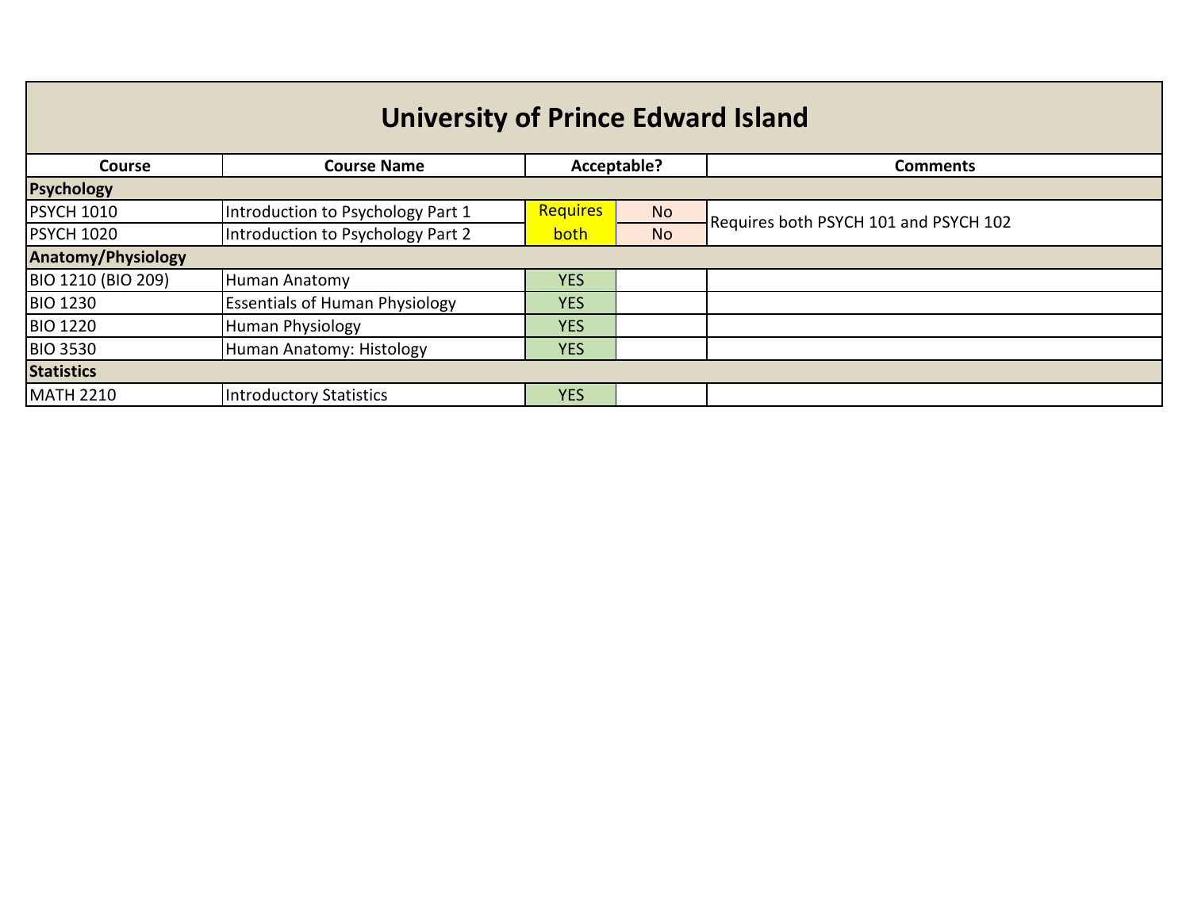# University of Prince Edward Island

| Course | Course Name | Acceptable? | | Comments |
|---|---|---|---|---|
| **Psychology** | | | | |
| PSYCH 1010 | Introduction to Psychology Part 1 | Requires both | No | Requires both PSYCH 101 and PSYCH 102 |
| PSYCH 1020 | Introduction to Psychology Part 2 | | No | |
| **Anatomy/Physiology** | | | | |
| BIO 1210 (BIO 209) | Human Anatomy | YES | | |
| BIO 1230 | Essentials of Human Physiology | YES | | |
| BIO 1220 | Human Physiology | YES | | |
| BIO 3530 | Human Anatomy: Histology | YES | | |
| **Statistics** | | | | |
| MATH 2210 | Introductory Statistics | YES | | |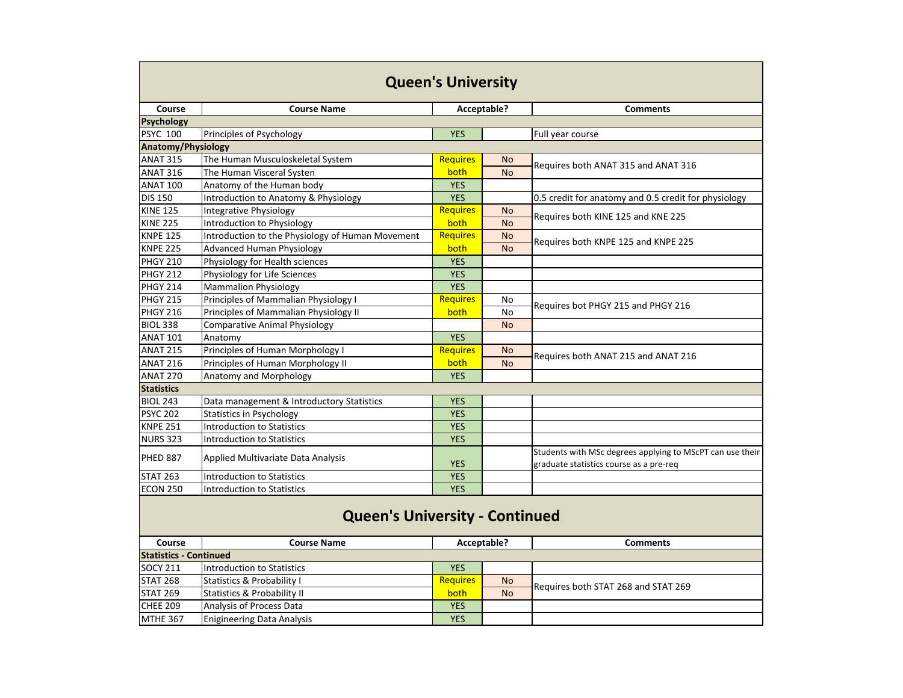## Queen's University

| Course | Course Name | Acceptable? | | Comments |
|---|---|---|---|---|
| **Psychology** | | | | |
| PSYC 100 | Principles of Psychology | YES | | Full year course |
| **Anatomy/Physiology** | | | | |
| ANAT 315 | The Human Musculoskeletal System | Requires | No | Requires both ANAT 315 and ANAT 316 |
| ANAT 316 | The Human Visceral Systen | both | No | |
| ANAT 100 | Anatomy of the Human body | YES | | |
| DIS 150 | Introduction to Anatomy & Physiology | YES | | 0.5 credit for anatomy and 0.5 credit for physiology |
| KINE 125 | Integrative Physiology | Requires | No | Requires both KINE 125 and KNE 225 |
| KINE 225 | Introduction to Physiology | both | No | |
| KNPE 125 | Introduction to the Physiology of Human Movement | Requires | No | Requires both KNPE 125 and KNPE 225 |
| KNPE 225 | Advanced Human Physiology | both | No | |
| PHGY 210 | Physiology for Health sciences | YES | | |
| PHGY 212 | Physiology for Life Sciences | YES | | |
| PHGY 214 | Mammalion Physiology | YES | | |
| PHGY 215 | Principles of Mammalian Physiology I | Requires | No | Requires bot PHGY 215 and PHGY 216 |
| PHGY 216 | Principles of Mammalian Physiology II | both | No | |
| BIOL 338 | Comparative Animal Physiology | | No | |
| ANAT 101 | Anatomy | YES | | |
| ANAT 215 | Principles of Human Morphology I | Requires | No | Requires both ANAT 215 and ANAT 216 |
| ANAT 216 | Principles of Human Morphology II | both | No | |
| ANAT 270 | Anatomy and Morphology | YES | | |
| **Statistics** | | | | |
| BIOL 243 | Data management & Introductory Statistics | YES | | |
| PSYC 202 | Statistics in Psychology | YES | | |
| KNPE 251 | Introduction to Statistics | YES | | |
| NURS 323 | Introduction to Statistics | YES | | |
| PHED 887 | Applied Multivariate Data Analysis | YES | | Students with MSc degrees applying to MScPT can use their graduate statistics course as a pre-req |
| STAT 263 | Introduction to Statistics | YES | | |
| ECON 250 | Introduction to Statistics | YES | | |

## Queen's University - Continued

| Course | Course Name | Acceptable? | | Comments |
|---|---|---|---|---|
| **Statistics - Continued** | | | | |
| SOCY 211 | Introduction to Statistics | YES | | |
| STAT 268 | Statistics & Probability I | Requires | No | Requires both STAT 268 and STAT 269 |
| STAT 269 | Statistics & Probability II | both | No | |
| CHEE 209 | Analysis of Process Data | YES | | |
| MTHE 367 | Enigineering Data Analysis | YES | | |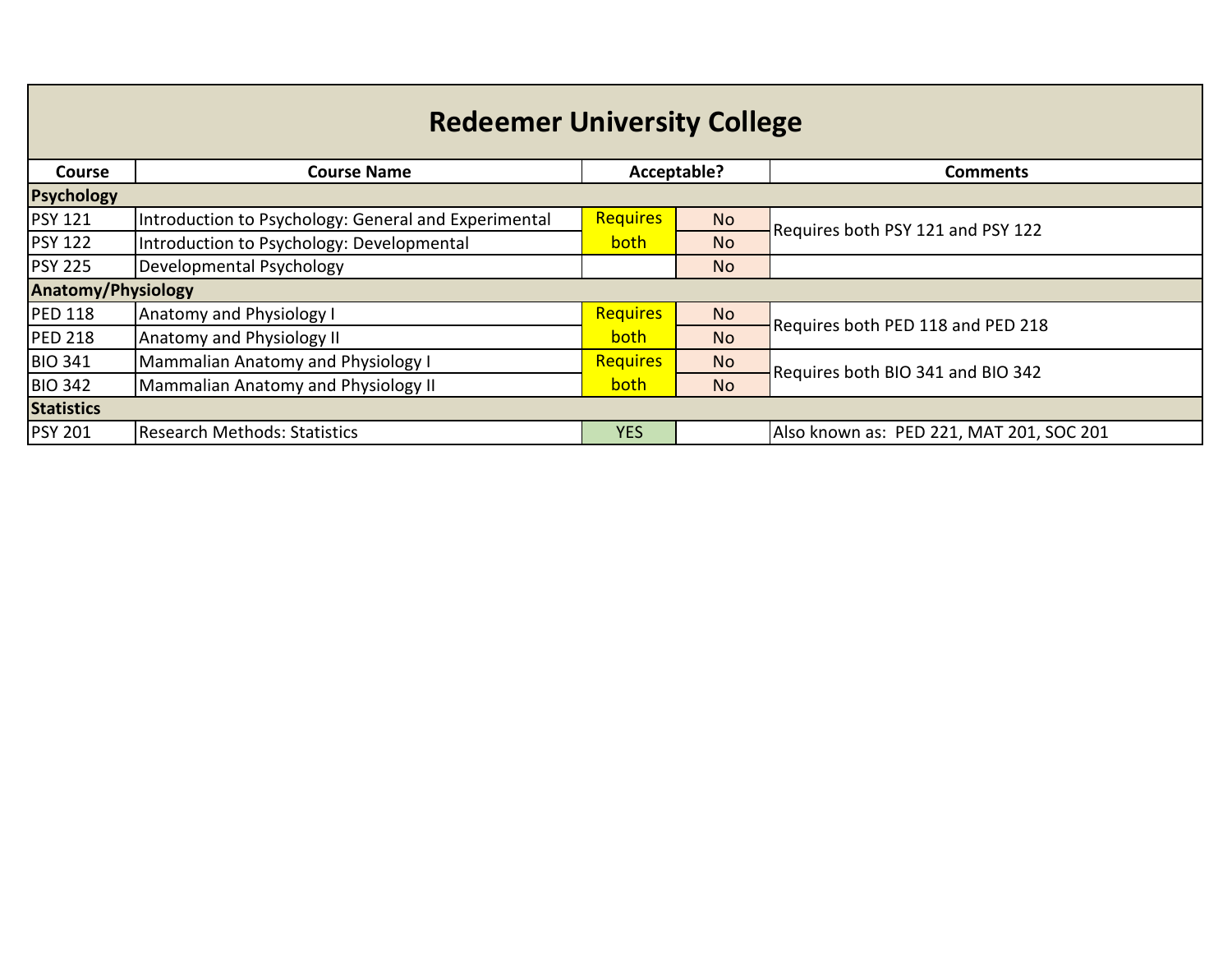# Redeemer University College

| Course | Course Name | Acceptable? | | Comments |
|---|---|---|---|---|
| **Psychology** | | | | |
| PSY 121 | Introduction to Psychology: General and Experimental | Requires both | No | Requires both PSY 121 and PSY 122 |
| PSY 122 | Introduction to Psychology: Developmental | | No | |
| PSY 225 | Developmental Psychology | | No | |
| **Anatomy/Physiology** | | | | |
| PED 118 | Anatomy and Physiology I | Requires both | No | Requires both PED 118 and PED 218 |
| PED 218 | Anatomy and Physiology II | | No | |
| BIO 341 | Mammalian Anatomy and Physiology I | Requires both | No | Requires both BIO 341 and BIO 342 |
| BIO 342 | Mammalian Anatomy and Physiology II | | No | |
| **Statistics** | | | | |
| PSY 201 | Research Methods: Statistics | YES | | Also known as: PED 221, MAT 201, SOC 201 |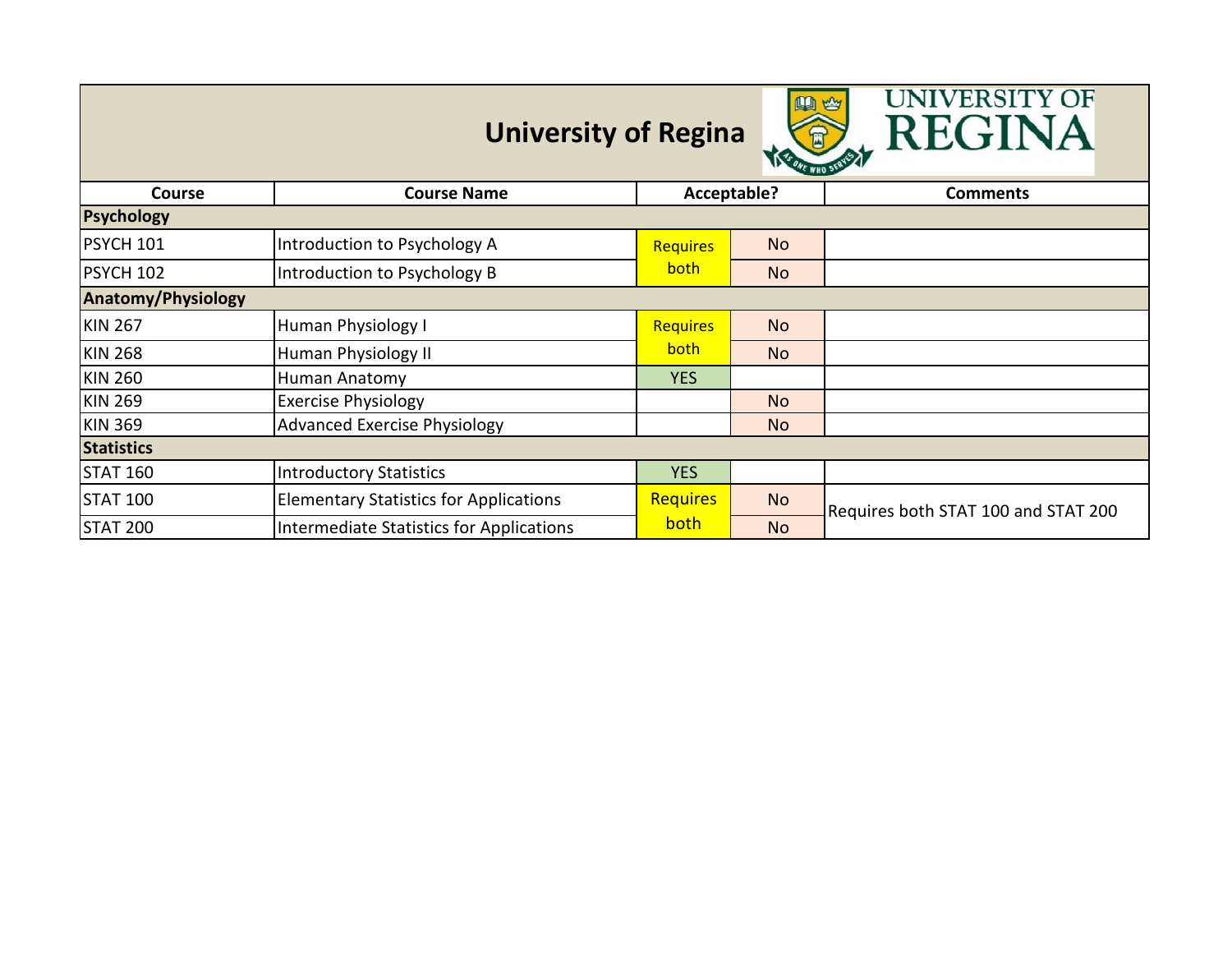# University of Regina

| Course | Course Name | Acceptable? | | Comments |
|---|---|---|---|---|
| **Psychology** | | | | |
| PSYCH 101 | Introduction to Psychology A | Requires both | No | |
| PSYCH 102 | Introduction to Psychology B | | No | |
| **Anatomy/Physiology** | | | | |
| KIN 267 | Human Physiology I | Requires both | No | |
| KIN 268 | Human Physiology II | | No | |
| KIN 260 | Human Anatomy | YES | | |
| KIN 269 | Exercise Physiology | | No | |
| KIN 369 | Advanced Exercise Physiology | | No | |
| **Statistics** | | | | |
| STAT 160 | Introductory Statistics | YES | | |
| STAT 100 | Elementary Statistics for Applications | Requires both | No | Requires both STAT 100 and STAT 200 |
| STAT 200 | Intermediate Statistics for Applications | | No | |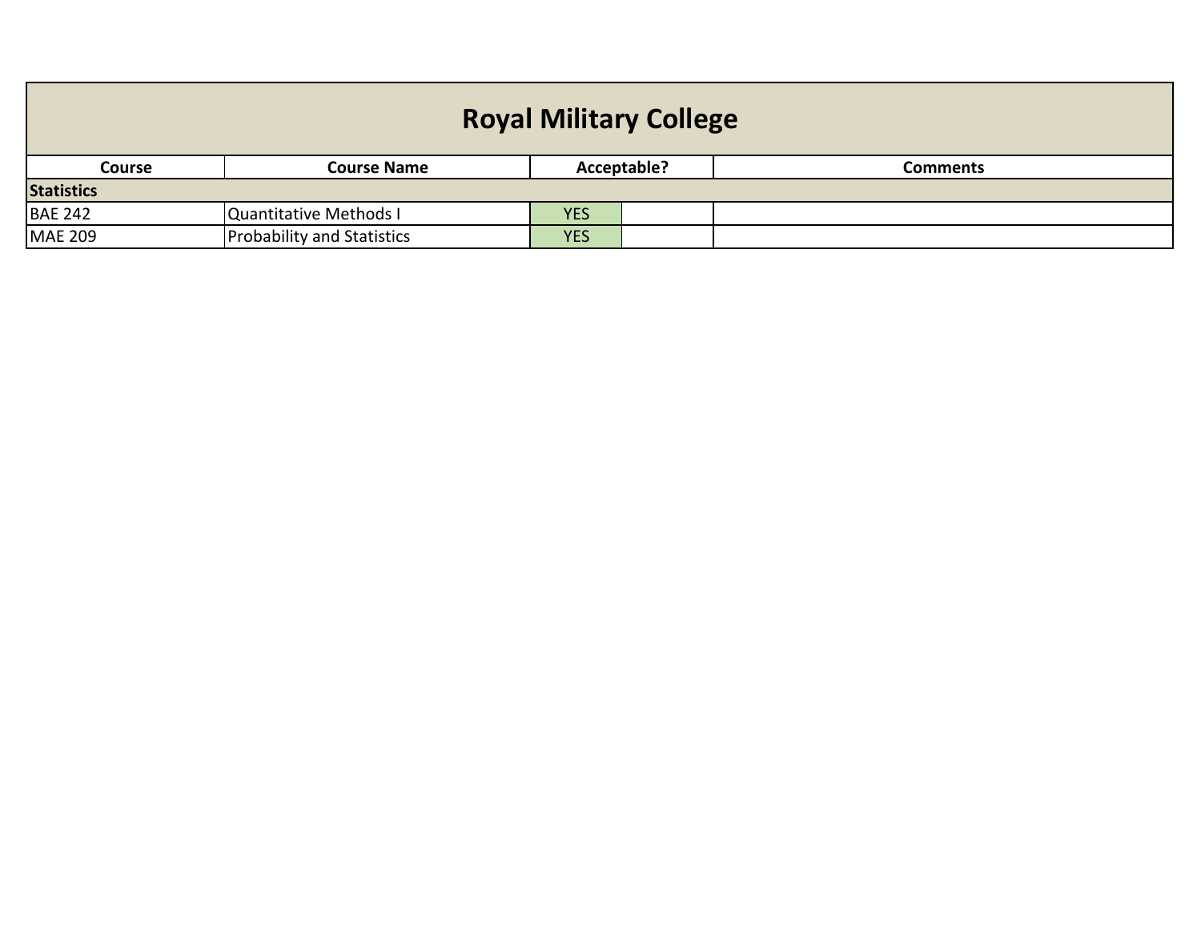# Royal Military College

| Course | Course Name | Acceptable? | | Comments |
|---|---|---|---|---|
| **Statistics** | | | | |
| BAE 242 | Quantitative Methods I | YES | | |
| MAE 209 | Probability and Statistics | YES | | |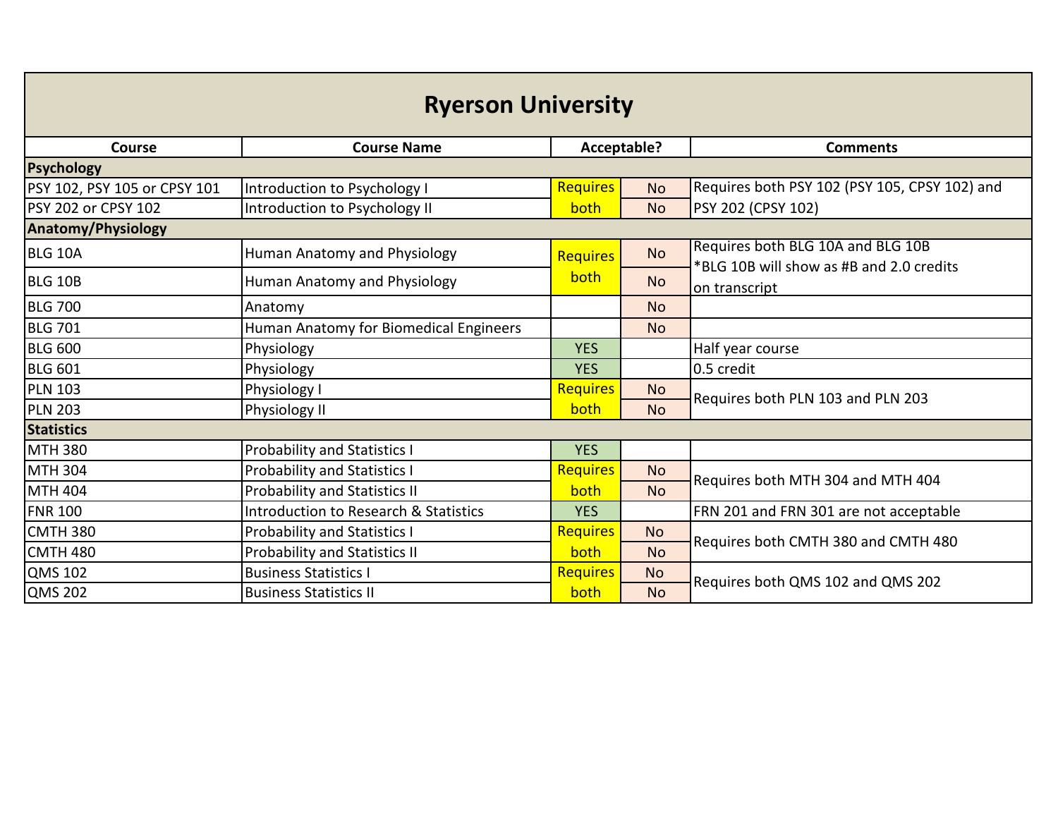# Ryerson University

| Course | Course Name | Acceptable? | | Comments |
|---|---|---|---|---|
| **Psychology** | | | | |
| PSY 102, PSY 105 or CPSY 101 | Introduction to Psychology I | Requires both | No | Requires both PSY 102 (PSY 105, CPSY 102) and PSY 202 (CPSY 102) |
| PSY 202 or CPSY 102 | Introduction to Psychology II | | No | |
| **Anatomy/Physiology** | | | | |
| BLG 10A | Human Anatomy and Physiology | Requires both | No | Requires both BLG 10A and BLG 10B *BLG 10B will show as #B and 2.0 credits on transcript |
| BLG 10B | Human Anatomy and Physiology | | No | |
| BLG 700 | Anatomy | | No | |
| BLG 701 | Human Anatomy for Biomedical Engineers | | No | |
| BLG 600 | Physiology | YES | | Half year course |
| BLG 601 | Physiology | YES | | 0.5 credit |
| PLN 103 | Physiology I | Requires both | No | Requires both PLN 103 and PLN 203 |
| PLN 203 | Physiology II | | No | |
| **Statistics** | | | | |
| MTH 380 | Probability and Statistics I | YES | | |
| MTH 304 | Probability and Statistics I | Requires both | No | Requires both MTH 304 and MTH 404 |
| MTH 404 | Probability and Statistics II | | No | |
| FNR 100 | Introduction to Research & Statistics | YES | | FRN 201 and FRN 301 are not acceptable |
| CMTH 380 | Probability and Statistics I | Requires both | No | Requires both CMTH 380 and CMTH 480 |
| CMTH 480 | Probability and Statistics II | | No | |
| QMS 102 | Business Statistics I | Requires both | No | Requires both QMS 102 and QMS 202 |
| QMS 202 | Business Statistics II | | No | |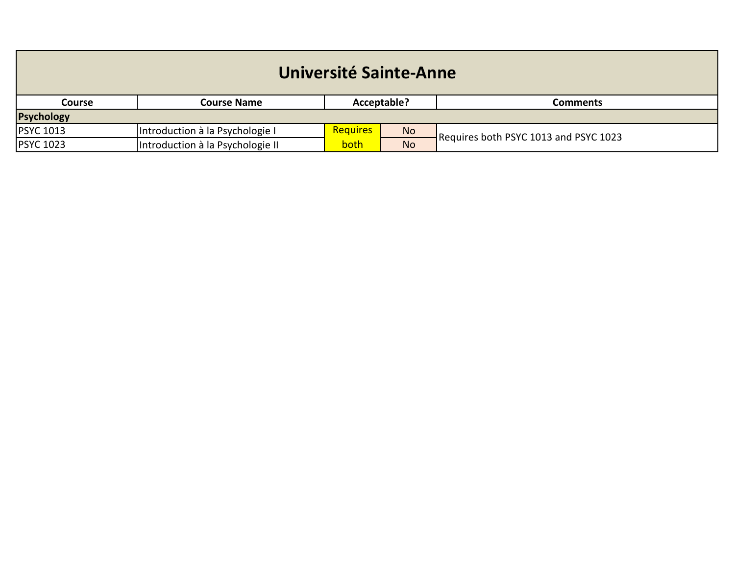| Université Sainte-Anne | | | | |
|---|---|---|---|---|
| **Course** | **Course Name** | **Acceptable?** | | **Comments** |
| **Psychology** | | | | |
| PSYC 1013 | Introduction à la Psychologie I | Requires both | No | Requires both PSYC 1013 and PSYC 1023 |
| PSYC 1023 | Introduction à la Psychologie II | | No | |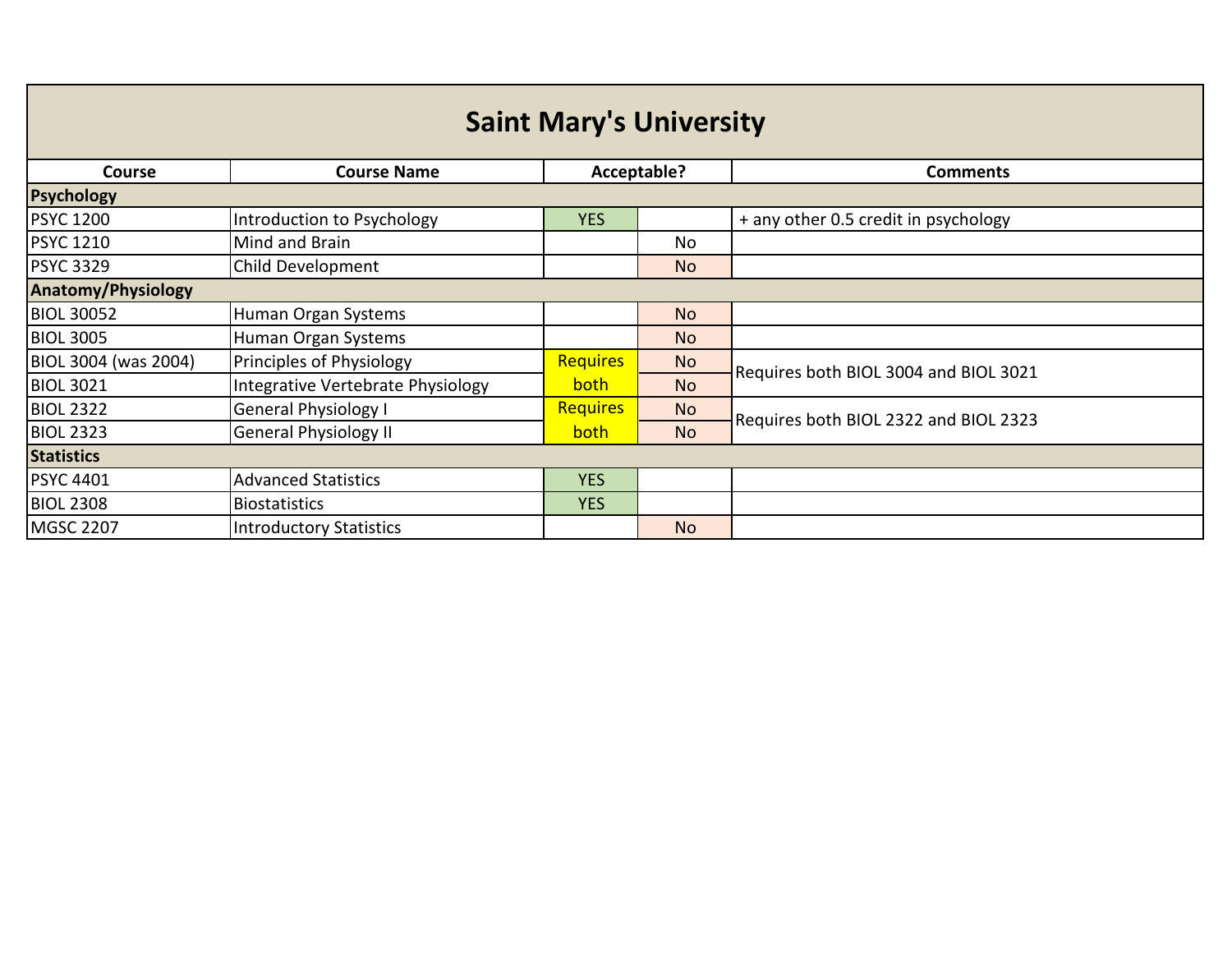# Saint Mary's University

| Course | Course Name | Acceptable? | | Comments |
|---|---|---|---|---|
| **Psychology** | | | | |
| PSYC 1200 | Introduction to Psychology | YES | | + any other 0.5 credit in psychology |
| PSYC 1210 | Mind and Brain | | No | |
| PSYC 3329 | Child Development | | No | |
| **Anatomy/Physiology** | | | | |
| BIOL 30052 | Human Organ Systems | | No | |
| BIOL 3005 | Human Organ Systems | | No | |
| BIOL 3004 (was 2004) | Principles of Physiology | Requires both | No | Requires both BIOL 3004 and BIOL 3021 |
| BIOL 3021 | Integrative Vertebrate Physiology | | No | |
| BIOL 2322 | General Physiology I | Requires both | No | Requires both BIOL 2322 and BIOL 2323 |
| BIOL 2323 | General Physiology II | | No | |
| **Statistics** | | | | |
| PSYC 4401 | Advanced Statistics | YES | | |
| BIOL 2308 | Biostatistics | YES | | |
| MGSC 2207 | Introductory Statistics | | No | |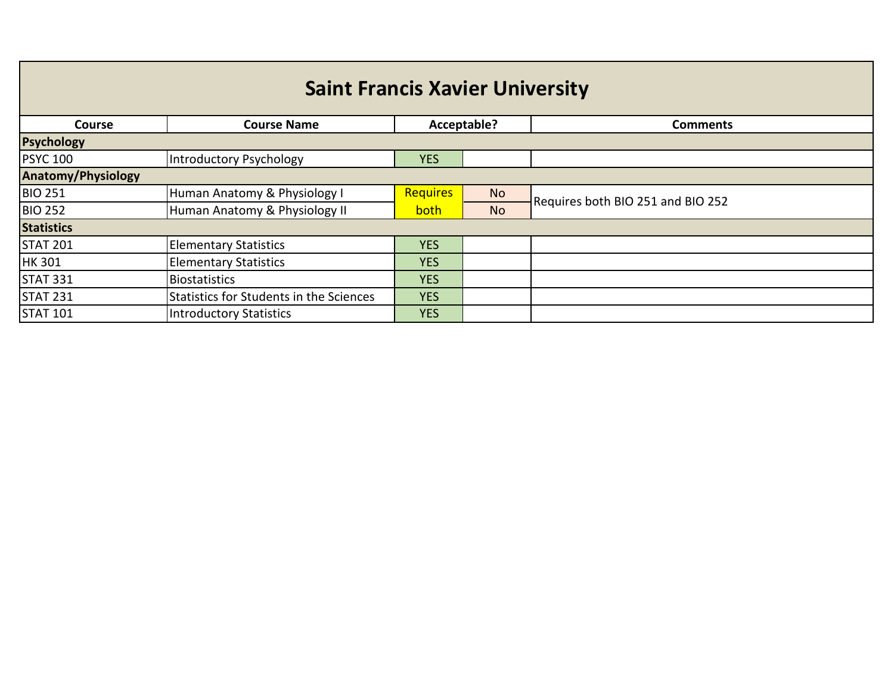# Saint Francis Xavier University

| Course | Course Name | Acceptable? | | Comments |
|---|---|---|---|---|
| **Psychology** | | | | |
| PSYC 100 | Introductory Psychology | YES | | |
| **Anatomy/Physiology** | | | | |
| BIO 251 | Human Anatomy & Physiology I | Requires both | No | Requires both BIO 251 and BIO 252 |
| BIO 252 | Human Anatomy & Physiology II | | No | |
| **Statistics** | | | | |
| STAT 201 | Elementary Statistics | YES | | |
| HK 301 | Elementary Statistics | YES | | |
| STAT 331 | Biostatistics | YES | | |
| STAT 231 | Statistics for Students in the Sciences | YES | | |
| STAT 101 | Introductory Statistics | YES | | |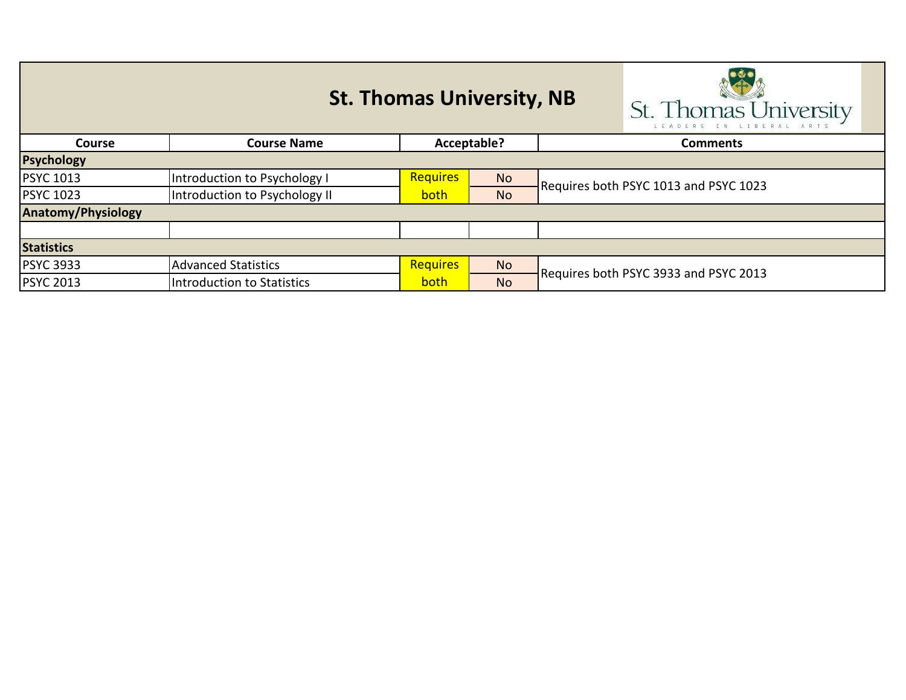# St. Thomas University, NB

| Course | Course Name | Acceptable? | | Comments |
|---|---|---|---|---|
| **Psychology** | | | | |
| PSYC 1013 | Introduction to Psychology I | Requires both | No | Requires both PSYC 1013 and PSYC 1023 |
| PSYC 1023 | Introduction to Psychology II | | No | |
| **Anatomy/Physiology** | | | | |
| | | | | |
| **Statistics** | | | | |
| PSYC 3933 | Advanced Statistics | Requires both | No | Requires both PSYC 3933 and PSYC 2013 |
| PSYC 2013 | Introduction to Statistics | | No | |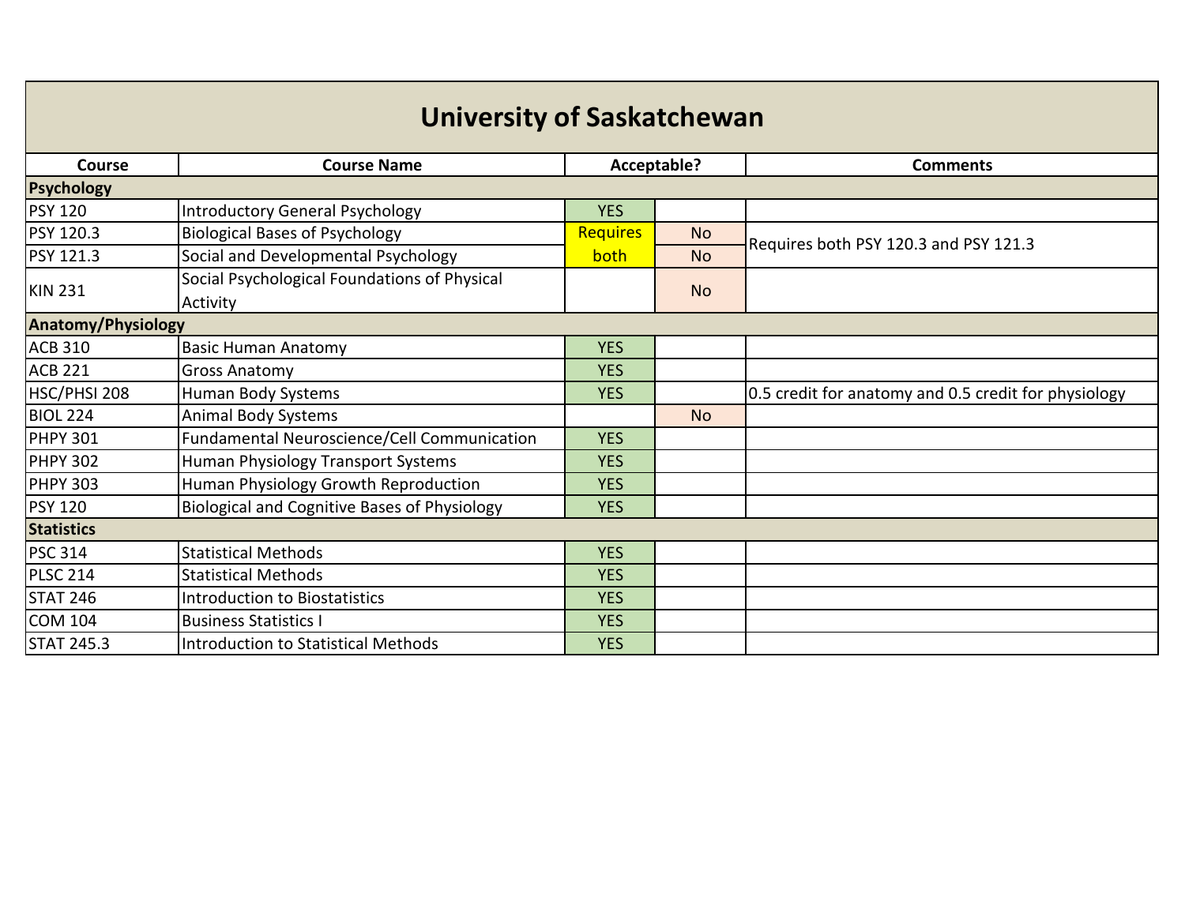# University of Saskatchewan

| Course | Course Name | Acceptable? | | Comments |
|---|---|---|---|---|
| **Psychology** | | | | |
| PSY 120 | Introductory General Psychology | YES | | |
| PSY 120.3 | Biological Bases of Psychology | Requires both | No | Requires both PSY 120.3 and PSY 121.3 |
| PSY 121.3 | Social and Developmental Psychology | | No | |
| KIN 231 | Social Psychological Foundations of Physical Activity | | No | |
| **Anatomy/Physiology** | | | | |
| ACB 310 | Basic Human Anatomy | YES | | |
| ACB 221 | Gross Anatomy | YES | | |
| HSC/PHSI 208 | Human Body Systems | YES | | 0.5 credit for anatomy and 0.5 credit for physiology |
| BIOL 224 | Animal Body Systems | | No | |
| PHPY 301 | Fundamental Neuroscience/Cell Communication | YES | | |
| PHPY 302 | Human Physiology Transport Systems | YES | | |
| PHPY 303 | Human Physiology Growth Reproduction | YES | | |
| PSY 120 | Biological and Cognitive Bases of Physiology | YES | | |
| **Statistics** | | | | |
| PSC 314 | Statistical Methods | YES | | |
| PLSC 214 | Statistical Methods | YES | | |
| STAT 246 | Introduction to Biostatistics | YES | | |
| COM 104 | Business Statistics I | YES | | |
| STAT 245.3 | Introduction to Statistical Methods | YES | | |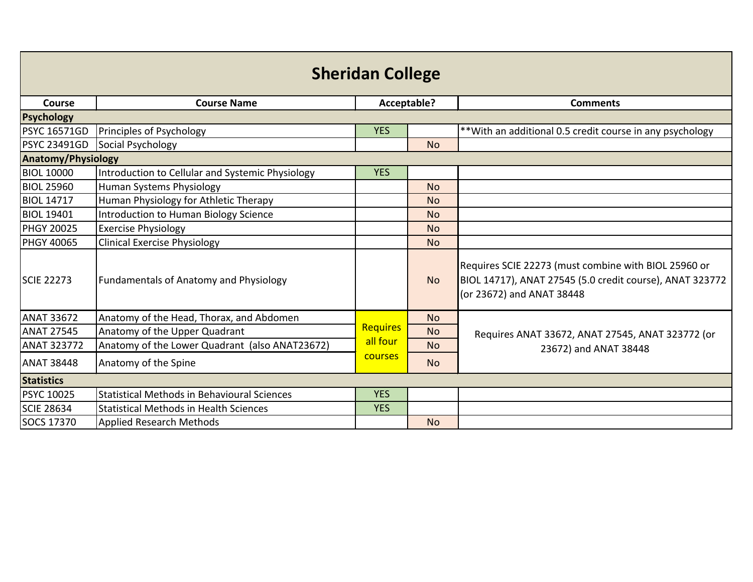# Sheridan College

| Course | Course Name | Acceptable? | | Comments |
|---|---|---|---|---|
| **Psychology** | | | | |
| PSYC 16571GD | Principles of Psychology | YES | | **With an additional 0.5 credit course in any psychology |
| PSYC 23491GD | Social Psychology | | No | |
| **Anatomy/Physiology** | | | | |
| BIOL 10000 | Introduction to Cellular and Systemic Physiology | YES | | |
| BIOL 25960 | Human Systems Physiology | | No | |
| BIOL 14717 | Human Physiology for Athletic Therapy | | No | |
| BIOL 19401 | Introduction to Human Biology Science | | No | |
| PHGY 20025 | Exercise Physiology | | No | |
| PHGY 40065 | Clinical Exercise Physiology | | No | |
| SCIE 22273 | Fundamentals of Anatomy and Physiology | | No | Requires SCIE 22273 (must combine with BIOL 25960 or BIOL 14717), ANAT 27545 (5.0 credit course), ANAT 323772 (or 23672) and ANAT 38448 |
| ANAT 33672 | Anatomy of the Head, Thorax, and Abdomen | Requires all four courses | No | Requires ANAT 33672, ANAT 27545, ANAT 323772 (or 23672) and ANAT 38448 |
| ANAT 27545 | Anatomy of the Upper Quadrant | | No | |
| ANAT 323772 | Anatomy of the Lower Quadrant (also ANAT23672) | | No | |
| ANAT 38448 | Anatomy of the Spine | | No | |
| **Statistics** | | | | |
| PSYC 10025 | Statistical Methods in Behavioural Sciences | YES | | |
| SCIE 28634 | Statistical Methods in Health Sciences | YES | | |
| SOCS 17370 | Applied Research Methods | | No | |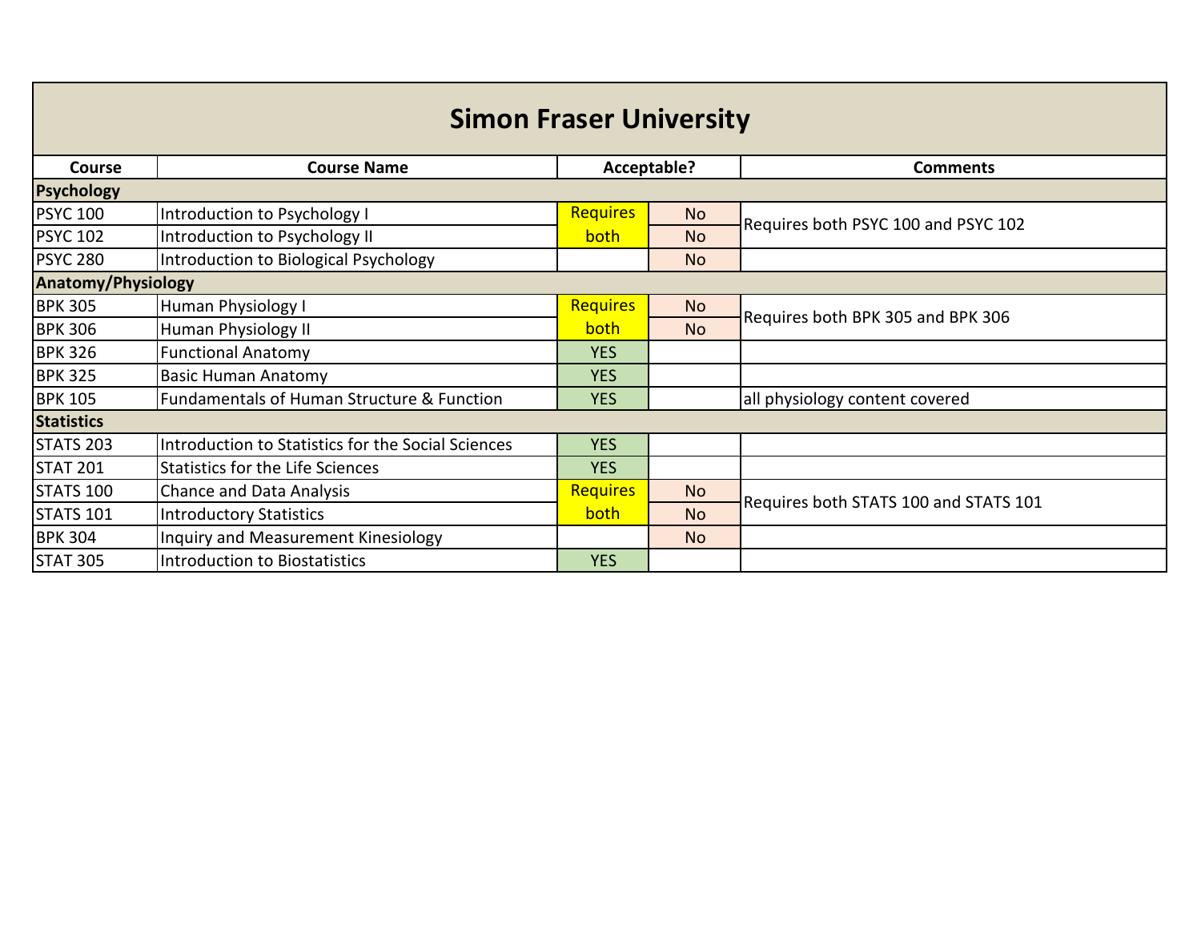# Simon Fraser University

| Course | Course Name | Acceptable? | | Comments |
|---|---|---|---|---|
| **Psychology** | | | | |
| PSYC 100 | Introduction to Psychology I | Requires both | No | Requires both PSYC 100 and PSYC 102 |
| PSYC 102 | Introduction to Psychology II | | No | |
| PSYC 280 | Introduction to Biological Psychology | | No | |
| **Anatomy/Physiology** | | | | |
| BPK 305 | Human Physiology I | Requires both | No | Requires both BPK 305 and BPK 306 |
| BPK 306 | Human Physiology II | | No | |
| BPK 326 | Functional Anatomy | YES | | |
| BPK 325 | Basic Human Anatomy | YES | | |
| BPK 105 | Fundamentals of Human Structure & Function | YES | | all physiology content covered |
| **Statistics** | | | | |
| STATS 203 | Introduction to Statistics for the Social Sciences | YES | | |
| STAT 201 | Statistics for the Life Sciences | YES | | |
| STATS 100 | Chance and Data Analysis | Requires both | No | Requires both STATS 100 and STATS 101 |
| STATS 101 | Introductory Statistics | | No | |
| BPK 304 | Inquiry and Measurement Kinesiology | | No | |
| STAT 305 | Introduction to Biostatistics | YES | | |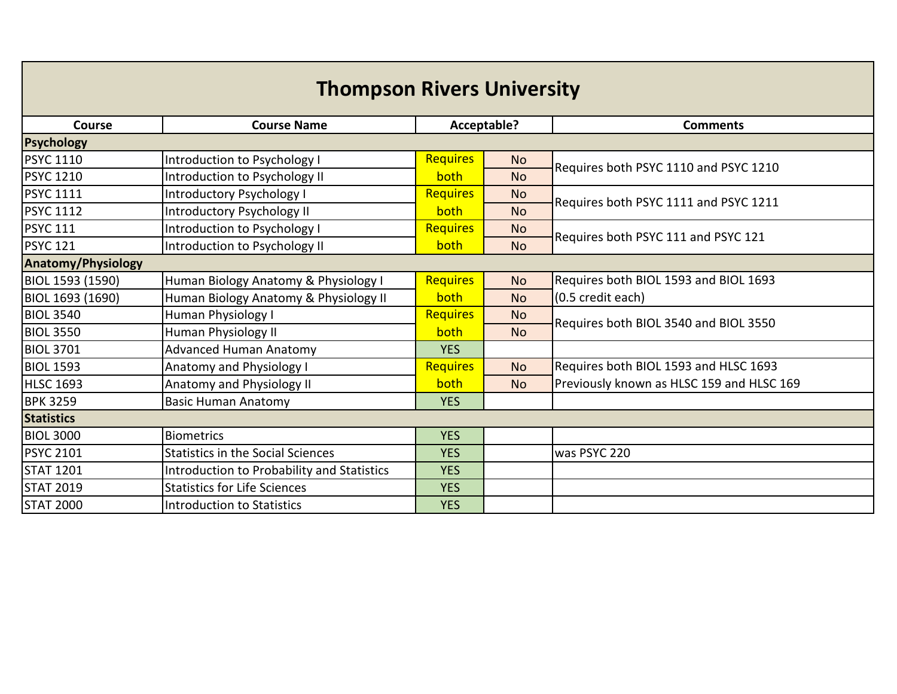# Thompson Rivers University

| Course | Course Name | Acceptable? | | Comments |
|---|---|---|---|---|
| **Psychology** | | | | |
| PSYC 1110 | Introduction to Psychology I | Requires both | No | Requires both PSYC 1110 and PSYC 1210 |
| PSYC 1210 | Introduction to Psychology II | | No | |
| PSYC 1111 | Introductory Psychology I | Requires both | No | Requires both PSYC 1111 and PSYC 1211 |
| PSYC 1112 | Introductory Psychology II | | No | |
| PSYC 111 | Introduction to Psychology I | Requires both | No | Requires both PSYC 111 and PSYC 121 |
| PSYC 121 | Introduction to Psychology II | | No | |
| **Anatomy/Physiology** | | | | |
| BIOL 1593 (1590) | Human Biology Anatomy & Physiology I | Requires both | No | Requires both BIOL 1593 and BIOL 1693 (0.5 credit each) |
| BIOL 1693 (1690) | Human Biology Anatomy & Physiology II | | No | |
| BIOL 3540 | Human Physiology I | Requires both | No | Requires both BIOL 3540 and BIOL 3550 |
| BIOL 3550 | Human Physiology II | | No | |
| BIOL 3701 | Advanced Human Anatomy | YES | | |
| BIOL 1593 | Anatomy and Physiology I | Requires both | No | Requires both BIOL 1593 and HLSC 1693 Previously known as HLSC 159 and HLSC 169 |
| HLSC 1693 | Anatomy and Physiology II | | No | |
| BPK 3259 | Basic Human Anatomy | YES | | |
| **Statistics** | | | | |
| BIOL 3000 | Biometrics | YES | | |
| PSYC 2101 | Statistics in the Social Sciences | YES | | was PSYC 220 |
| STAT 1201 | Introduction to Probability and Statistics | YES | | |
| STAT 2019 | Statistics for Life Sciences | YES | | |
| STAT 2000 | Introduction to Statistics | YES | | |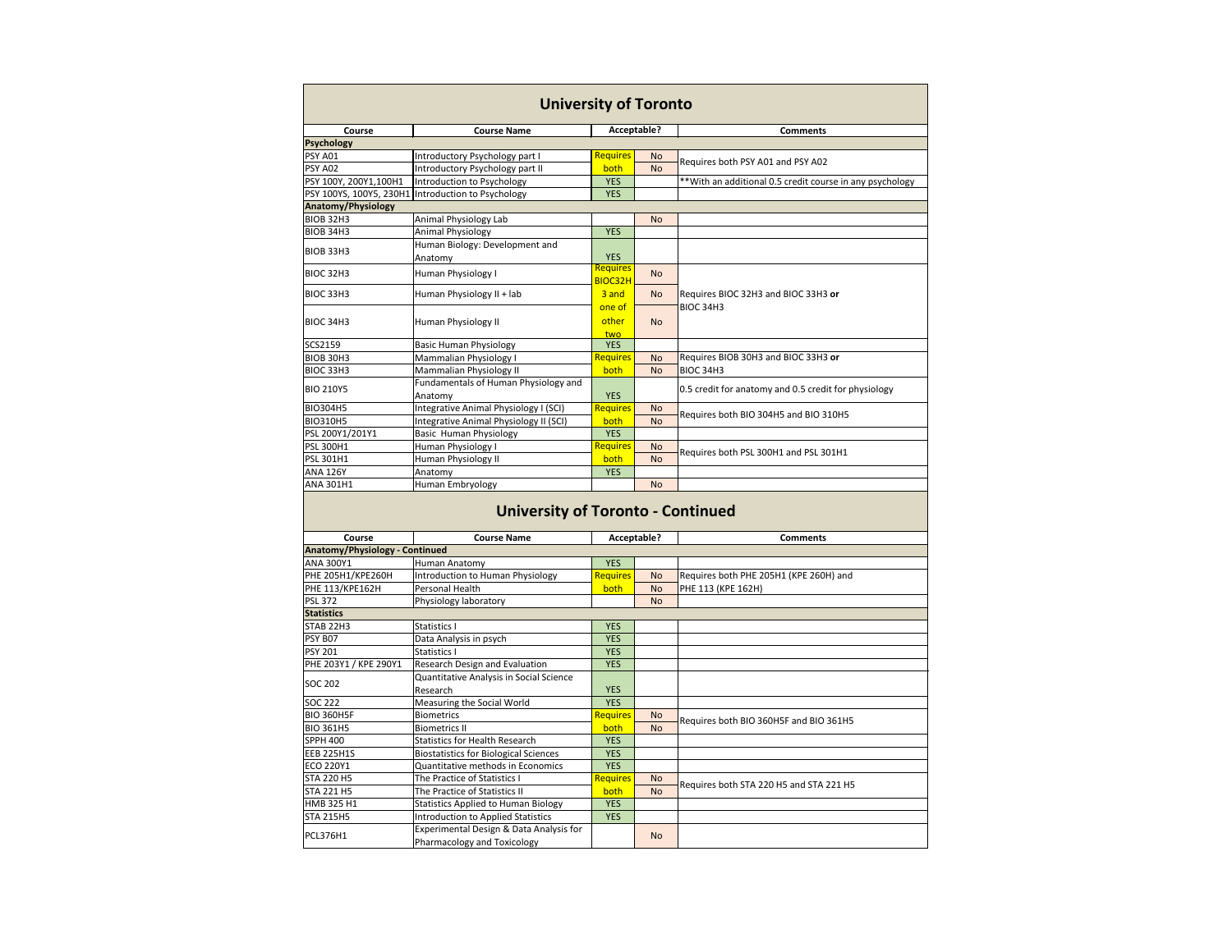# University of Toronto

| Course | Course Name | Acceptable? | | Comments |
|---|---|---|---|---|
| **Psychology** | | | | |
| PSY A01 | Introductory Psychology part I | Requires | No | Requires both PSY A01 and PSY A02 |
| PSY A02 | Introductory Psychology part II | both | No | |
| PSY 100Y, 200Y1,100H1 | Introduction to Psychology | YES | | **With an additional 0.5 credit course in any psychology |
| PSY 100YS, 100Y5, 230H1 | Introduction to Psychology | YES | | |
| **Anatomy/Physiology** | | | | |
| BIOB 32H3 | Animal Physiology Lab | | No | |
| BIOB 34H3 | Animal Physiology | YES | | |
| BIOB 33H3 | Human Biology: Development and Anatomy | YES | | |
| BIOC 32H3 | Human Physiology I | Requires BIOC32H | No | Requires BIOC 32H3 and BIOC 33H3 **or** BIOC 34H3 |
| BIOC 33H3 | Human Physiology II + lab | 3 and one of | No | |
| BIOC 34H3 | Human Physiology II | other two | No | |
| SCS2159 | Basic Human Physiology | YES | | |
| BIOB 30H3 | Mammalian Physiology I | Requires | No | Requires BIOB 30H3 and BIOC 33H3 **or** BIOC 34H3 |
| BIOC 33H3 | Mammalian Physiology II | both | No | |
| BIO 210Y5 | Fundamentals of Human Physiology and Anatomy | YES | | 0.5 credit for anatomy and 0.5 credit for physiology |
| BIO304H5 | Integrative Animal Physiology I (SCI) | Requires | No | Requires both BIO 304H5 and BIO 310H5 |
| BIO310H5 | Integrative Animal Physiology II (SCI) | both | No | |
| PSL 200Y1/201Y1 | Basic Human Physiology | YES | | |
| PSL 300H1 | Human Physiology I | Requires | No | Requires both PSL 300H1 and PSL 301H1 |
| PSL 301H1 | Human Physiology II | both | No | |
| ANA 126Y | Anatomy | YES | | |
| ANA 301H1 | Human Embryology | | No | |

# University of Toronto - Continued

| Course | Course Name | Acceptable? | | Comments |
|---|---|---|---|---|
| **Anatomy/Physiology - Continued** | | | | |
| ANA 300Y1 | Human Anatomy | YES | | |
| PHE 205H1/KPE260H | Introduction to Human Physiology | Requires | No | Requires both PHE 205H1 (KPE 260H) and PHE 113 (KPE 162H) |
| PHE 113/KPE162H | Personal Health | both | No | |
| PSL 372 | Physiology laboratory | | No | |
| **Statistics** | | | | |
| STAB 22H3 | Statistics I | YES | | |
| PSY B07 | Data Analysis in psych | YES | | |
| PSY 201 | Statistics I | YES | | |
| PHE 203Y1 / KPE 290Y1 | Research Design and Evaluation | YES | | |
| SOC 202 | Quantitative Analysis in Social Science Research | YES | | |
| SOC 222 | Measuring the Social World | YES | | |
| BIO 360H5F | Biometrics | Requires | No | Requires both BIO 360H5F and BIO 361H5 |
| BIO 361H5 | Biometrics II | both | No | |
| SPPH 400 | Statistics for Health Research | YES | | |
| EEB 225H1S | Biostatistics for Biological Sciences | YES | | |
| ECO 220Y1 | Quantitative methods in Economics | YES | | |
| STA 220 H5 | The Practice of Statistics I | Requires | No | Requires both STA 220 H5 and STA 221 H5 |
| STA 221 H5 | The Practice of Statistics II | both | No | |
| HMB 325 H1 | Statistics Applied to Human Biology | YES | | |
| STA 215H5 | Introduction to Applied Statistics | YES | | |
| PCL376H1 | Experimental Design & Data Analysis for Pharmacology and Toxicology | | No | |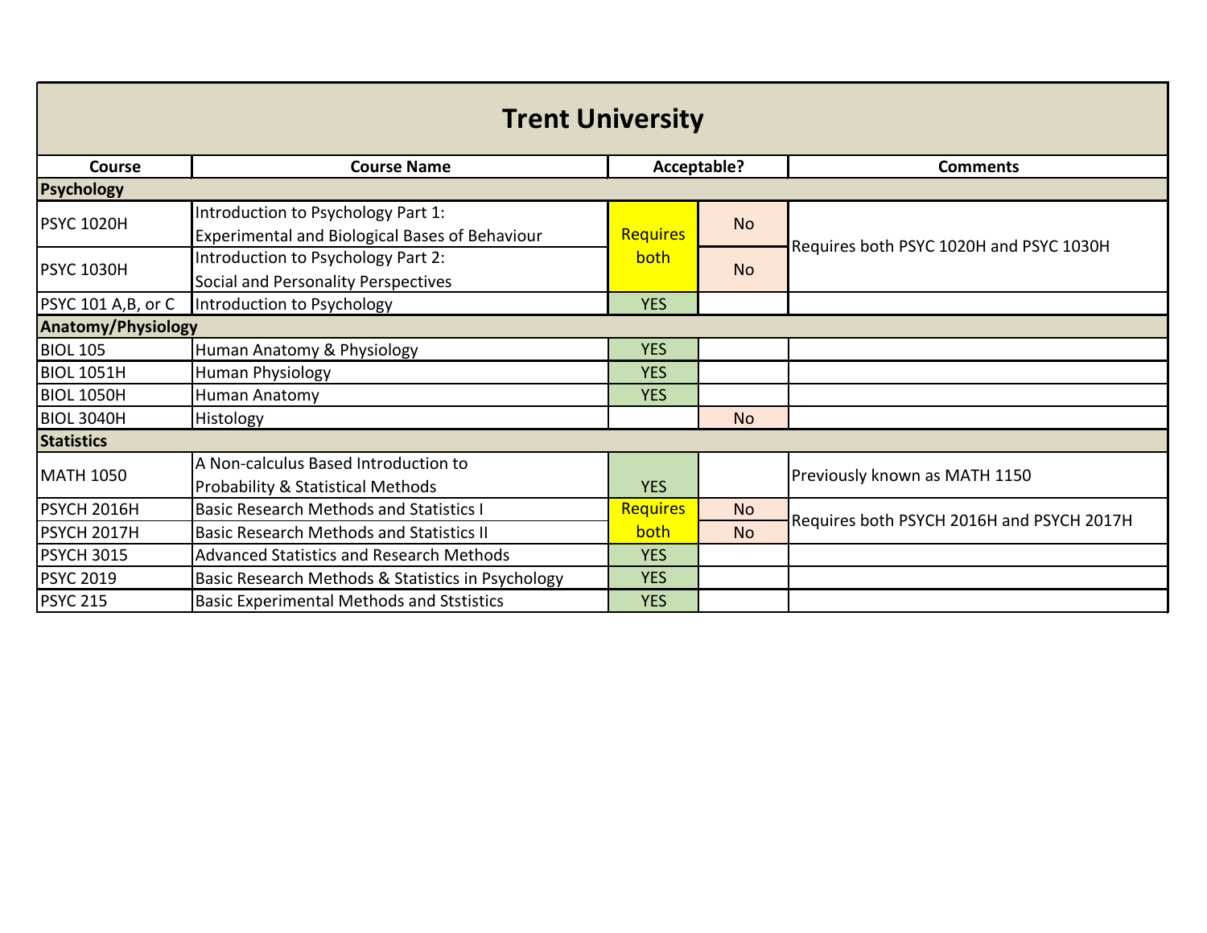# Trent University

| Course | Course Name | Acceptable? | | Comments |
|---|---|---|---|---|
| **Psychology** | | | | |
| PSYC 1020H | Introduction to Psychology Part 1: Experimental and Biological Bases of Behaviour | Requires both | No | Requires both PSYC 1020H and PSYC 1030H |
| PSYC 1030H | Introduction to Psychology Part 2: Social and Personality Perspectives | | No | |
| PSYC 101 A,B, or C | Introduction to Psychology | YES | | |
| **Anatomy/Physiology** | | | | |
| BIOL 105 | Human Anatomy & Physiology | YES | | |
| BIOL 1051H | Human Physiology | YES | | |
| BIOL 1050H | Human Anatomy | YES | | |
| BIOL 3040H | Histology | | No | |
| **Statistics** | | | | |
| MATH 1050 | A Non-calculus Based Introduction to Probability & Statistical Methods | YES | | Previously known as MATH 1150 |
| PSYCH 2016H | Basic Research Methods and Statistics I | Requires both | No | Requires both PSYCH 2016H and PSYCH 2017H |
| PSYCH 2017H | Basic Research Methods and Statistics II | | No | |
| PSYCH 3015 | Advanced Statistics and Research Methods | YES | | |
| PSYC 2019 | Basic Research Methods & Statistics in Psychology | YES | | |
| PSYC 215 | Basic Experimental Methods and Ststistics | YES | | |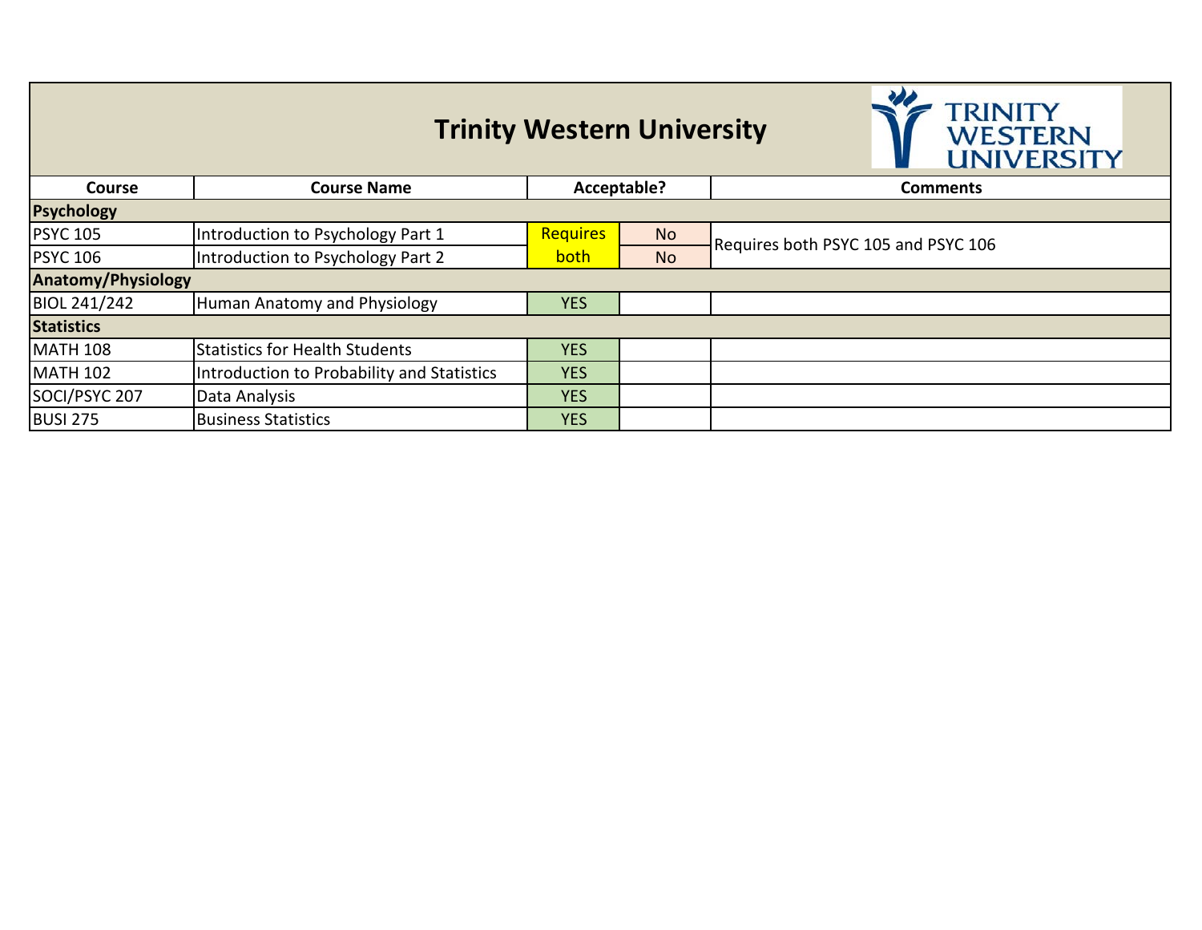# Trinity Western University

| Course | Course Name | Acceptable? | | Comments |
|---|---|---|---|---|
| **Psychology** | | | | |
| PSYC 105 | Introduction to Psychology Part 1 | Requires both | No | Requires both PSYC 105 and PSYC 106 |
| PSYC 106 | Introduction to Psychology Part 2 | | No | |
| **Anatomy/Physiology** | | | | |
| BIOL 241/242 | Human Anatomy and Physiology | YES | | |
| **Statistics** | | | | |
| MATH 108 | Statistics for Health Students | YES | | |
| MATH 102 | Introduction to Probability and Statistics | YES | | |
| SOCI/PSYC 207 | Data Analysis | YES | | |
| BUSI 275 | Business Statistics | YES | | |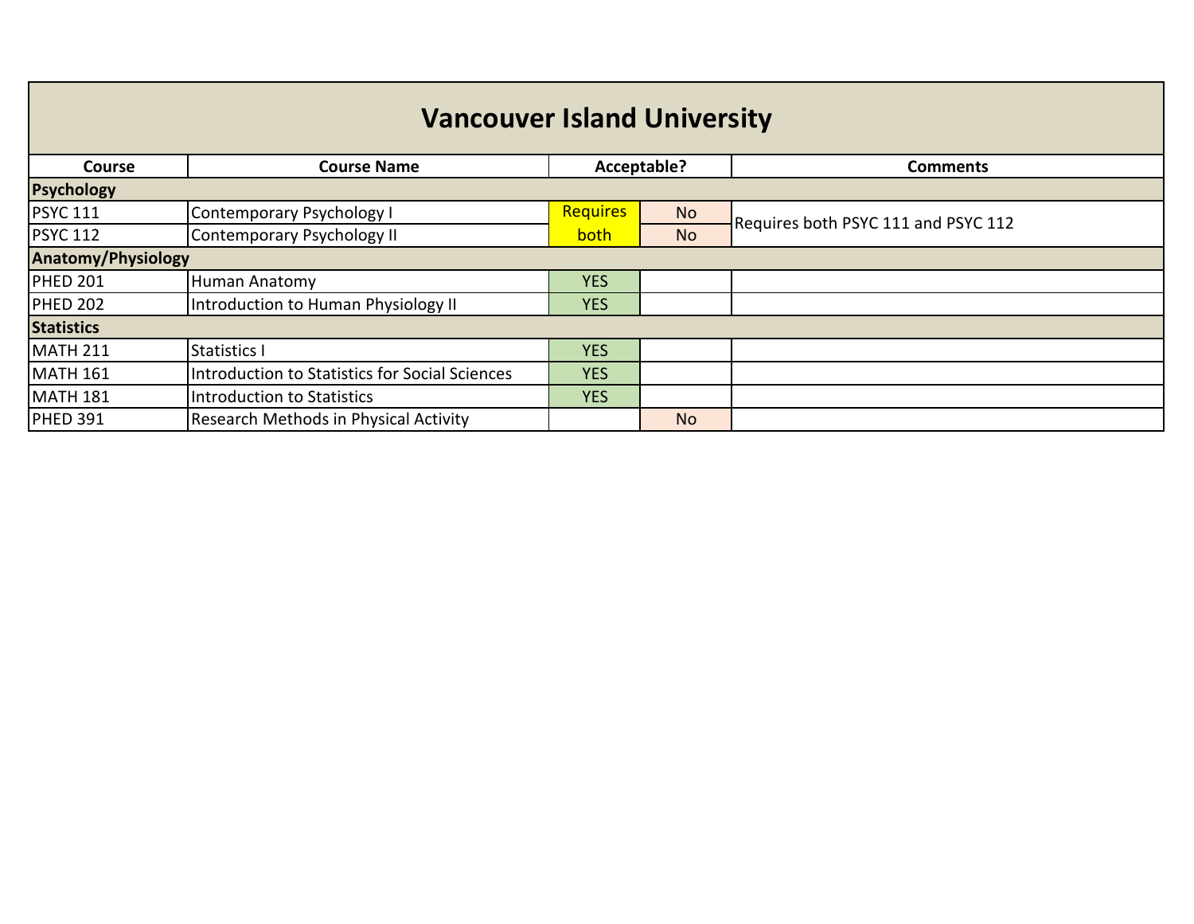# Vancouver Island University

| Course | Course Name | Acceptable? | | Comments |
|---|---|---|---|---|
| **Psychology** | | | | |
| PSYC 111 | Contemporary Psychology I | Requires both | No | Requires both PSYC 111 and PSYC 112 |
| PSYC 112 | Contemporary Psychology II | | No | |
| **Anatomy/Physiology** | | | | |
| PHED 201 | Human Anatomy | YES | | |
| PHED 202 | Introduction to Human Physiology II | YES | | |
| **Statistics** | | | | |
| MATH 211 | Statistics I | YES | | |
| MATH 161 | Introduction to Statistics for Social Sciences | YES | | |
| MATH 181 | Introduction to Statistics | YES | | |
| PHED 391 | Research Methods in Physical Activity | | No | |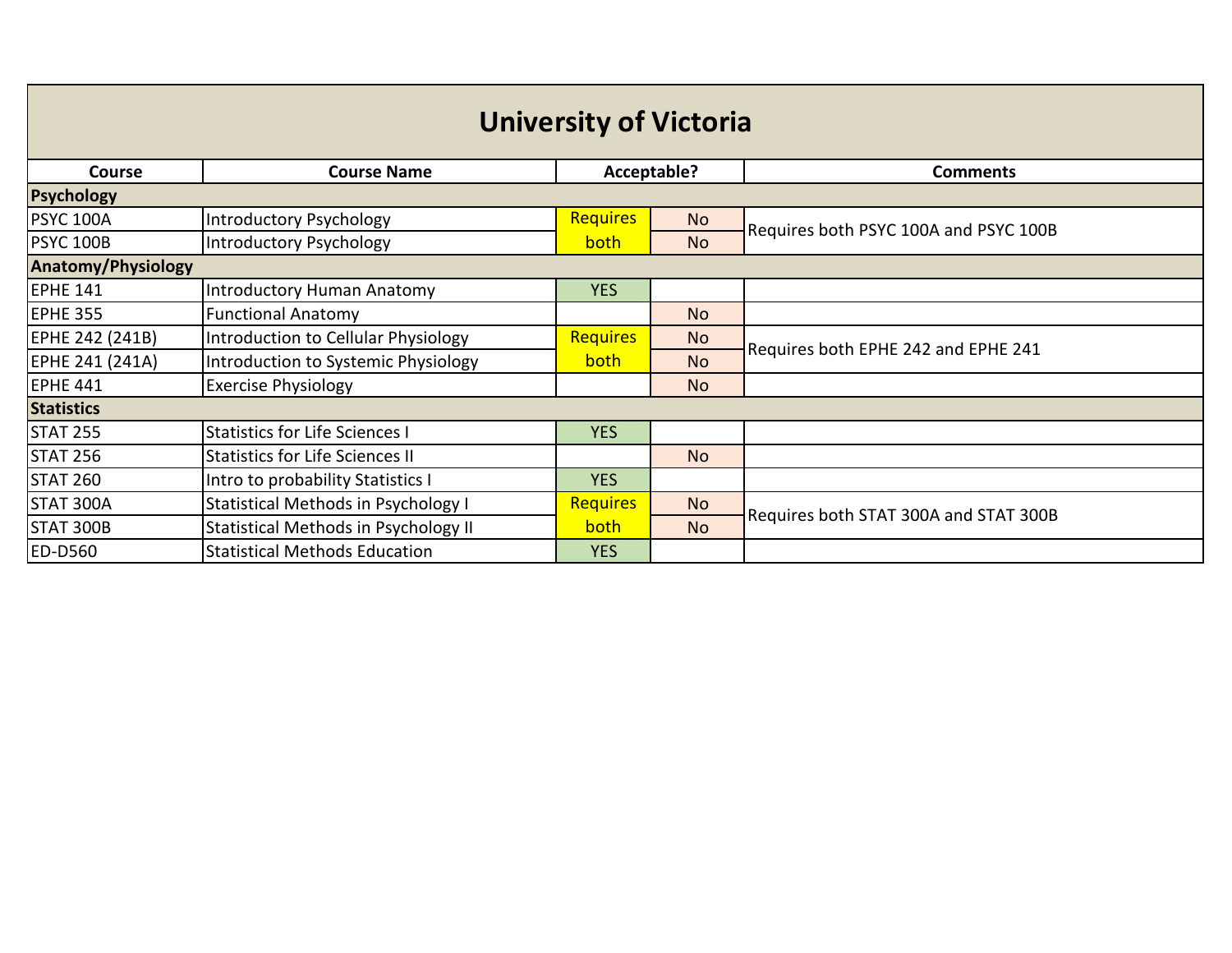# University of Victoria

| Course | Course Name | Acceptable? | | Comments |
|---|---|---|---|---|
| **Psychology** | | | | |
| PSYC 100A | Introductory Psychology | Requires both | No | Requires both PSYC 100A and PSYC 100B |
| PSYC 100B | Introductory Psychology | | No | |
| **Anatomy/Physiology** | | | | |
| EPHE 141 | Introductory Human Anatomy | YES | | |
| EPHE 355 | Functional Anatomy | | No | |
| EPHE 242 (241B) | Introduction to Cellular Physiology | Requires both | No | Requires both EPHE 242 and EPHE 241 |
| EPHE 241 (241A) | Introduction to Systemic Physiology | | No | |
| EPHE 441 | Exercise Physiology | | No | |
| **Statistics** | | | | |
| STAT 255 | Statistics for Life Sciences I | YES | | |
| STAT 256 | Statistics for Life Sciences II | | No | |
| STAT 260 | Intro to probability Statistics I | YES | | |
| STAT 300A | Statistical Methods in Psychology I | Requires both | No | Requires both STAT 300A and STAT 300B |
| STAT 300B | Statistical Methods in Psychology II | | No | |
| ED-D560 | Statistical Methods Education | YES | | |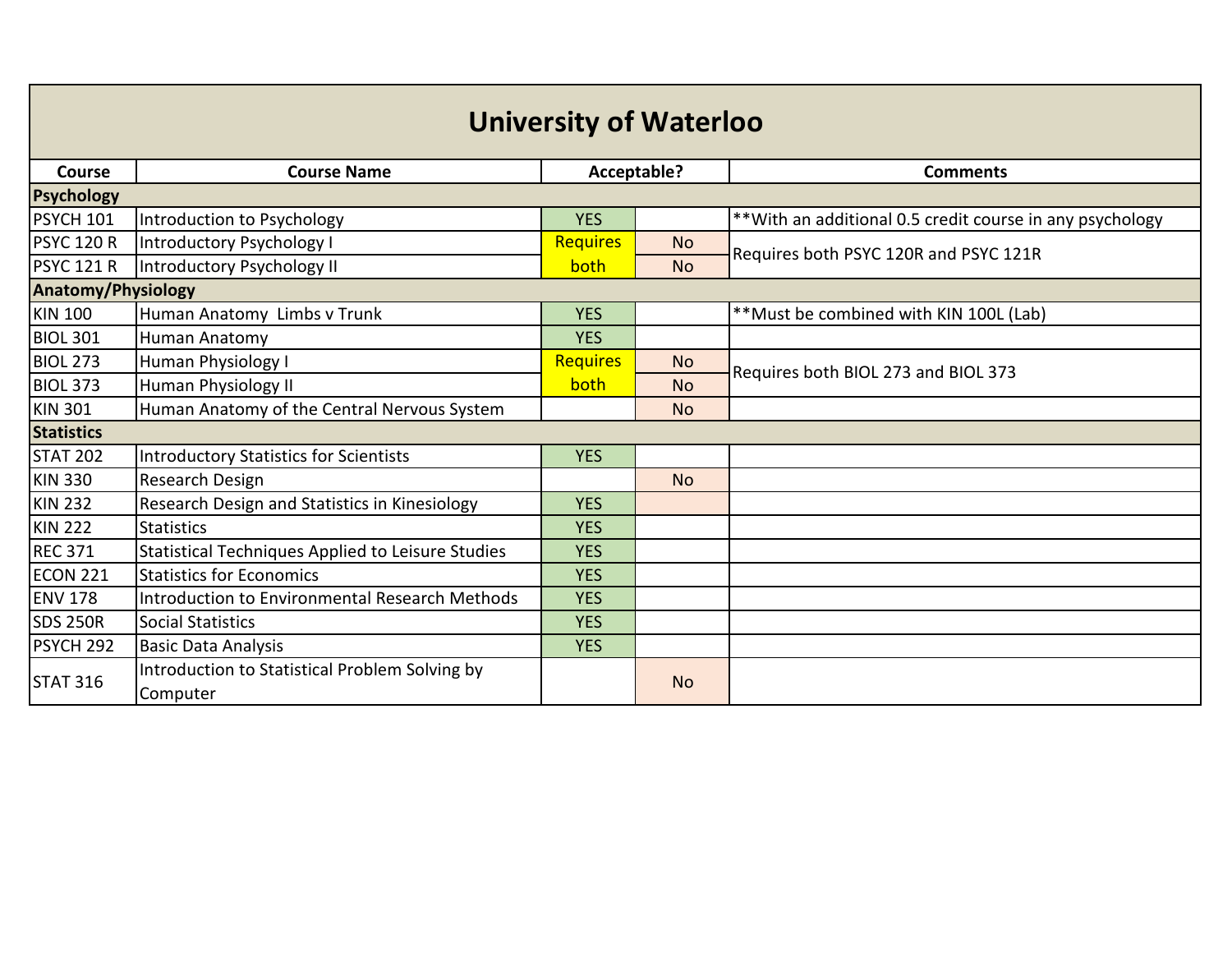# University of Waterloo

| Course | Course Name | Acceptable? | | Comments |
|---|---|---|---|---|
| **Psychology** | | | | |
| PSYCH 101 | Introduction to Psychology | YES | | **With an additional 0.5 credit course in any psychology |
| PSYC 120 R | Introductory Psychology I | Requires both | No | Requires both PSYC 120R and PSYC 121R |
| PSYC 121 R | Introductory Psychology II | | No | |
| **Anatomy/Physiology** | | | | |
| KIN 100 | Human Anatomy Limbs v Trunk | YES | | **Must be combined with KIN 100L (Lab) |
| BIOL 301 | Human Anatomy | YES | | |
| BIOL 273 | Human Physiology I | Requires both | No | Requires both BIOL 273 and BIOL 373 |
| BIOL 373 | Human Physiology II | | No | |
| KIN 301 | Human Anatomy of the Central Nervous System | | No | |
| **Statistics** | | | | |
| STAT 202 | Introductory Statistics for Scientists | YES | | |
| KIN 330 | Research Design | | No | |
| KIN 232 | Research Design and Statistics in Kinesiology | YES | | |
| KIN 222 | Statistics | YES | | |
| REC 371 | Statistical Techniques Applied to Leisure Studies | YES | | |
| ECON 221 | Statistics for Economics | YES | | |
| ENV 178 | Introduction to Environmental Research Methods | YES | | |
| SDS 250R | Social Statistics | YES | | |
| PSYCH 292 | Basic Data Analysis | YES | | |
| STAT 316 | Introduction to Statistical Problem Solving by Computer | | No | |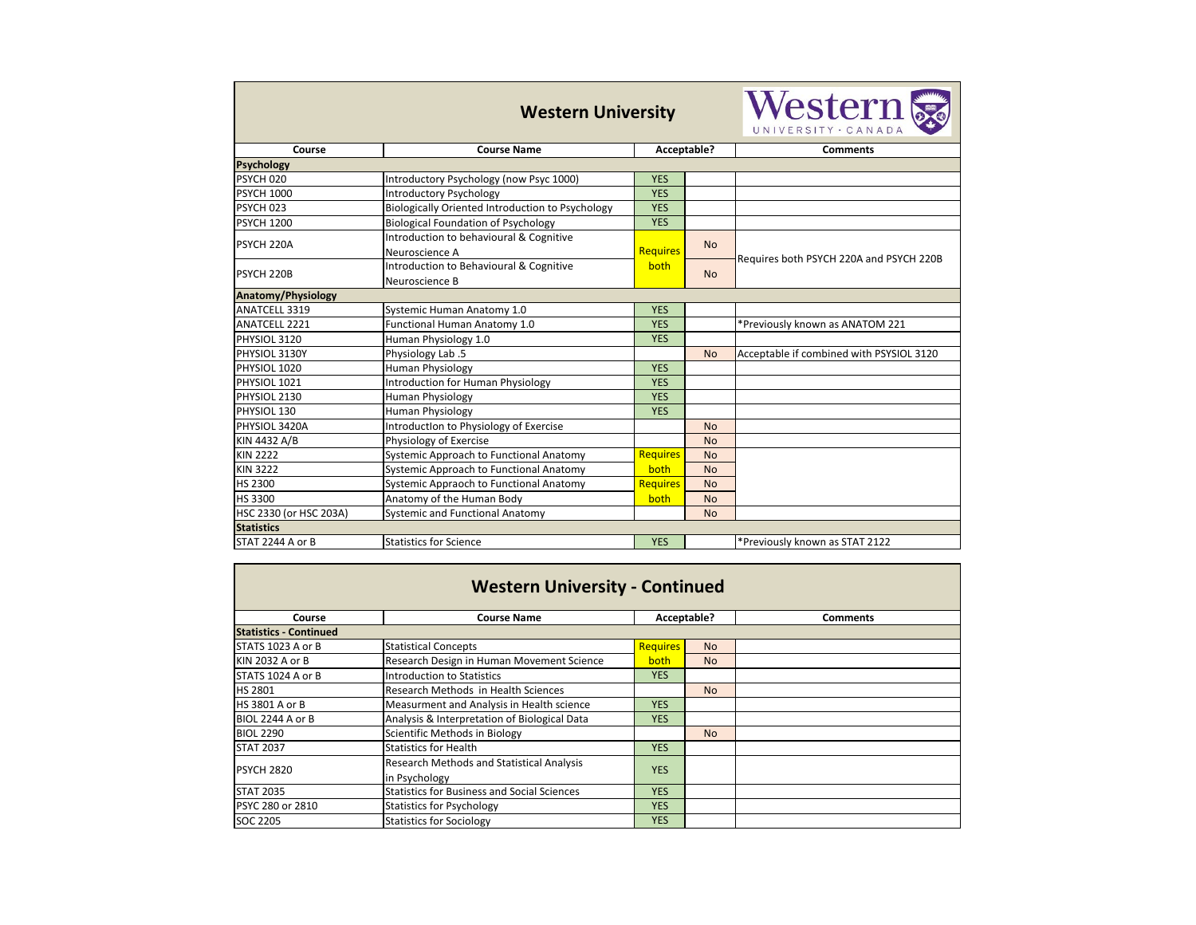# Western University

| Course | Course Name | Acceptable? | | Comments |
|---|---|---|---|---|
| **Psychology** | | | | |
| PSYCH 020 | Introductory Psychology (now Psyc 1000) | YES | | |
| PSYCH 1000 | Introductory Psychology | YES | | |
| PSYCH 023 | Biologically Oriented Introduction to Psychology | YES | | |
| PSYCH 1200 | Biological Foundation of Psychology | YES | | |
| PSYCH 220A | Introduction to behavioural & Cognitive Neuroscience A | Requires both | No | Requires both PSYCH 220A and PSYCH 220B |
| PSYCH 220B | Introduction to Behavioural & Cognitive Neuroscience B | | No | |
| **Anatomy/Physiology** | | | | |
| ANATCELL 3319 | Systemic Human Anatomy 1.0 | YES | | |
| ANATCELL 2221 | Functional Human Anatomy 1.0 | YES | | *Previously known as ANATOM 221 |
| PHYSIOL 3120 | Human Physiology 1.0 | YES | | |
| PHYSIOL 3130Y | Physiology Lab .5 | | No | Acceptable if combined with PSYSIOL 3120 |
| PHYSIOL 1020 | Human Physiology | YES | | |
| PHYSIOL 1021 | Introduction for Human Physiology | YES | | |
| PHYSIOL 2130 | Human Physiology | YES | | |
| PHYSIOL 130 | Human Physiology | YES | | |
| PHYSIOL 3420A | IntroductIon to Physiology of Exercise | | No | |
| KIN 4432 A/B | Physiology of Exercise | | No | |
| KIN 2222 | Systemic Approach to Functional Anatomy | Requires both | No | |
| KIN 3222 | Systemic Approach to Functional Anatomy | | No | |
| HS 2300 | Systemic Appraoch to Functional Anatomy | Requires both | No | |
| HS 3300 | Anatomy of the Human Body | | No | |
| HSC 2330 (or HSC 203A) | Systemic and Functional Anatomy | | No | |
| **Statistics** | | | | |
| STAT 2244 A or B | Statistics for Science | YES | | *Previously known as STAT 2122 |
| **Statistics - Continued** | | | | |
| STATS 1023 A or B | Statistical Concepts | Requires both | No | |
| KIN 2032 A or B | Research Design in Human Movement Science | | No | |
| STATS 1024 A or B | Introduction to Statistics | YES | | |
| HS 2801 | Research Methods in Health Sciences | | No | |
| HS 3801 A or B | Measurment and Analysis in Health science | YES | | |
| BIOL 2244 A or B | Analysis & Interpretation of Biological Data | YES | | |
| BIOL 2290 | Scientific Methods in Biology | | No | |
| STAT 2037 | Statistics for Health | YES | | |
| PSYCH 2820 | Research Methods and Statistical Analysis in Psychology | YES | | |
| STAT 2035 | Statistics for Business and Social Sciences | YES | | |
| PSYC 280 or 2810 | Statistics for Psychology | YES | | |
| SOC 2205 | Statistics for Sociology | YES | | |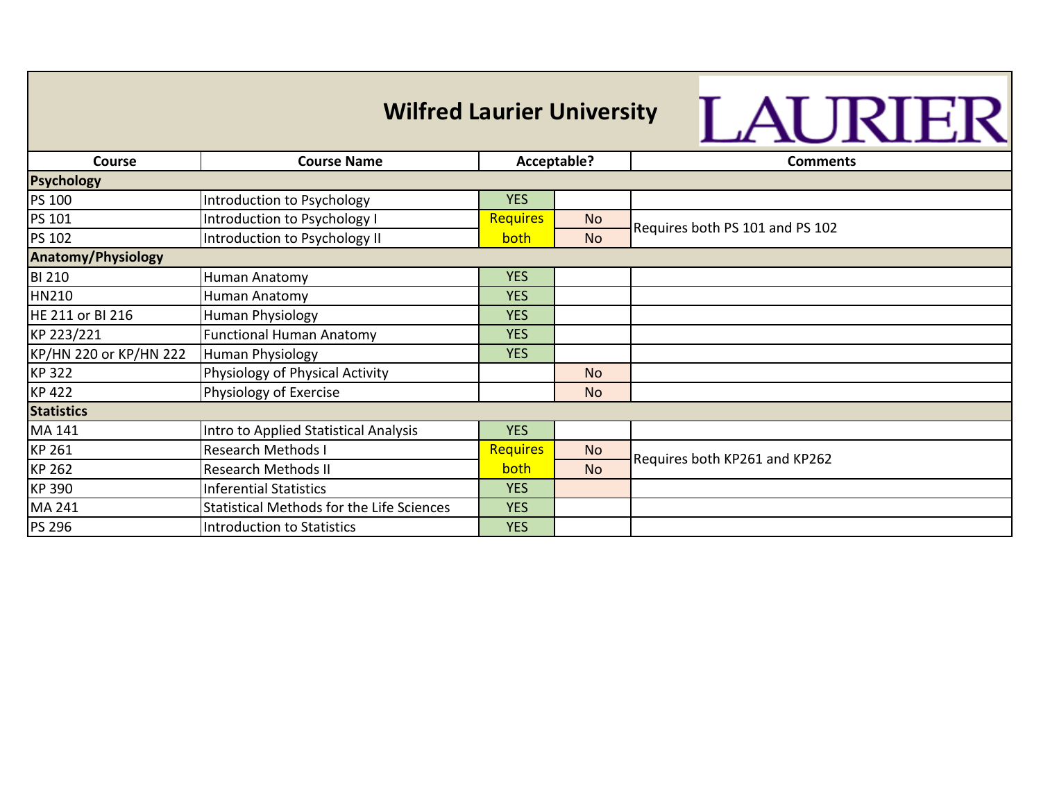# Wilfred Laurier University

LAURIER

| Course | Course Name | Acceptable? | | Comments |
|---|---|---|---|---|
| **Psychology** | | | | |
| PS 100 | Introduction to Psychology | YES | | |
| PS 101 | Introduction to Psychology I | Requires both | No | Requires both PS 101 and PS 102 |
| PS 102 | Introduction to Psychology II | | No | |
| **Anatomy/Physiology** | | | | |
| BI 210 | Human Anatomy | YES | | |
| HN210 | Human Anatomy | YES | | |
| HE 211 or BI 216 | Human Physiology | YES | | |
| KP 223/221 | Functional Human Anatomy | YES | | |
| KP/HN 220 or KP/HN 222 | Human Physiology | YES | | |
| KP 322 | Physiology of Physical Activity | | No | |
| KP 422 | Physiology of Exercise | | No | |
| **Statistics** | | | | |
| MA 141 | Intro to Applied Statistical Analysis | YES | | |
| KP 261 | Research Methods I | Requires both | No | Requires both KP261 and KP262 |
| KP 262 | Research Methods II | | No | |
| KP 390 | Inferential Statistics | YES | | |
| MA 241 | Statistical Methods for the Life Sciences | YES | | |
| PS 296 | Introduction to Statistics | YES | | |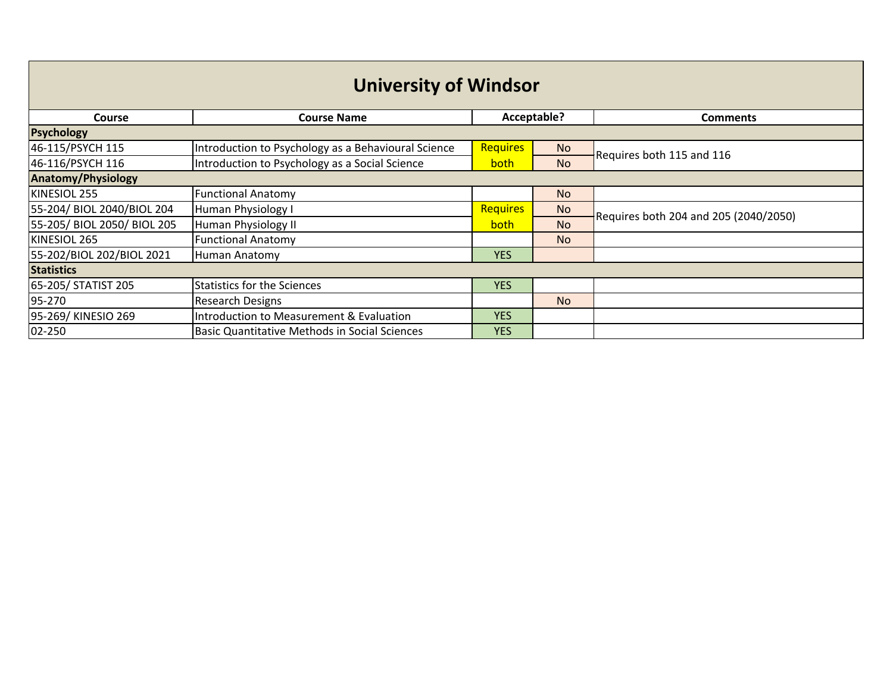# University of Windsor

| Course | Course Name | Acceptable? | | Comments |
|---|---|---|---|---|
| **Psychology** | | | | |
| 46-115/PSYCH 115 | Introduction to Psychology as a Behavioural Science | Requires both | No | Requires both 115 and 116 |
| 46-116/PSYCH 116 | Introduction to Psychology as a Social Science | | No | |
| **Anatomy/Physiology** | | | | |
| KINESIOL 255 | Functional Anatomy | | No | |
| 55-204/ BIOL 2040/BIOL 204 | Human Physiology I | Requires both | No | Requires both 204 and 205 (2040/2050) |
| 55-205/ BIOL 2050/ BIOL 205 | Human Physiology II | | No | |
| KINESIOL 265 | Functional Anatomy | | No | |
| 55-202/BIOL 202/BIOL 2021 | Human Anatomy | YES | | |
| **Statistics** | | | | |
| 65-205/ STATIST 205 | Statistics for the Sciences | YES | | |
| 95-270 | Research Designs | | No | |
| 95-269/ KINESIO 269 | Introduction to Measurement & Evaluation | YES | | |
| 02-250 | Basic Quantitative Methods in Social Sciences | YES | | |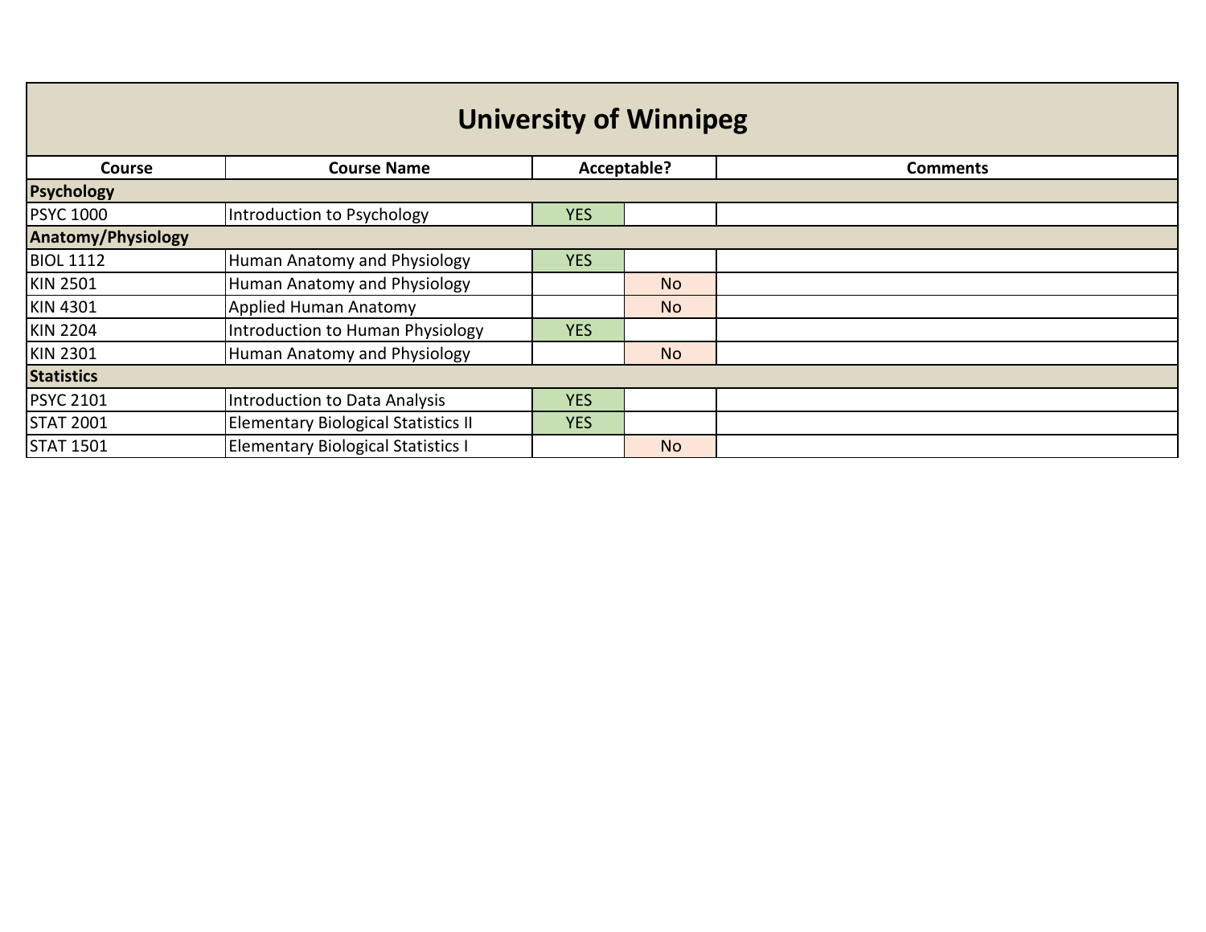# University of Winnipeg

| Course | Course Name | Acceptable? | | Comments |
|---|---|---|---|---|
| **Psychology** | | | | |
| PSYC 1000 | Introduction to Psychology | YES | | |
| **Anatomy/Physiology** | | | | |
| BIOL 1112 | Human Anatomy and Physiology | YES | | |
| KIN 2501 | Human Anatomy and Physiology | | No | |
| KIN 4301 | Applied Human Anatomy | | No | |
| KIN 2204 | Introduction to Human Physiology | YES | | |
| KIN 2301 | Human Anatomy and Physiology | | No | |
| **Statistics** | | | | |
| PSYC 2101 | Introduction to Data Analysis | YES | | |
| STAT 2001 | Elementary Biological Statistics II | YES | | |
| STAT 1501 | Elementary Biological Statistics I | | No | |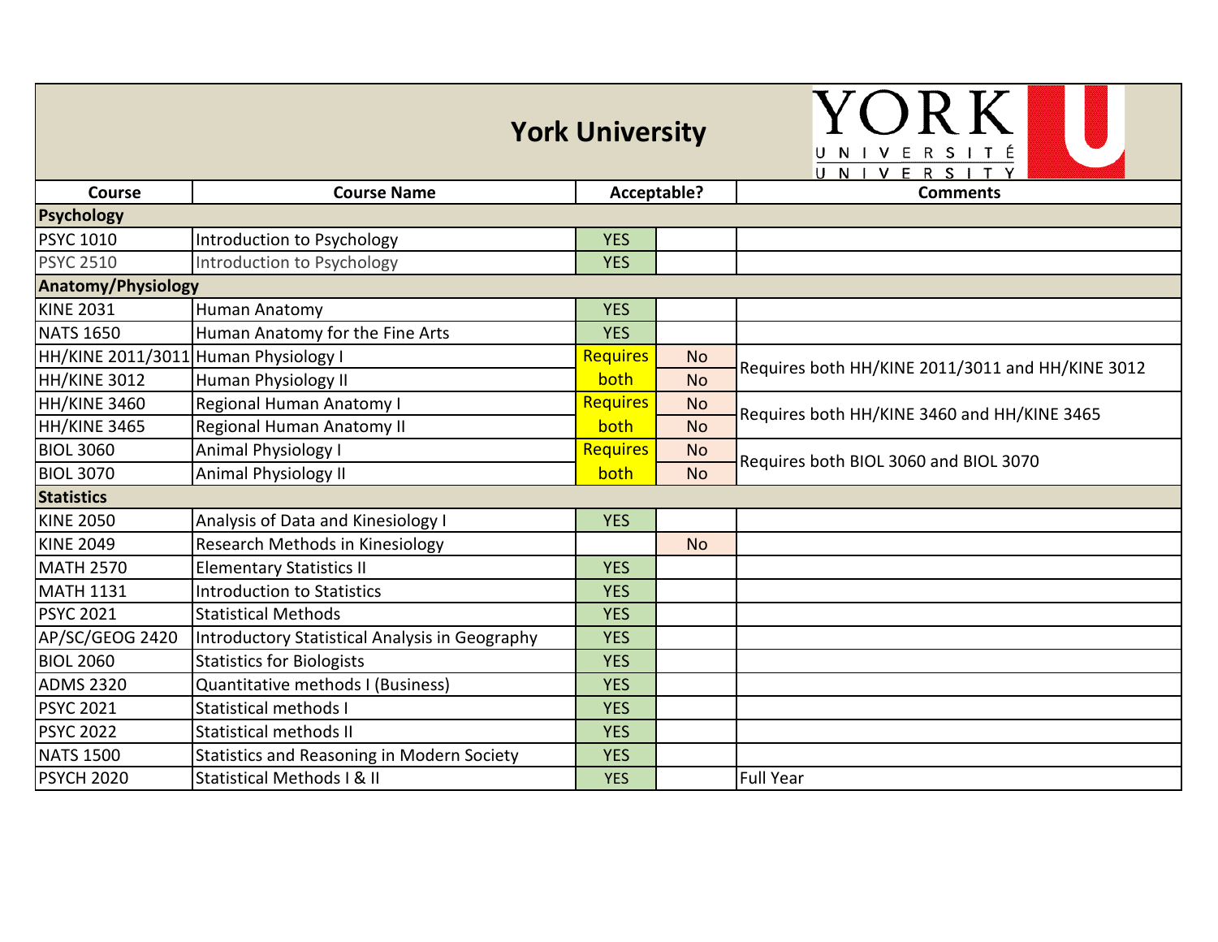# York University

| Course | Course Name | Acceptable? | | Comments |
|---|---|---|---|---|
| **Psychology** | | | | |
| PSYC 1010 | Introduction to Psychology | YES | | |
| PSYC 2510 | Introduction to Psychology | YES | | |
| **Anatomy/Physiology** | | | | |
| KINE 2031 | Human Anatomy | YES | | |
| NATS 1650 | Human Anatomy for the Fine Arts | YES | | |
| HH/KINE 2011/3011 | Human Physiology I | Requires both | No | Requires both HH/KINE 2011/3011 and HH/KINE 3012 |
| HH/KINE 3012 | Human Physiology II | | No | |
| HH/KINE 3460 | Regional Human Anatomy I | Requires both | No | Requires both HH/KINE 3460 and HH/KINE 3465 |
| HH/KINE 3465 | Regional Human Anatomy II | | No | |
| BIOL 3060 | Animal Physiology I | Requires both | No | Requires both BIOL 3060 and BIOL 3070 |
| BIOL 3070 | Animal Physiology II | | No | |
| **Statistics** | | | | |
| KINE 2050 | Analysis of Data and Kinesiology I | YES | | |
| KINE 2049 | Research Methods in Kinesiology | | No | |
| MATH 2570 | Elementary Statistics II | YES | | |
| MATH 1131 | Introduction to Statistics | YES | | |
| PSYC 2021 | Statistical Methods | YES | | |
| AP/SC/GEOG 2420 | Introductory Statistical Analysis in Geography | YES | | |
| BIOL 2060 | Statistics for Biologists | YES | | |
| ADMS 2320 | Quantitative methods I (Business) | YES | | |
| PSYC 2021 | Statistical methods I | YES | | |
| PSYC 2022 | Statistical methods II | YES | | |
| NATS 1500 | Statistics and Reasoning in Modern Society | YES | | |
| PSYCH 2020 | Statistical Methods I & II | YES | | Full Year |